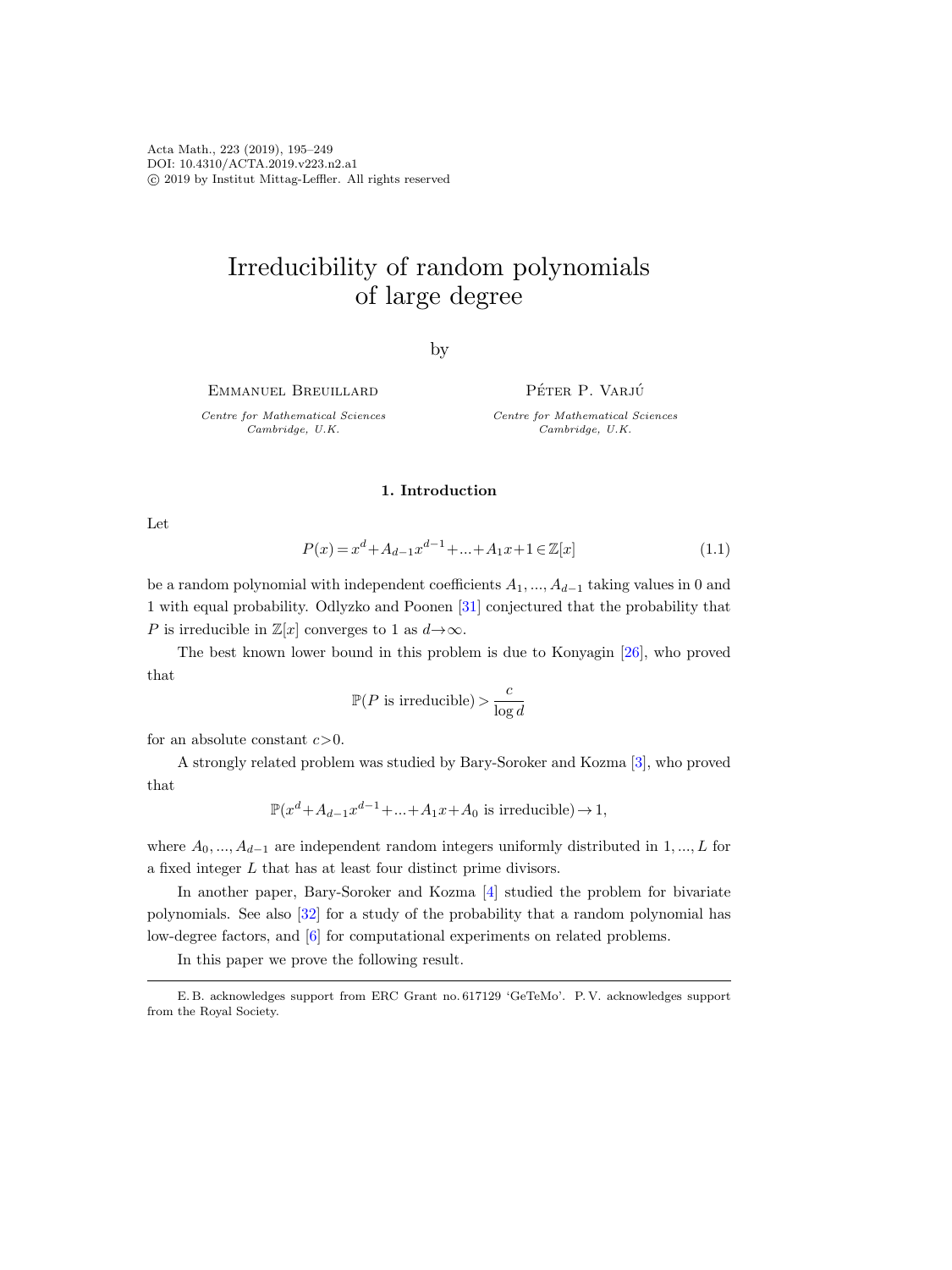# Irreducibility of random polynomials of large degree

by

Emmanuel Breuillard

*Centre for Mathematical Sciences*
*Cambridge, U.K.*

Péter P. Varjú

*Centre for Mathematical Sciences*
*Cambridge, U.K.*

## 1. Introduction

Let

$$P(x) = x^d + A_{d-1}x^{d-1} + \ldots + A_1 x + 1 \in \mathbb{Z}[x] \tag{1.1}$$

be a random polynomial with independent coefficients $A_1, \ldots, A_{d-1}$ taking values in 0 and 1 with equal probability. Odlyzko and Poonen [31] conjectured that the probability that $P$ is irreducible in $\mathbb{Z}[x]$ converges to 1 as $d \to \infty$.

The best known lower bound in this problem is due to Konyagin [26], who proved that

$$\mathbb{P}(P \text{ is irreducible}) > \frac{c}{\log d}$$

for an absolute constant $c > 0$.

A strongly related problem was studied by Bary-Soroker and Kozma [3], who proved that

$$\mathbb{P}(x^d + A_{d-1}x^{d-1} + \ldots + A_1 x + A_0 \text{ is irreducible}) \to 1,$$

where $A_0, \ldots, A_{d-1}$ are independent random integers uniformly distributed in $1, \ldots, L$ for a fixed integer $L$ that has at least four distinct prime divisors.

In another paper, Bary-Soroker and Kozma [4] studied the problem for bivariate polynomials. See also [32] for a study of the probability that a random polynomial has low-degree factors, and [6] for computational experiments on related problems.

In this paper we prove the following result.

---

E. B. acknowledges support from ERC Grant no. 617129 'GeTeMo'. P. V. acknowledges support from the Royal Society.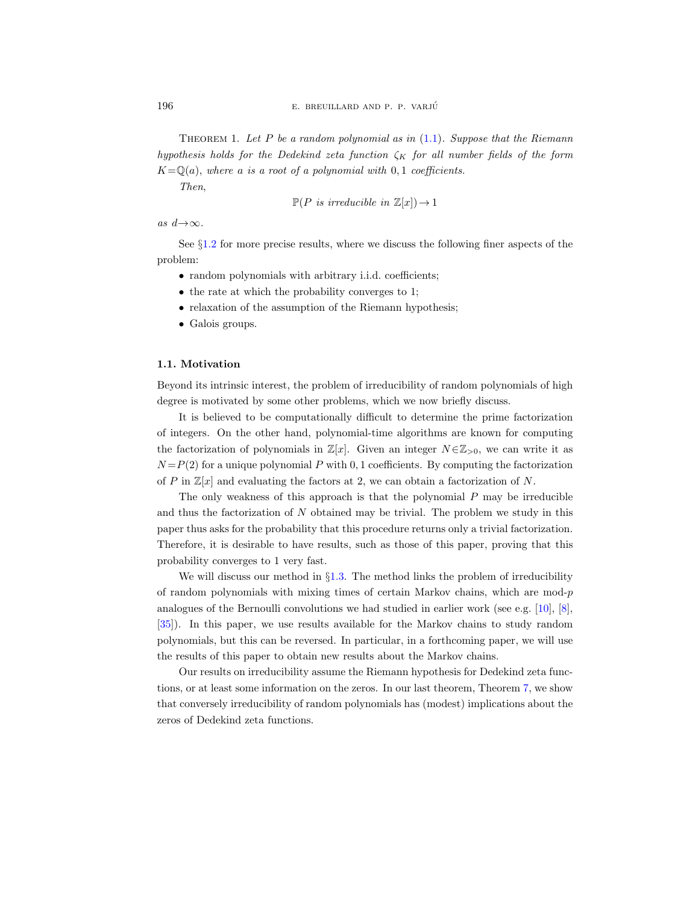Theorem 1. *Let $P$ be a random polynomial as in (1.1). Suppose that the Riemann hypothesis holds for the Dedekind zeta function $\zeta_K$ for all number fields of the form $K=\mathbb{Q}(a)$, where $a$ is a root of a polynomial with $0,1$ coefficients.*

*Then,*

$$\mathbb{P}(P \text{ is irreducible in } \mathbb{Z}[x]) \to 1$$

*as $d \to \infty$.*

See §1.2 for more precise results, where we discuss the following finer aspects of the problem:

- random polynomials with arbitrary i.i.d. coefficients;
- the rate at which the probability converges to 1;
- relaxation of the assumption of the Riemann hypothesis;
- Galois groups.

### 1.1. Motivation

Beyond its intrinsic interest, the problem of irreducibility of random polynomials of high degree is motivated by some other problems, which we now briefly discuss.

It is believed to be computationally difficult to determine the prime factorization of integers. On the other hand, polynomial-time algorithms are known for computing the factorization of polynomials in $\mathbb{Z}[x]$. Given an integer $N \in \mathbb{Z}_{>0}$, we can write it as $N=P(2)$ for a unique polynomial $P$ with $0,1$ coefficients. By computing the factorization of $P$ in $\mathbb{Z}[x]$ and evaluating the factors at 2, we can obtain a factorization of $N$.

The only weakness of this approach is that the polynomial $P$ may be irreducible and thus the factorization of $N$ obtained may be trivial. The problem we study in this paper thus asks for the probability that this procedure returns only a trivial factorization. Therefore, it is desirable to have results, such as those of this paper, proving that this probability converges to 1 very fast.

We will discuss our method in §1.3. The method links the problem of irreducibility of random polynomials with mixing times of certain Markov chains, which are mod-$p$ analogues of the Bernoulli convolutions we had studied in earlier work (see e.g. [10], [8], [35]). In this paper, we use results available for the Markov chains to study random polynomials, but this can be reversed. In particular, in a forthcoming paper, we will use the results of this paper to obtain new results about the Markov chains.

Our results on irreducibility assume the Riemann hypothesis for Dedekind zeta functions, or at least some information on the zeros. In our last theorem, Theorem 7, we show that conversely irreducibility of random polynomials has (modest) implications about the zeros of Dedekind zeta functions.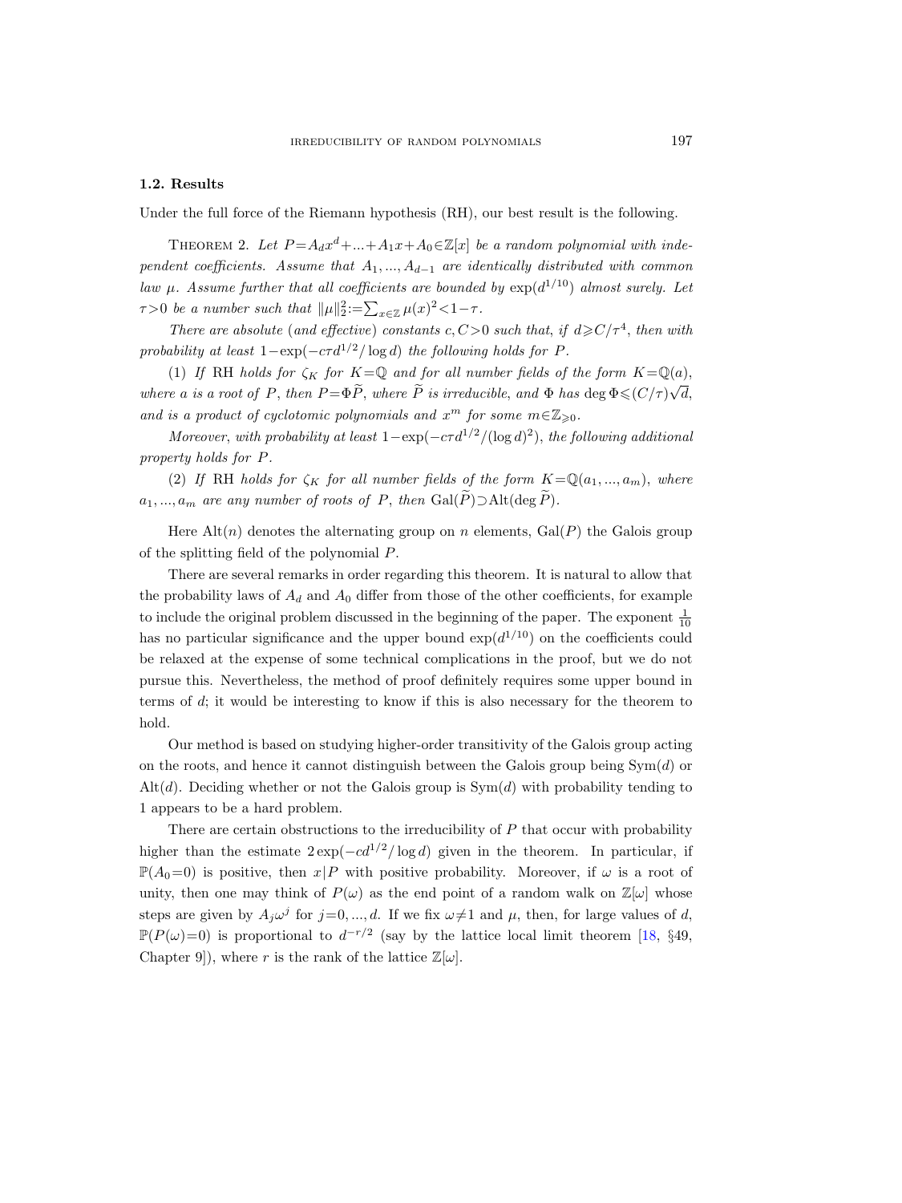### 1.2. Results

Under the full force of the Riemann hypothesis (RH), our best result is the following.

Theorem 2. *Let $P=A_d x^d+...+A_1 x+A_0 \in \mathbb{Z}[x]$ be a random polynomial with independent coefficients. Assume that $A_1, ..., A_{d-1}$ are identically distributed with common law $\mu$. Assume further that all coefficients are bounded by $\exp(d^{1/10})$ almost surely. Let $\tau>0$ be a number such that $\|\mu\|_2^2 := \sum_{x\in\mathbb{Z}} \mu(x)^2 < 1-\tau$.*

*There are absolute (and effective) constants $c, C>0$ such that, if $d \geqslant C/\tau^4$, then with probability at least $1-\exp(-c\tau d^{1/2}/\log d)$ the following holds for $P$.*

*(1) If* RH *holds for $\zeta_K$ for $K=\mathbb{Q}$ and for all number fields of the form $K=\mathbb{Q}(a)$, where $a$ is a root of $P$, then $P=\Phi\widetilde{P}$, where $\widetilde{P}$ is irreducible, and $\Phi$ has $\deg \Phi \leqslant (C/\tau)\sqrt{d}$, and is a product of cyclotomic polynomials and $x^m$ for some $m\in\mathbb{Z}_{\geqslant 0}$.*

*Moreover, with probability at least $1-\exp(-c\tau d^{1/2}/(\log d)^2)$, the following additional property holds for $P$.*

*(2) If* RH *holds for $\zeta_K$ for all number fields of the form $K=\mathbb{Q}(a_1, ..., a_m)$, where $a_1, ..., a_m$ are any number of roots of $P$, then $\operatorname{Gal}(\widetilde{P}) \supset \operatorname{Alt}(\deg \widetilde{P})$.*

Here $\operatorname{Alt}(n)$ denotes the alternating group on $n$ elements, $\operatorname{Gal}(P)$ the Galois group of the splitting field of the polynomial $P$.

There are several remarks in order regarding this theorem. It is natural to allow that the probability laws of $A_d$ and $A_0$ differ from those of the other coefficients, for example to include the original problem discussed in the beginning of the paper. The exponent $\frac{1}{10}$ has no particular significance and the upper bound $\exp(d^{1/10})$ on the coefficients could be relaxed at the expense of some technical complications in the proof, but we do not pursue this. Nevertheless, the method of proof definitely requires some upper bound in terms of $d$; it would be interesting to know if this is also necessary for the theorem to hold.

Our method is based on studying higher-order transitivity of the Galois group acting on the roots, and hence it cannot distinguish between the Galois group being $\operatorname{Sym}(d)$ or $\operatorname{Alt}(d)$. Deciding whether or not the Galois group is $\operatorname{Sym}(d)$ with probability tending to 1 appears to be a hard problem.

There are certain obstructions to the irreducibility of $P$ that occur with probability higher than the estimate $2\exp(-cd^{1/2}/\log d)$ given in the theorem. In particular, if $\mathbb{P}(A_0=0)$ is positive, then $x|P$ with positive probability. Moreover, if $\omega$ is a root of unity, then one may think of $P(\omega)$ as the end point of a random walk on $\mathbb{Z}[\omega]$ whose steps are given by $A_j\omega^j$ for $j=0, ..., d$. If we fix $\omega\neq 1$ and $\mu$, then, for large values of $d$, $\mathbb{P}(P(\omega)=0)$ is proportional to $d^{-r/2}$ (say by the lattice local limit theorem [18, §49, Chapter 9]), where $r$ is the rank of the lattice $\mathbb{Z}[\omega]$.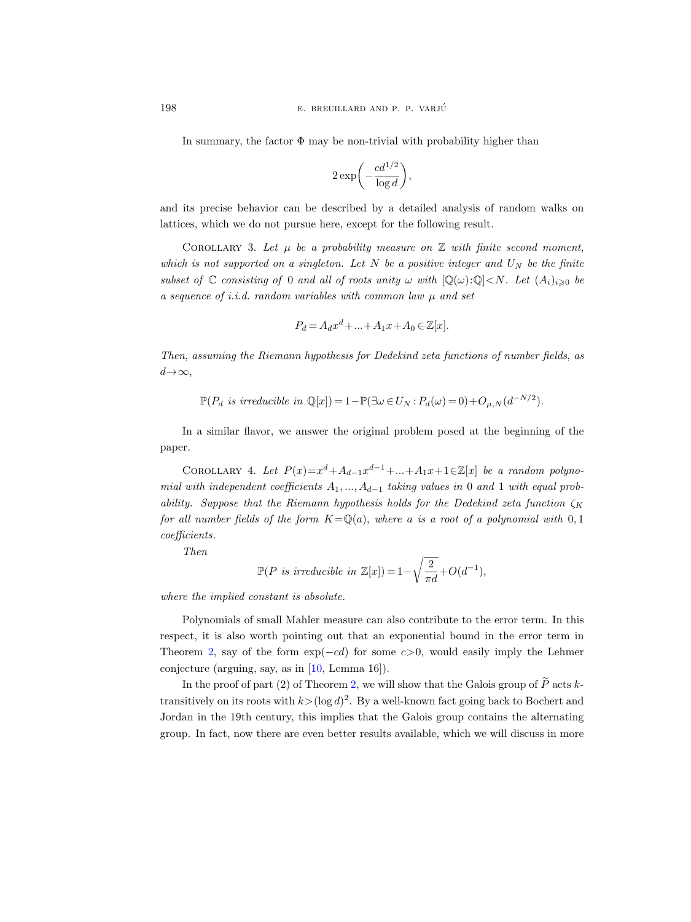In summary, the factor $\Phi$ may be non-trivial with probability higher than

$$2\exp\biggl(-\frac{cd^{1/2}}{\log d}\biggr),$$

and its precise behavior can be described by a detailed analysis of random walks on lattices, which we do not pursue here, except for the following result.

Corollary 3. *Let $\mu$ be a probability measure on $\mathbb{Z}$ with finite second moment, which is not supported on a singleton. Let $N$ be a positive integer and $U_N$ be the finite subset of $\mathbb{C}$ consisting of $0$ and all of roots unity $\omega$ with $[\mathbb{Q}(\omega):\mathbb{Q}]<N$. Let $(A_i)_{i\geqslant 0}$ be a sequence of i.i.d. random variables with common law $\mu$ and set*

$$P_d = A_d x^d + \ldots + A_1 x + A_0 \in \mathbb{Z}[x].$$

*Then, assuming the Riemann hypothesis for Dedekind zeta functions of number fields, as $d\to\infty$,*

$$\mathbb{P}(P_d \text{ is irreducible in } \mathbb{Q}[x]) = 1 - \mathbb{P}(\exists\omega\in U_N : P_d(\omega)=0) + O_{\mu,N}(d^{-N/2}).$$

In a similar flavor, we answer the original problem posed at the beginning of the paper.

Corollary 4. *Let $P(x)=x^d+A_{d-1}x^{d-1}+\ldots+A_1x+1\in\mathbb{Z}[x]$ be a random polynomial with independent coefficients $A_1,\ldots,A_{d-1}$ taking values in $0$ and $1$ with equal probability. Suppose that the Riemann hypothesis holds for the Dedekind zeta function $\zeta_K$ for all number fields of the form $K=\mathbb{Q}(a)$, where $a$ is a root of a polynomial with $0,1$ coefficients.*

*Then*

$$\mathbb{P}(P \text{ is irreducible in } \mathbb{Z}[x]) = 1 - \sqrt{\frac{2}{\pi d}} + O(d^{-1}),$$

*where the implied constant is absolute.*

Polynomials of small Mahler measure can also contribute to the error term. In this respect, it is also worth pointing out that an exponential bound in the error term in Theorem 2, say of the form $\exp(-cd)$ for some $c>0$, would easily imply the Lehmer conjecture (arguing, say, as in [10, Lemma 16]).

In the proof of part (2) of Theorem 2, we will show that the Galois group of $\widetilde{P}$ acts $k$-transitively on its roots with $k>(\log d)^2$. By a well-known fact going back to Bochert and Jordan in the 19th century, this implies that the Galois group contains the alternating group. In fact, now there are even better results available, which we will discuss in more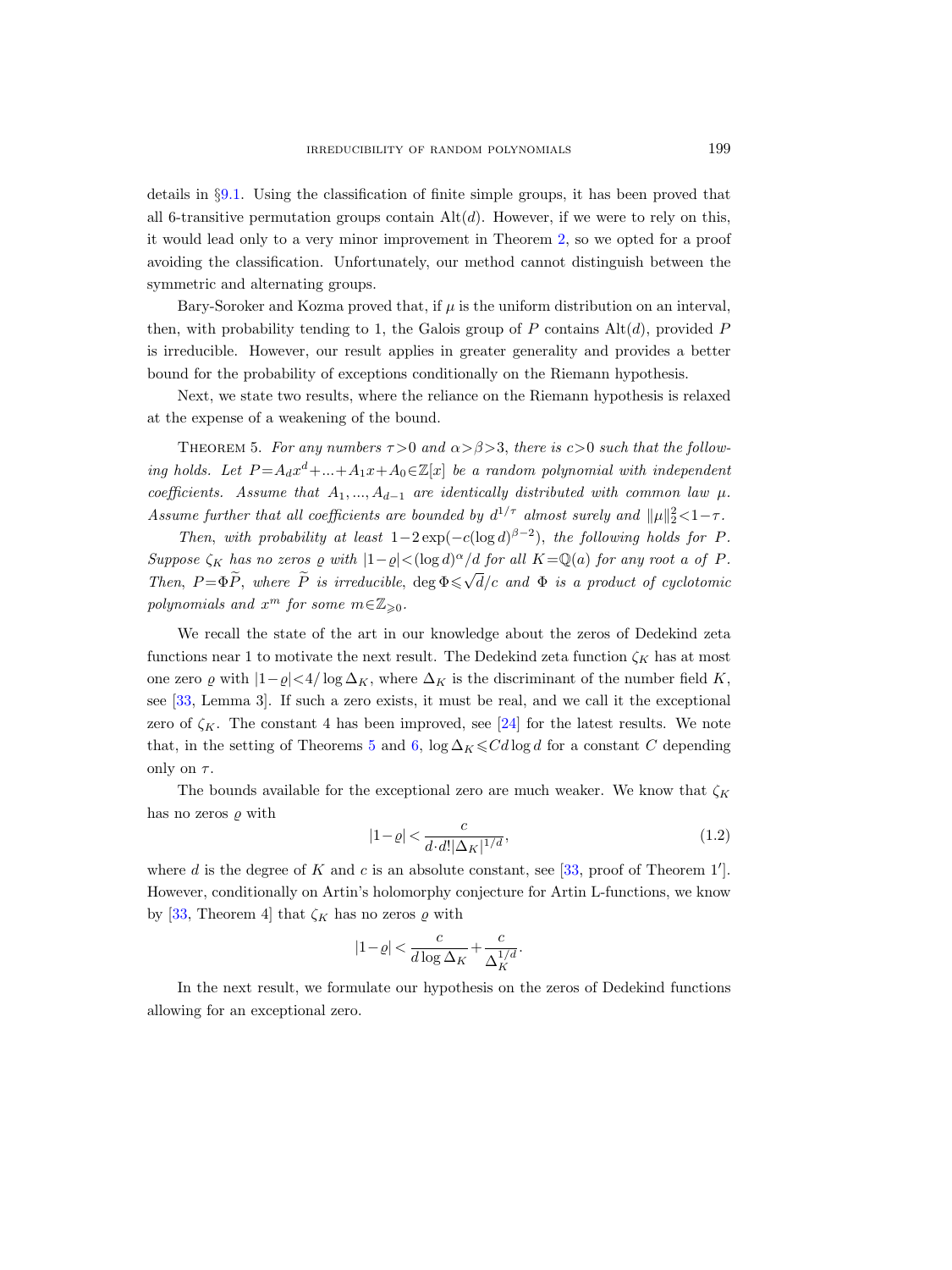details in §9.1. Using the classification of finite simple groups, it has been proved that all 6-transitive permutation groups contain $\mathrm{Alt}(d)$. However, if we were to rely on this, it would lead only to a very minor improvement in Theorem 2, so we opted for a proof avoiding the classification. Unfortunately, our method cannot distinguish between the symmetric and alternating groups.

Bary-Soroker and Kozma proved that, if $\mu$ is the uniform distribution on an interval, then, with probability tending to 1, the Galois group of $P$ contains $\mathrm{Alt}(d)$, provided $P$ is irreducible. However, our result applies in greater generality and provides a better bound for the probability of exceptions conditionally on the Riemann hypothesis.

Next, we state two results, where the reliance on the Riemann hypothesis is relaxed at the expense of a weakening of the bound.

Theorem 5. *For any numbers $\tau>0$ and $\alpha>\beta>3$, there is $c>0$ such that the following holds. Let $P=A_dx^d+...+A_1x+A_0\in\mathbb{Z}[x]$ be a random polynomial with independent coefficients. Assume that $A_1,...,A_{d-1}$ are identically distributed with common law $\mu$. Assume further that all coefficients are bounded by $d^{1/\tau}$ almost surely and $\|\mu\|_2^2<1-\tau$.*

*Then, with probability at least $1-2\exp(-c(\log d)^{\beta-2})$, the following holds for $P$. Suppose $\zeta_K$ has no zeros $\varrho$ with $|1-\varrho|<(\log d)^\alpha/d$ for all $K=\mathbb{Q}(a)$ for any root $a$ of $P$. Then, $P=\Phi\widetilde{P}$, where $\widetilde{P}$ is irreducible, $\deg\Phi\leqslant\sqrt{d}/c$ and $\Phi$ is a product of cyclotomic polynomials and $x^m$ for some $m\in\mathbb{Z}_{\geqslant 0}$.*

We recall the state of the art in our knowledge about the zeros of Dedekind zeta functions near 1 to motivate the next result. The Dedekind zeta function $\zeta_K$ has at most one zero $\varrho$ with $|1-\varrho|<4/\log\Delta_K$, where $\Delta_K$ is the discriminant of the number field $K$, see [33, Lemma 3]. If such a zero exists, it must be real, and we call it the exceptional zero of $\zeta_K$. The constant 4 has been improved, see [24] for the latest results. We note that, in the setting of Theorems 5 and 6, $\log\Delta_K\leqslant Cd\log d$ for a constant $C$ depending only on $\tau$.

The bounds available for the exceptional zero are much weaker. We know that $\zeta_K$ has no zeros $\varrho$ with

$$|1-\varrho|<\frac{c}{d\cdot d!|\Delta_K|^{1/d}},\tag{1.2}$$

where $d$ is the degree of $K$ and $c$ is an absolute constant, see [33, proof of Theorem 1′]. However, conditionally on Artin's holomorphy conjecture for Artin L-functions, we know by [33, Theorem 4] that $\zeta_K$ has no zeros $\varrho$ with

$$|1-\varrho|<\frac{c}{d\log\Delta_K}+\frac{c}{\Delta_K^{1/d}}.$$

In the next result, we formulate our hypothesis on the zeros of Dedekind functions allowing for an exceptional zero.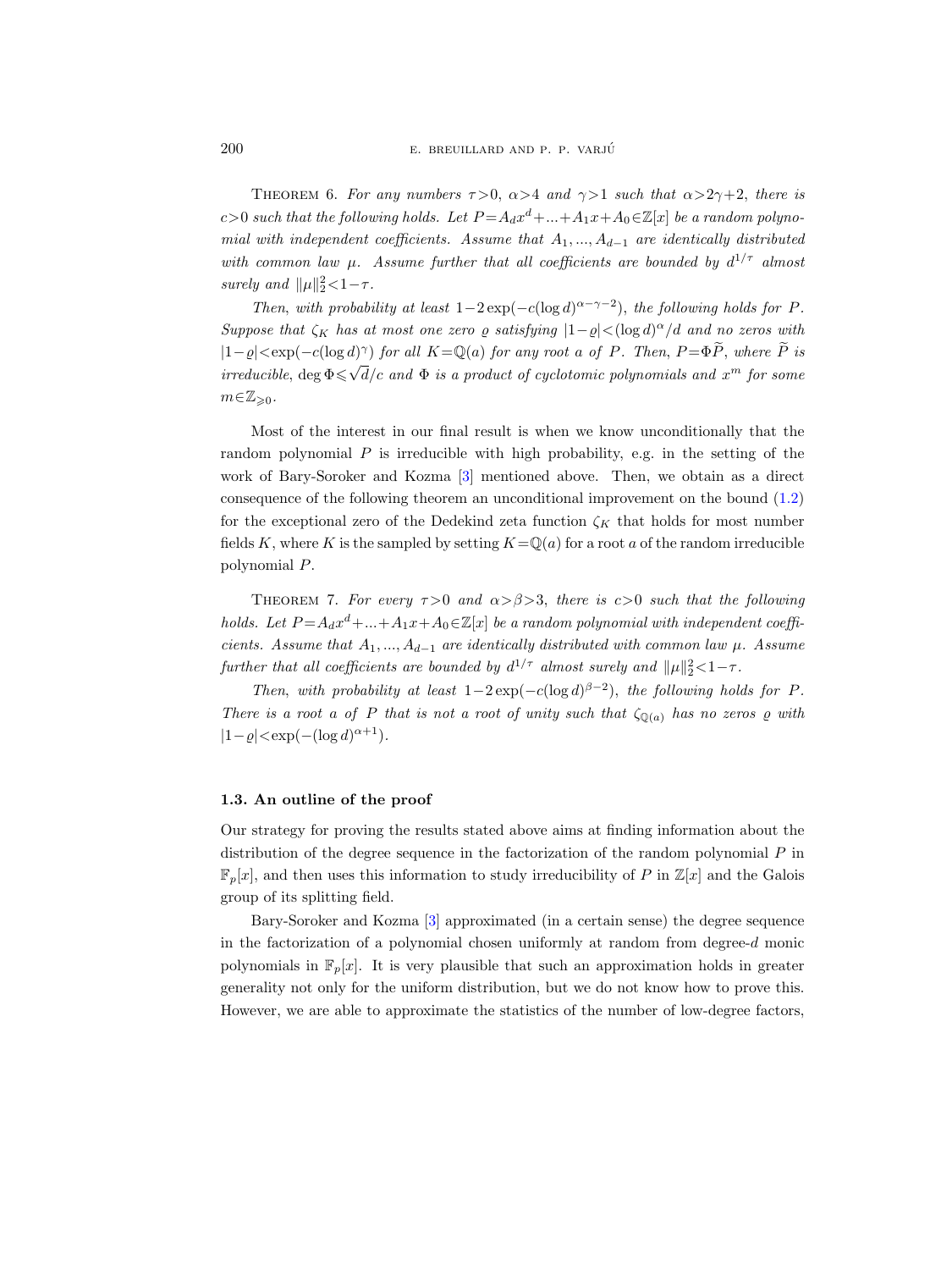**Theorem 6.** *For any numbers $\tau>0$, $\alpha>4$ and $\gamma>1$ such that $\alpha>2\gamma+2$, there is $c>0$ such that the following holds. Let $P=A_d x^d+...+A_1x+A_0\in\mathbb{Z}[x]$ be a random polynomial with independent coefficients. Assume that $A_1,...,A_{d-1}$ are identically distributed with common law $\mu$. Assume further that all coefficients are bounded by $d^{1/\tau}$ almost surely and $\|\mu\|_2^2<1-\tau$.*

*Then, with probability at least $1-2\exp(-c(\log d)^{\alpha-\gamma-2})$, the following holds for $P$. Suppose that $\zeta_K$ has at most one zero $\varrho$ satisfying $|1-\varrho|<(\log d)^\alpha/d$ and no zeros with $|1-\varrho|<\exp(-c(\log d)^\gamma)$ for all $K=\mathbb{Q}(a)$ for any root $a$ of $P$. Then, $P=\Phi\widetilde{P}$, where $\widetilde{P}$ is irreducible, $\deg\Phi\leqslant\sqrt{d}/c$ and $\Phi$ is a product of cyclotomic polynomials and $x^m$ for some $m\in\mathbb{Z}_{\geqslant0}$.*

Most of the interest in our final result is when we know unconditionally that the random polynomial $P$ is irreducible with high probability, e.g. in the setting of the work of Bary-Soroker and Kozma [3] mentioned above. Then, we obtain as a direct consequence of the following theorem an unconditional improvement on the bound (1.2) for the exceptional zero of the Dedekind zeta function $\zeta_K$ that holds for most number fields $K$, where $K$ is the sampled by setting $K=\mathbb{Q}(a)$ for a root $a$ of the random irreducible polynomial $P$.

**Theorem 7.** *For every $\tau>0$ and $\alpha>\beta>3$, there is $c>0$ such that the following holds. Let $P=A_dx^d+...+A_1x+A_0\in\mathbb{Z}[x]$ be a random polynomial with independent coefficients. Assume that $A_1,...,A_{d-1}$ are identically distributed with common law $\mu$. Assume further that all coefficients are bounded by $d^{1/\tau}$ almost surely and $\|\mu\|_2^2<1-\tau$.*

*Then, with probability at least $1-2\exp(-c(\log d)^{\beta-2})$, the following holds for $P$. There is a root $a$ of $P$ that is not a root of unity such that $\zeta_{\mathbb{Q}(a)}$ has no zeros $\varrho$ with $|1-\varrho|<\exp(-(\log d)^{\alpha+1})$.*

### 1.3. An outline of the proof

Our strategy for proving the results stated above aims at finding information about the distribution of the degree sequence in the factorization of the random polynomial $P$ in $\mathbb{F}_p[x]$, and then uses this information to study irreducibility of $P$ in $\mathbb{Z}[x]$ and the Galois group of its splitting field.

Bary-Soroker and Kozma [3] approximated (in a certain sense) the degree sequence in the factorization of a polynomial chosen uniformly at random from degree-$d$ monic polynomials in $\mathbb{F}_p[x]$. It is very plausible that such an approximation holds in greater generality not only for the uniform distribution, but we do not know how to prove this. However, we are able to approximate the statistics of the number of low-degree factors,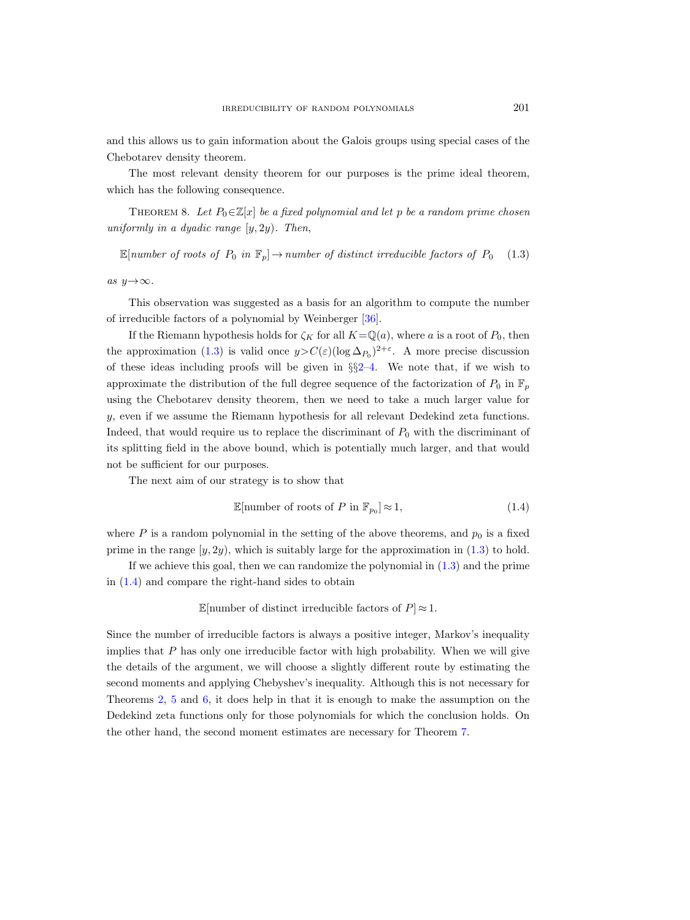and this allows us to gain information about the Galois groups using special cases of the Chebotarev density theorem.

The most relevant density theorem for our purposes is the prime ideal theorem, which has the following consequence.

Theorem 8. *Let $P_0 \in \mathbb{Z}[x]$ be a fixed polynomial and let $p$ be a random prime chosen uniformly in a dyadic range $[y, 2y)$. Then,*

$$\mathbb{E}[\textit{number of roots of } P_0 \textit{ in } \mathbb{F}_p] \to \textit{number of distinct irreducible factors of } P_0 \tag{1.3}$$

*as $y \to \infty$.*

This observation was suggested as a basis for an algorithm to compute the number of irreducible factors of a polynomial by Weinberger [36].

If the Riemann hypothesis holds for $\zeta_K$ for all $K = \mathbb{Q}(a)$, where $a$ is a root of $P_0$, then the approximation (1.3) is valid once $y > C(\varepsilon)(\log \Delta_{P_0})^{2+\varepsilon}$. A more precise discussion of these ideas including proofs will be given in §§2–4. We note that, if we wish to approximate the distribution of the full degree sequence of the factorization of $P_0$ in $\mathbb{F}_p$ using the Chebotarev density theorem, then we need to take a much larger value for $y$, even if we assume the Riemann hypothesis for all relevant Dedekind zeta functions. Indeed, that would require us to replace the discriminant of $P_0$ with the discriminant of its splitting field in the above bound, which is potentially much larger, and that would not be sufficient for our purposes.

The next aim of our strategy is to show that

$$\mathbb{E}[\text{number of roots of } P \text{ in } \mathbb{F}_{p_0}] \approx 1, \tag{1.4}$$

where $P$ is a random polynomial in the setting of the above theorems, and $p_0$ is a fixed prime in the range $[y, 2y)$, which is suitably large for the approximation in (1.3) to hold.

If we achieve this goal, then we can randomize the polynomial in (1.3) and the prime in (1.4) and compare the right-hand sides to obtain

$$\mathbb{E}[\text{number of distinct irreducible factors of } P] \approx 1.$$

Since the number of irreducible factors is always a positive integer, Markov's inequality implies that $P$ has only one irreducible factor with high probability. When we will give the details of the argument, we will choose a slightly different route by estimating the second moments and applying Chebyshev's inequality. Although this is not necessary for Theorems 2, 5 and 6, it does help in that it is enough to make the assumption on the Dedekind zeta functions only for those polynomials for which the conclusion holds. On the other hand, the second moment estimates are necessary for Theorem 7.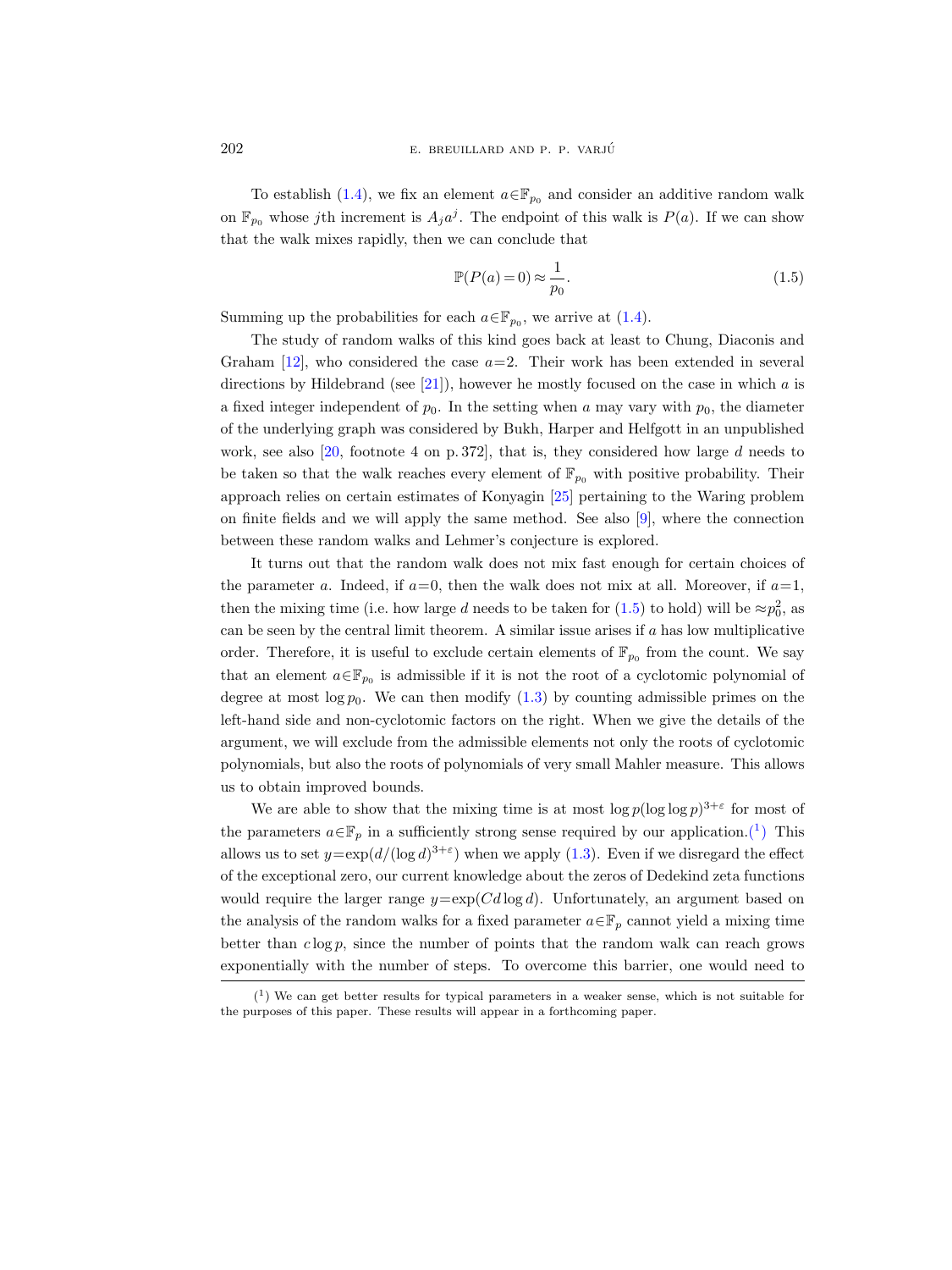To establish (1.4), we fix an element $a\in\mathbb{F}_{p_0}$ and consider an additive random walk on $\mathbb{F}_{p_0}$ whose $j$th increment is $A_j a^j$. The endpoint of this walk is $P(a)$. If we can show that the walk mixes rapidly, then we can conclude that

$$\mathbb{P}(P(a)=0)\approx\frac{1}{p_0}. \tag{1.5}$$

Summing up the probabilities for each $a\in\mathbb{F}_{p_0}$, we arrive at (1.4).

The study of random walks of this kind goes back at least to Chung, Diaconis and Graham [12], who considered the case $a=2$. Their work has been extended in several directions by Hildebrand (see [21]), however he mostly focused on the case in which $a$ is a fixed integer independent of $p_0$. In the setting when $a$ may vary with $p_0$, the diameter of the underlying graph was considered by Bukh, Harper and Helfgott in an unpublished work, see also [20, footnote 4 on p. 372], that is, they considered how large $d$ needs to be taken so that the walk reaches every element of $\mathbb{F}_{p_0}$ with positive probability. Their approach relies on certain estimates of Konyagin [25] pertaining to the Waring problem on finite fields and we will apply the same method. See also [9], where the connection between these random walks and Lehmer's conjecture is explored.

It turns out that the random walk does not mix fast enough for certain choices of the parameter $a$. Indeed, if $a=0$, then the walk does not mix at all. Moreover, if $a=1$, then the mixing time (i.e. how large $d$ needs to be taken for (1.5) to hold) will be $\approx p_0^2$, as can be seen by the central limit theorem. A similar issue arises if $a$ has low multiplicative order. Therefore, it is useful to exclude certain elements of $\mathbb{F}_{p_0}$ from the count. We say that an element $a\in\mathbb{F}_{p_0}$ is admissible if it is not the root of a cyclotomic polynomial of degree at most $\log p_0$. We can then modify (1.3) by counting admissible primes on the left-hand side and non-cyclotomic factors on the right. When we give the details of the argument, we will exclude from the admissible elements not only the roots of cyclotomic polynomials, but also the roots of polynomials of very small Mahler measure. This allows us to obtain improved bounds.

We are able to show that the mixing time is at most $\log p(\log\log p)^{3+\varepsilon}$ for most of the parameters $a\in\mathbb{F}_p$ in a sufficiently strong sense required by our application.(1) This allows us to set $y=\exp(d/(\log d)^{3+\varepsilon})$ when we apply (1.3). Even if we disregard the effect of the exceptional zero, our current knowledge about the zeros of Dedekind zeta functions would require the larger range $y=\exp(Cd\log d)$. Unfortunately, an argument based on the analysis of the random walks for a fixed parameter $a\in\mathbb{F}_p$ cannot yield a mixing time better than $c\log p$, since the number of points that the random walk can reach grows exponentially with the number of steps. To overcome this barrier, one would need to

(1) We can get better results for typical parameters in a weaker sense, which is not suitable for the purposes of this paper. These results will appear in a forthcoming paper.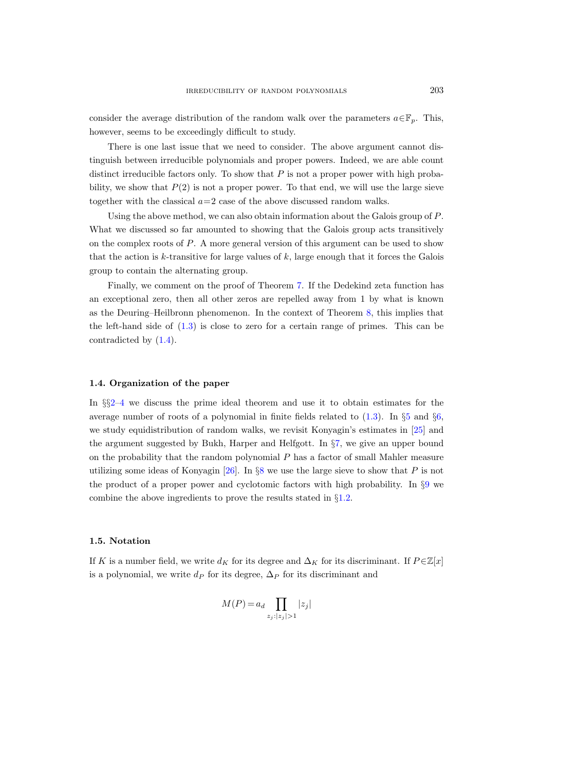consider the average distribution of the random walk over the parameters $a\in\mathbb{F}_p$. This, however, seems to be exceedingly difficult to study.

There is one last issue that we need to consider. The above argument cannot distinguish between irreducible polynomials and proper powers. Indeed, we are able count distinct irreducible factors only. To show that $P$ is not a proper power with high probability, we show that $P(2)$ is not a proper power. To that end, we will use the large sieve together with the classical $a=2$ case of the above discussed random walks.

Using the above method, we can also obtain information about the Galois group of $P$. What we discussed so far amounted to showing that the Galois group acts transitively on the complex roots of $P$. A more general version of this argument can be used to show that the action is $k$-transitive for large values of $k$, large enough that it forces the Galois group to contain the alternating group.

Finally, we comment on the proof of Theorem 7. If the Dedekind zeta function has an exceptional zero, then all other zeros are repelled away from 1 by what is known as the Deuring–Heilbronn phenomenon. In the context of Theorem 8, this implies that the left-hand side of (1.3) is close to zero for a certain range of primes. This can be contradicted by (1.4).

### 1.4. Organization of the paper

In §§2–4 we discuss the prime ideal theorem and use it to obtain estimates for the average number of roots of a polynomial in finite fields related to (1.3). In §5 and §6, we study equidistribution of random walks, we revisit Konyagin's estimates in [25] and the argument suggested by Bukh, Harper and Helfgott. In §7, we give an upper bound on the probability that the random polynomial $P$ has a factor of small Mahler measure utilizing some ideas of Konyagin [26]. In §8 we use the large sieve to show that $P$ is not the product of a proper power and cyclotomic factors with high probability. In §9 we combine the above ingredients to prove the results stated in §1.2.

### 1.5. Notation

If $K$ is a number field, we write $d_K$ for its degree and $\Delta_K$ for its discriminant. If $P\in\mathbb{Z}[x]$ is a polynomial, we write $d_P$ for its degree, $\Delta_P$ for its discriminant and

$$M(P)=a_d\prod_{z_j:|z_j|>1}|z_j|$$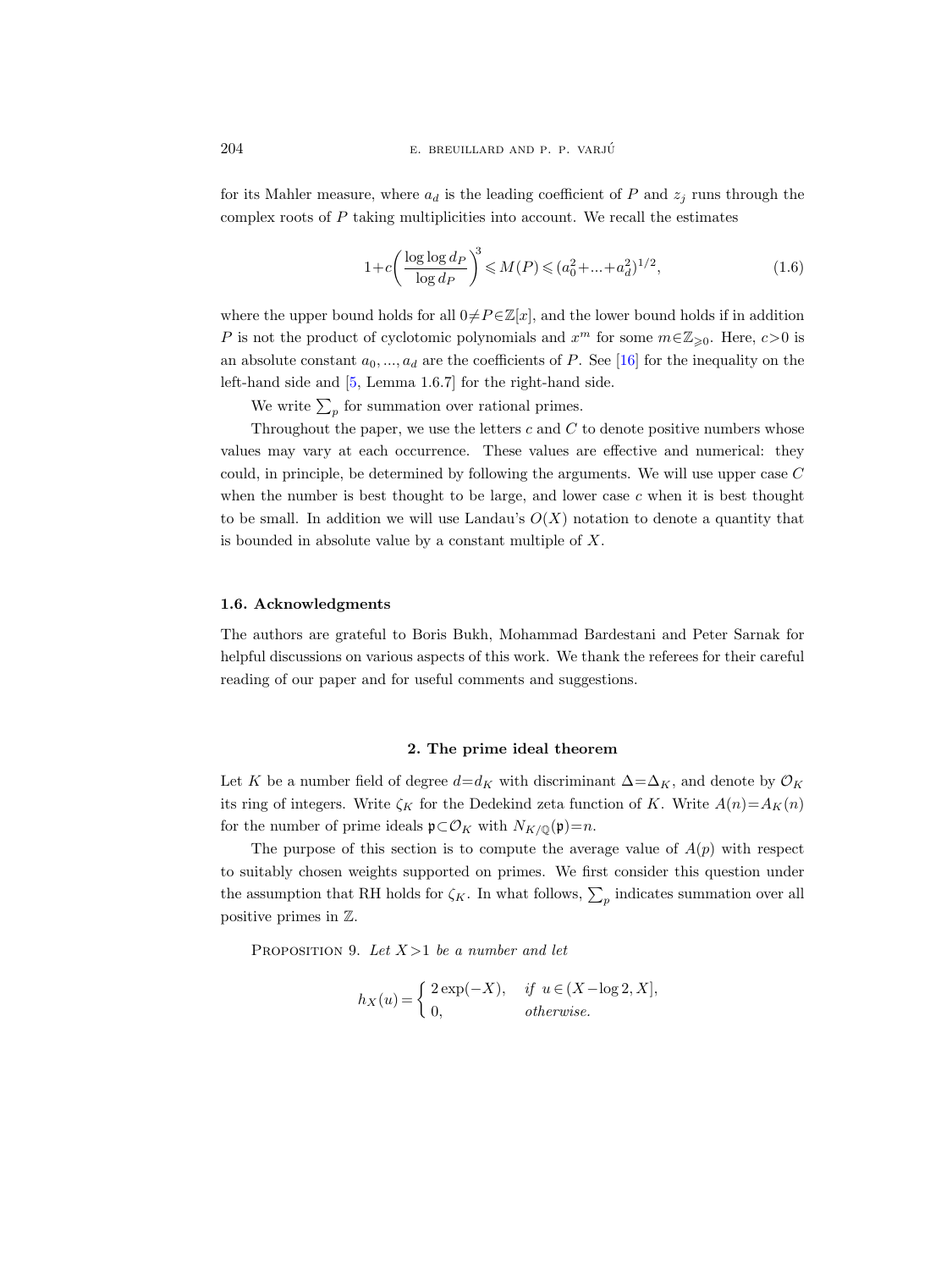for its Mahler measure, where $a_d$ is the leading coefficient of $P$ and $z_j$ runs through the complex roots of $P$ taking multiplicities into account. We recall the estimates

$$1+c\left(\frac{\log\log d_P}{\log d_P}\right)^3 \leqslant M(P) \leqslant (a_0^2+\ldots+a_d^2)^{1/2}, \tag{1.6}$$

where the upper bound holds for all $0\neq P\in\mathbb{Z}[x]$, and the lower bound holds if in addition $P$ is not the product of cyclotomic polynomials and $x^m$ for some $m\in\mathbb{Z}_{\geqslant 0}$. Here, $c>0$ is an absolute constant $a_0, \ldots, a_d$ are the coefficients of $P$. See [16] for the inequality on the left-hand side and [5, Lemma 1.6.7] for the right-hand side.

We write $\sum_p$ for summation over rational primes.

Throughout the paper, we use the letters $c$ and $C$ to denote positive numbers whose values may vary at each occurrence. These values are effective and numerical: they could, in principle, be determined by following the arguments. We will use upper case $C$ when the number is best thought to be large, and lower case $c$ when it is best thought to be small. In addition we will use Landau's $O(X)$ notation to denote a quantity that is bounded in absolute value by a constant multiple of $X$.

### 1.6. Acknowledgments

The authors are grateful to Boris Bukh, Mohammad Bardestani and Peter Sarnak for helpful discussions on various aspects of this work. We thank the referees for their careful reading of our paper and for useful comments and suggestions.

## 2. The prime ideal theorem

Let $K$ be a number field of degree $d=d_K$ with discriminant $\Delta=\Delta_K$, and denote by $\mathcal{O}_K$ its ring of integers. Write $\zeta_K$ for the Dedekind zeta function of $K$. Write $A(n)=A_K(n)$ for the number of prime ideals $\mathfrak{p}\subset\mathcal{O}_K$ with $N_{K/\mathbb{Q}}(\mathfrak{p})=n$.

The purpose of this section is to compute the average value of $A(p)$ with respect to suitably chosen weights supported on primes. We first consider this question under the assumption that RH holds for $\zeta_K$. In what follows, $\sum_p$ indicates summation over all positive primes in $\mathbb{Z}$.

Proposition 9. *Let $X>1$ be a number and let*

$$h_X(u)=\begin{cases} 2\exp(-X), & \text{if } u\in(X-\log 2, X],\\ 0, & \text{otherwise.}\end{cases}$$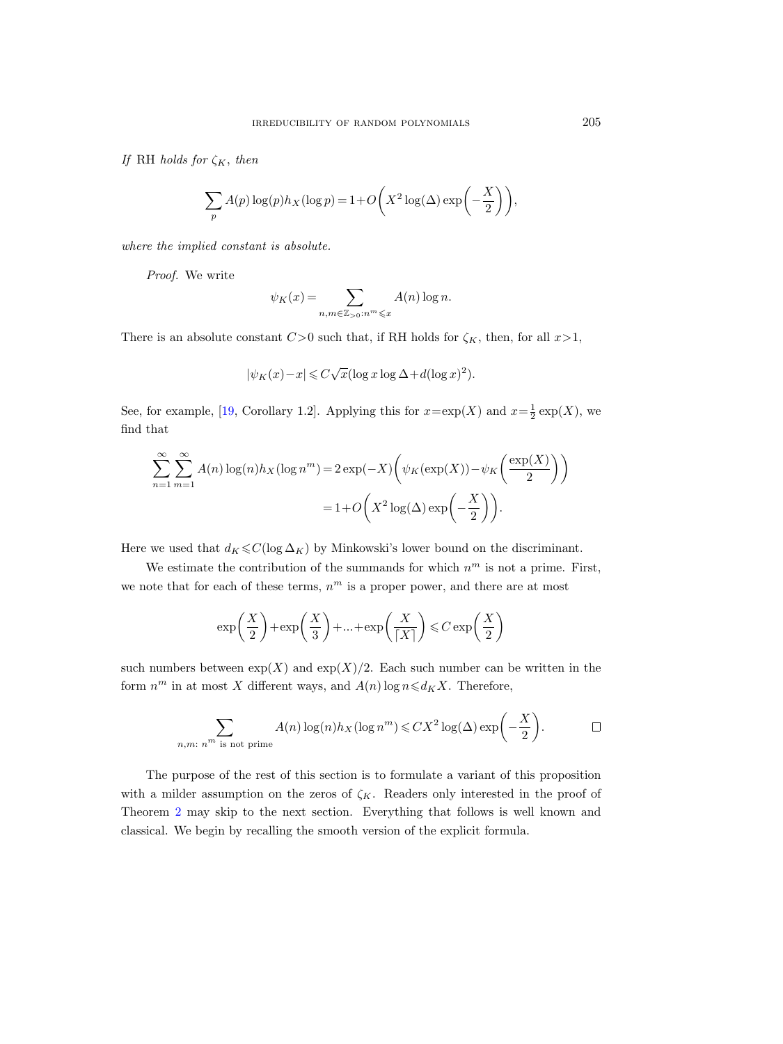*If* RH *holds for* $\zeta_K$, *then*

$$\sum_p A(p)\log(p)h_X(\log p) = 1 + O\biggl(X^2\log(\Delta)\exp\biggl(-\frac{X}{2}\biggr)\biggr),$$

*where the implied constant is absolute.*

*Proof.* We write

$$\psi_K(x) = \sum_{n,m\in\mathbb{Z}_{>0}:n^m\leqslant x} A(n)\log n.$$

There is an absolute constant $C>0$ such that, if RH holds for $\zeta_K$, then, for all $x>1$,

$$|\psi_K(x)-x| \leqslant C\sqrt{x}(\log x\log\Delta + d(\log x)^2).$$

See, for example, [19, Corollary 1.2]. Applying this for $x=\exp(X)$ and $x=\frac{1}{2}\exp(X)$, we find that

$$\begin{aligned}\sum_{n=1}^\infty\sum_{m=1}^\infty A(n)\log(n)h_X(\log n^m) &= 2\exp(-X)\biggl(\psi_K(\exp(X))-\psi_K\biggl(\frac{\exp(X)}{2}\biggr)\biggr)\\ &= 1+O\biggl(X^2\log(\Delta)\exp\biggl(-\frac{X}{2}\biggr)\biggr).\end{aligned}$$

Here we used that $d_K\leqslant C(\log\Delta_K)$ by Minkowski's lower bound on the discriminant.

We estimate the contribution of the summands for which $n^m$ is not a prime. First, we note that for each of these terms, $n^m$ is a proper power, and there are at most

$$\exp\biggl(\frac{X}{2}\biggr)+\exp\biggl(\frac{X}{3}\biggr)+\ldots+\exp\biggl(\frac{X}{\lceil X\rceil}\biggr) \leqslant C\exp\biggl(\frac{X}{2}\biggr)$$

such numbers between $\exp(X)$ and $\exp(X)/2$. Each such number can be written in the form $n^m$ in at most $X$ different ways, and $A(n)\log n\leqslant d_K X$. Therefore,

$$\sum_{n,m:\, n^m \text{ is not prime}} A(n)\log(n)h_X(\log n^m) \leqslant CX^2\log(\Delta)\exp\biggl(-\frac{X}{2}\biggr). \qquad \square$$

The purpose of the rest of this section is to formulate a variant of this proposition with a milder assumption on the zeros of $\zeta_K$. Readers only interested in the proof of Theorem 2 may skip to the next section. Everything that follows is well known and classical. We begin by recalling the smooth version of the explicit formula.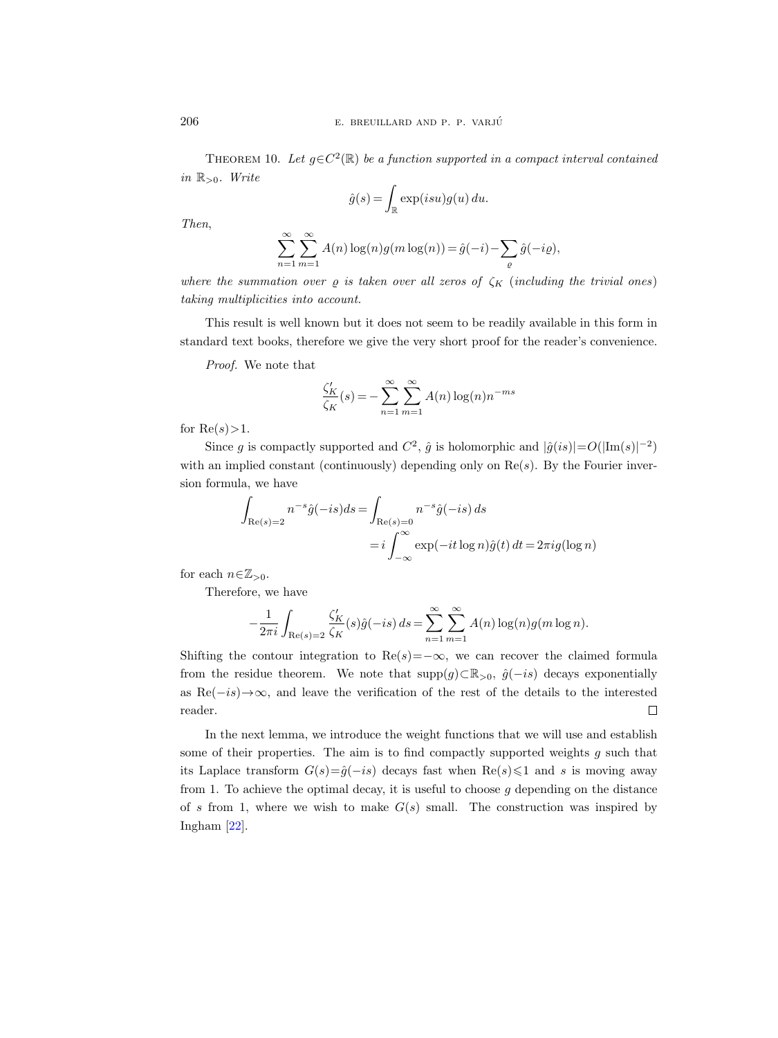**Theorem 10.** *Let $g \in C^2(\mathbb{R})$ be a function supported in a compact interval contained in $\mathbb{R}_{>0}$. Write*

$$\hat{g}(s) = \int_{\mathbb{R}} \exp(isu) g(u)\, du.$$

*Then,*

$$\sum_{n=1}^{\infty} \sum_{m=1}^{\infty} A(n) \log(n) g(m \log(n)) = \hat{g}(-i) - \sum_{\varrho} \hat{g}(-i\varrho),$$

*where the summation over $\varrho$ is taken over all zeros of $\zeta_K$ (including the trivial ones) taking multiplicities into account.*

This result is well known but it does not seem to be readily available in this form in standard text books, therefore we give the very short proof for the reader's convenience.

*Proof.* We note that

$$\frac{\zeta_K'}{\zeta_K}(s) = -\sum_{n=1}^{\infty} \sum_{m=1}^{\infty} A(n) \log(n) n^{-ms}$$

for $\mathrm{Re}(s) > 1$.

Since $g$ is compactly supported and $C^2$, $\hat{g}$ is holomorphic and $|\hat{g}(is)| = O(|\mathrm{Im}(s)|^{-2})$ with an implied constant (continuously) depending only on $\mathrm{Re}(s)$. By the Fourier inversion formula, we have

$$\begin{aligned}
\int_{\mathrm{Re}(s)=2} n^{-s} \hat{g}(-is) ds &= \int_{\mathrm{Re}(s)=0} n^{-s} \hat{g}(-is)\, ds \\
&= i \int_{-\infty}^{\infty} \exp(-it \log n) \hat{g}(t)\, dt = 2\pi i g(\log n)
\end{aligned}$$

for each $n \in \mathbb{Z}_{>0}$.

Therefore, we have

$$-\frac{1}{2\pi i} \int_{\mathrm{Re}(s)=2} \frac{\zeta_K'}{\zeta_K}(s) \hat{g}(-is)\, ds = \sum_{n=1}^{\infty} \sum_{m=1}^{\infty} A(n) \log(n) g(m \log n).$$

Shifting the contour integration to $\mathrm{Re}(s) = -\infty$, we can recover the claimed formula from the residue theorem. We note that $\mathrm{supp}(g) \subset \mathbb{R}_{>0}$, $\hat{g}(-is)$ decays exponentially as $\mathrm{Re}(-is) \to \infty$, and leave the verification of the rest of the details to the interested reader. $\square$

In the next lemma, we introduce the weight functions that we will use and establish some of their properties. The aim is to find compactly supported weights $g$ such that its Laplace transform $G(s) = \hat{g}(-is)$ decays fast when $\mathrm{Re}(s) \leqslant 1$ and $s$ is moving away from 1. To achieve the optimal decay, it is useful to choose $g$ depending on the distance of $s$ from 1, where we wish to make $G(s)$ small. The construction was inspired by Ingham [22].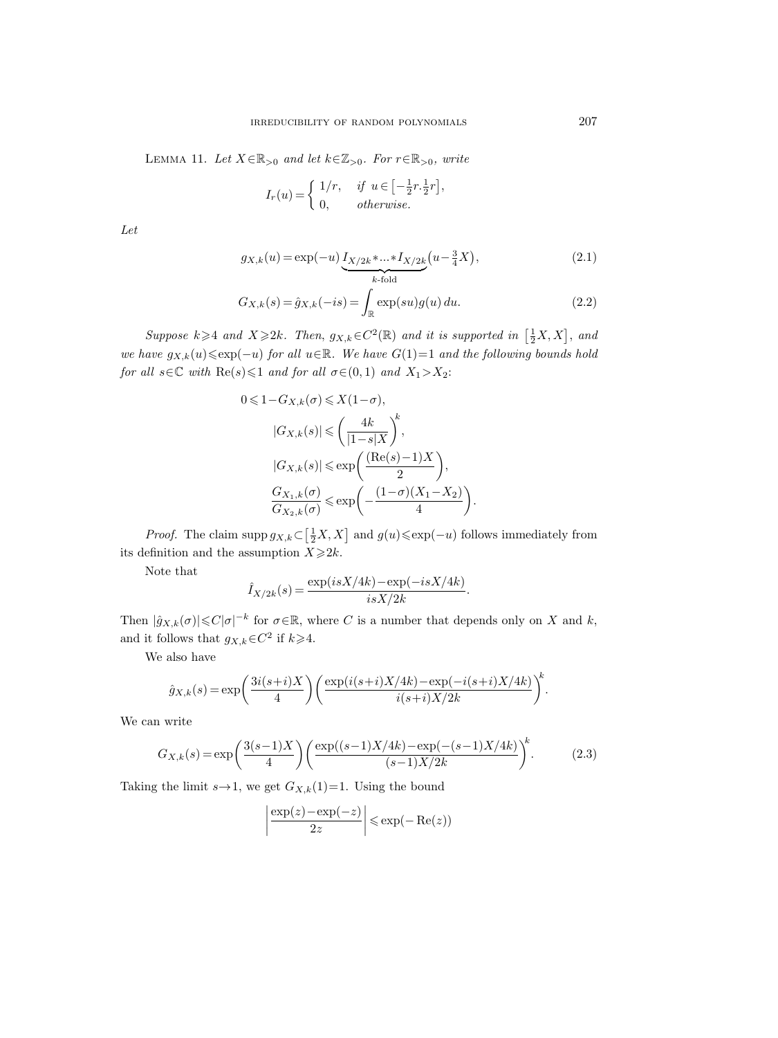Lemma 11. *Let $X \in \mathbb{R}_{>0}$ and let $k \in \mathbb{Z}_{>0}$. For $r \in \mathbb{R}_{>0}$, write*

$$I_r(u) = \begin{cases} 1/r, & \text{if } u \in \left[-\frac{1}{2}r.\frac{1}{2}r\right], \\ 0, & \text{otherwise.} \end{cases}$$

*Let*

$$g_{X,k}(u) = \exp(-u) \underbrace{I_{X/2k} * \ldots * I_{X/2k}}_{k\text{-fold}} \left(u - \tfrac{3}{4}X\right), \tag{2.1}$$

$$G_{X,k}(s) = \hat{g}_{X,k}(-is) = \int_{\mathbb{R}} \exp(su) g(u)\, du. \tag{2.2}$$

*Suppose $k \geqslant 4$ and $X \geqslant 2k$. Then, $g_{X,k} \in C^2(\mathbb{R})$ and it is supported in $\left[\frac{1}{2}X, X\right]$, and we have $g_{X,k}(u) \leqslant \exp(-u)$ for all $u \in \mathbb{R}$. We have $G(1)=1$ and the following bounds hold for all $s \in \mathbb{C}$ with $\operatorname{Re}(s) \leqslant 1$ and for all $\sigma \in (0,1)$ and $X_1 > X_2$:*

$$0 \leqslant 1 - G_{X,k}(\sigma) \leqslant X(1-\sigma),$$

$$|G_{X,k}(s)| \leqslant \left(\frac{4k}{|1-s|X}\right)^k,$$

$$|G_{X,k}(s)| \leqslant \exp\left(\frac{(\operatorname{Re}(s)-1)X}{2}\right),$$

$$\frac{G_{X_1,k}(\sigma)}{G_{X_2,k}(\sigma)} \leqslant \exp\left(-\frac{(1-\sigma)(X_1-X_2)}{4}\right).$$

*Proof.* The claim $\operatorname{supp} g_{X,k} \subset \left[\frac{1}{2}X, X\right]$ and $g(u) \leqslant \exp(-u)$ follows immediately from its definition and the assumption $X \geqslant 2k$.

Note that

$$\hat{I}_{X/2k}(s) = \frac{\exp(isX/4k) - \exp(-isX/4k)}{isX/2k}.$$

Then $|\hat{g}_{X,k}(\sigma)| \leqslant C|\sigma|^{-k}$ for $\sigma \in \mathbb{R}$, where $C$ is a number that depends only on $X$ and $k$, and it follows that $g_{X,k} \in C^2$ if $k \geqslant 4$.

We also have

$$\hat{g}_{X,k}(s) = \exp\left(\frac{3i(s+i)X}{4}\right)\left(\frac{\exp(i(s+i)X/4k) - \exp(-i(s+i)X/4k)}{i(s+i)X/2k}\right)^k.$$

We can write

$$G_{X,k}(s) = \exp\left(\frac{3(s-1)X}{4}\right)\left(\frac{\exp((s-1)X/4k) - \exp(-(s-1)X/4k)}{(s-1)X/2k}\right)^k. \tag{2.3}$$

Taking the limit $s \to 1$, we get $G_{X,k}(1)=1$. Using the bound

$$\left|\frac{\exp(z) - \exp(-z)}{2z}\right| \leqslant \exp(-\operatorname{Re}(z))$$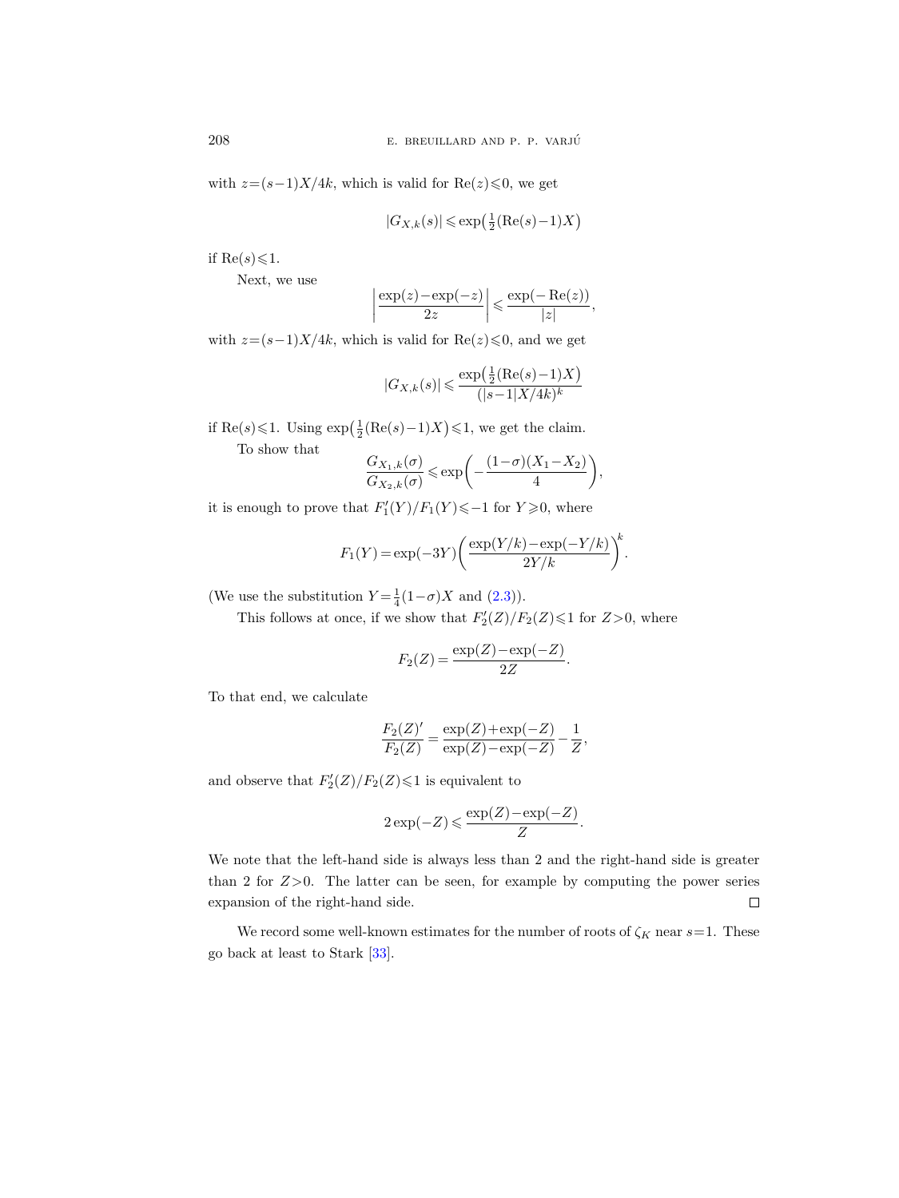with $z=(s-1)X/4k$, which is valid for $\mathrm{Re}(z)\leqslant 0$, we get

$$|G_{X,k}(s)| \leqslant \exp\bigl(\tfrac{1}{2}(\mathrm{Re}(s)-1)X\bigr)$$

if $\mathrm{Re}(s)\leqslant 1$.

Next, we use

$$\left|\frac{\exp(z)-\exp(-z)}{2z}\right| \leqslant \frac{\exp(-\mathrm{Re}(z))}{|z|},$$

with $z=(s-1)X/4k$, which is valid for $\mathrm{Re}(z)\leqslant 0$, and we get

$$|G_{X,k}(s)| \leqslant \frac{\exp\bigl(\frac{1}{2}(\mathrm{Re}(s)-1)X\bigr)}{(|s-1|X/4k)^k}$$

if $\mathrm{Re}(s)\leqslant 1$. Using $\exp\bigl(\frac{1}{2}(\mathrm{Re}(s)-1)X\bigr)\leqslant 1$, we get the claim.

To show that

$$\frac{G_{X_1,k}(\sigma)}{G_{X_2,k}(\sigma)} \leqslant \exp\biggl(-\frac{(1-\sigma)(X_1-X_2)}{4}\biggr),$$

it is enough to prove that $F_1'(Y)/F_1(Y)\leqslant -1$ for $Y\geqslant 0$, where

$$F_1(Y)=\exp(-3Y)\biggl(\frac{\exp(Y/k)-\exp(-Y/k)}{2Y/k}\biggr)^k.$$

(We use the substitution $Y=\frac{1}{4}(1-\sigma)X$ and (2.3)).

This follows at once, if we show that $F_2'(Z)/F_2(Z)\leqslant 1$ for $Z>0$, where

$$F_2(Z)=\frac{\exp(Z)-\exp(-Z)}{2Z}.$$

To that end, we calculate

$$\frac{F_2(Z)'}{F_2(Z)}=\frac{\exp(Z)+\exp(-Z)}{\exp(Z)-\exp(-Z)}-\frac{1}{Z},$$

and observe that $F_2'(Z)/F_2(Z)\leqslant 1$ is equivalent to

$$2\exp(-Z)\leqslant \frac{\exp(Z)-\exp(-Z)}{Z}.$$

We note that the left-hand side is always less than 2 and the right-hand side is greater than 2 for $Z>0$. The latter can be seen, for example by computing the power series expansion of the right-hand side. □

We record some well-known estimates for the number of roots of $\zeta_K$ near $s=1$. These go back at least to Stark [33].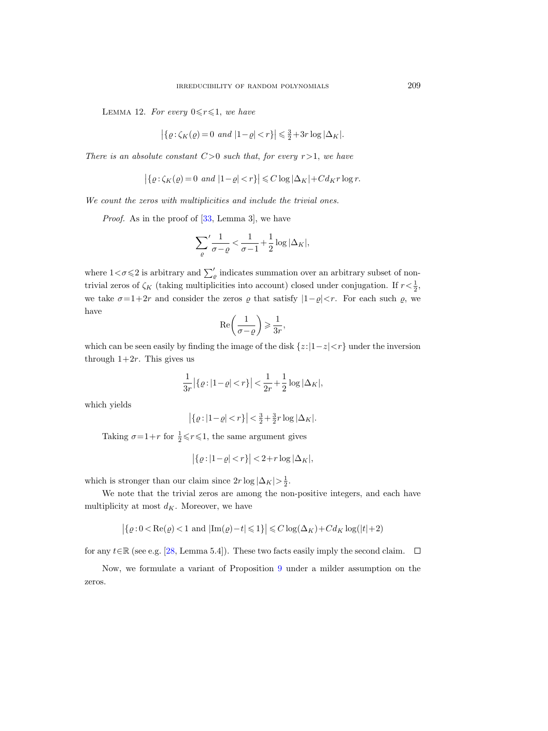**Lemma 12.** *For every $0 \leqslant r \leqslant 1$, we have*

$$\left|\{\varrho : \zeta_K(\varrho) = 0 \text{ and } |1-\varrho| < r\}\right| \leqslant \tfrac{3}{2} + 3r \log |\Delta_K|.$$

*There is an absolute constant $C>0$ such that, for every $r>1$, we have*

$$\left|\{\varrho : \zeta_K(\varrho) = 0 \text{ and } |1-\varrho| < r\}\right| \leqslant C \log |\Delta_K| + C d_K r \log r.$$

*We count the zeros with multiplicities and include the trivial ones.*

*Proof.* As in the proof of [33, Lemma 3], we have

$$\sum_{\varrho}{}' \frac{1}{\sigma - \varrho} < \frac{1}{\sigma - 1} + \frac{1}{2} \log |\Delta_K|,$$

where $1 < \sigma \leqslant 2$ is arbitrary and $\sum_{\varrho}'$ indicates summation over an arbitrary subset of non-trivial zeros of $\zeta_K$ (taking multiplicities into account) closed under conjugation. If $r < \frac{1}{2}$, we take $\sigma = 1 + 2r$ and consider the zeros $\varrho$ that satisfy $|1-\varrho| < r$. For each such $\varrho$, we have

$$\operatorname{Re}\left(\frac{1}{\sigma - \varrho}\right) \geqslant \frac{1}{3r},$$

which can be seen easily by finding the image of the disk $\{z : |1-z| < r\}$ under the inversion through $1+2r$. This gives us

$$\frac{1}{3r} \left|\{\varrho : |1-\varrho| < r\}\right| < \frac{1}{2r} + \frac{1}{2} \log |\Delta_K|,$$

which yields

$$\left|\{\varrho : |1-\varrho| < r\}\right| < \tfrac{3}{2} + \tfrac{3}{2} r \log |\Delta_K|.$$

Taking $\sigma = 1 + r$ for $\frac{1}{2} \leqslant r \leqslant 1$, the same argument gives

$$\left|\{\varrho : |1-\varrho| < r\}\right| < 2 + r \log |\Delta_K|,$$

which is stronger than our claim since $2r \log |\Delta_K| > \frac{1}{2}$.

We note that the trivial zeros are among the non-positive integers, and each have multiplicity at most $d_K$. Moreover, we have

$$\left|\{\varrho : 0 < \operatorname{Re}(\varrho) < 1 \text{ and } |\operatorname{Im}(\varrho) - t| \leqslant 1\}\right| \leqslant C \log(\Delta_K) + C d_K \log(|t|+2)$$

for any $t \in \mathbb{R}$ (see e.g. [28, Lemma 5.4]). These two facts easily imply the second claim. $\square$

Now, we formulate a variant of Proposition 9 under a milder assumption on the zeros.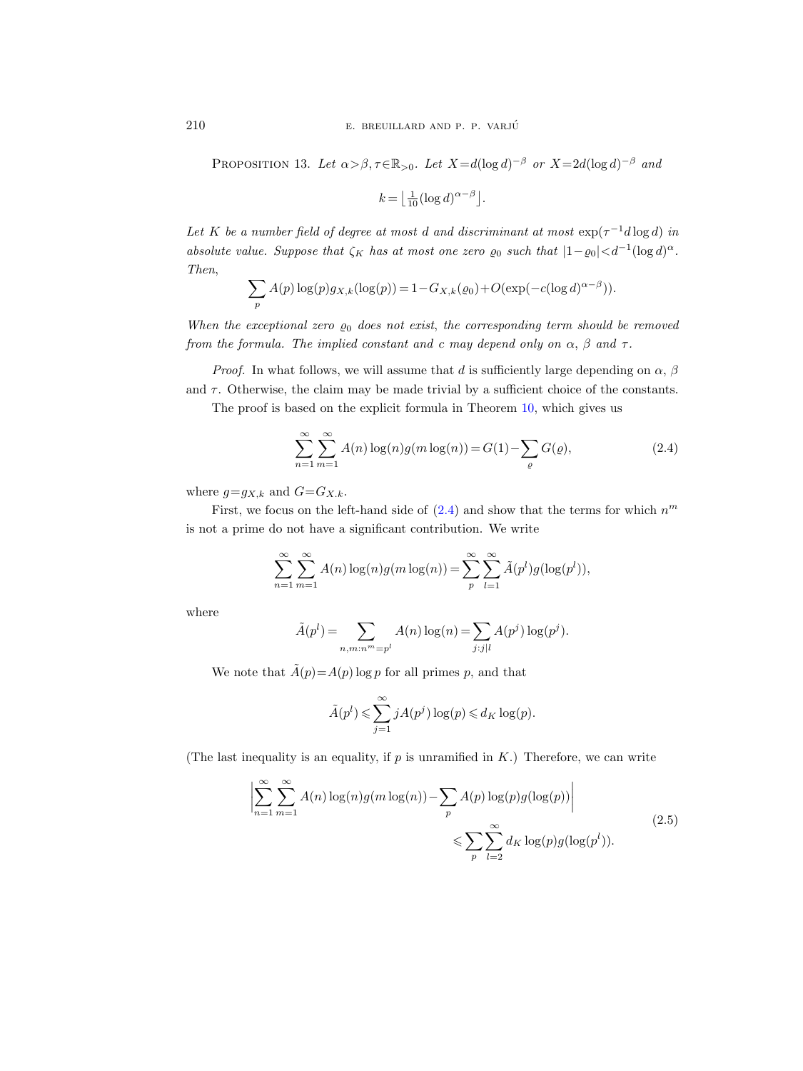PROPOSITION 13. *Let $\alpha>\beta, \tau\in\mathbb{R}_{>0}$. Let $X=d(\log d)^{-\beta}$ or $X=2d(\log d)^{-\beta}$ and*

$$k=\left\lfloor \tfrac{1}{10}(\log d)^{\alpha-\beta}\right\rfloor.$$

*Let $K$ be a number field of degree at most $d$ and discriminant at most $\exp(\tau^{-1}d\log d)$ in absolute value. Suppose that $\zeta_K$ has at most one zero $\varrho_0$ such that $|1-\varrho_0|<d^{-1}(\log d)^{\alpha}$. Then,*

$$\sum_p A(p)\log(p)g_{X,k}(\log(p))=1-G_{X,k}(\varrho_0)+O(\exp(-c(\log d)^{\alpha-\beta})).$$

*When the exceptional zero $\varrho_0$ does not exist, the corresponding term should be removed from the formula. The implied constant and $c$ may depend only on $\alpha$, $\beta$ and $\tau$.*

*Proof.* In what follows, we will assume that $d$ is sufficiently large depending on $\alpha$, $\beta$ and $\tau$. Otherwise, the claim may be made trivial by a sufficient choice of the constants.

The proof is based on the explicit formula in Theorem 10, which gives us

$$\sum_{n=1}^{\infty}\sum_{m=1}^{\infty}A(n)\log(n)g(m\log(n))=G(1)-\sum_{\varrho}G(\varrho), \tag{2.4}$$

where $g=g_{X,k}$ and $G=G_{X,k}$.

First, we focus on the left-hand side of (2.4) and show that the terms for which $n^m$ is not a prime do not have a significant contribution. We write

$$\sum_{n=1}^{\infty}\sum_{m=1}^{\infty}A(n)\log(n)g(m\log(n))=\sum_{p}^{\infty}\sum_{l=1}^{\infty}\tilde{A}(p^l)g(\log(p^l)),$$

where

$$\tilde{A}(p^l)=\sum_{n,m:n^m=p^l}A(n)\log(n)=\sum_{j:j|l}A(p^j)\log(p^j).$$

We note that $\tilde{A}(p)=A(p)\log p$ for all primes $p$, and that

$$\tilde{A}(p^l)\leqslant\sum_{j=1}^{\infty}jA(p^j)\log(p)\leqslant d_K\log(p).$$

(The last inequality is an equality, if $p$ is unramified in $K$.) Therefore, we can write

$$\begin{aligned}\left|\sum_{n=1}^{\infty}\sum_{m=1}^{\infty}A(n)\log(n)g(m\log(n))-\sum_p A(p)\log(p)g(\log(p))\right|& \\ \leqslant\sum_p\sum_{l=2}^{\infty}d_K\log(p)g(\log(p^l)).&\end{aligned}\tag{2.5}$$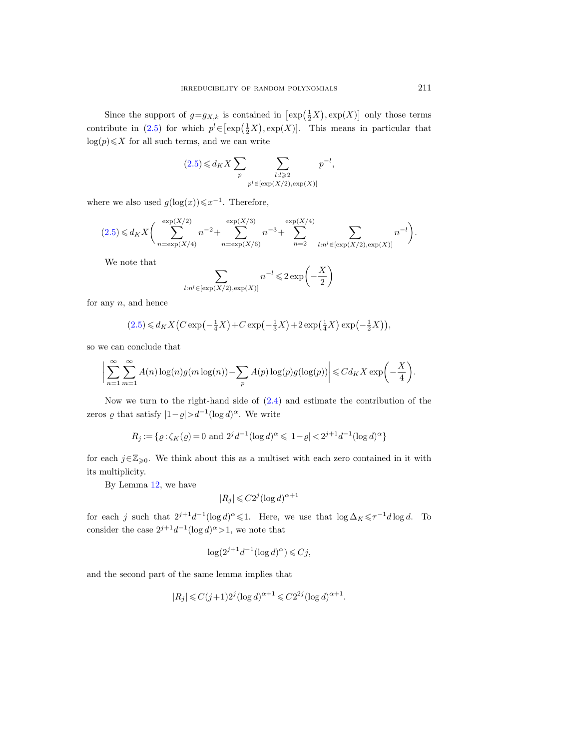Since the support of $g=g_{X,k}$ is contained in $\left[\exp\left(\frac{1}{2}X\right),\exp(X)\right]$ only those terms contribute in (2.5) for which $p^l\in\left[\exp\left(\frac{1}{2}X\right),\exp(X)\right]$. This means in particular that $\log(p)\leqslant X$ for all such terms, and we can write

$$(2.5)\leqslant d_K X\sum_p \sum_{\substack{l:l\geqslant 2\\ p^l\in[\exp(X/2),\exp(X)]}} p^{-l},$$

where we also used $g(\log(x))\leqslant x^{-1}$. Therefore,

$$(2.5)\leqslant d_K X\left(\sum_{n=\exp(X/4)}^{\exp(X/2)} n^{-2}+\sum_{n=\exp(X/6)}^{\exp(X/3)} n^{-3}+\sum_{n=2}^{\exp(X/4)} \sum_{l:n^l\in[\exp(X/2),\exp(X)]} n^{-l}\right).$$

We note that

$$\sum_{l:n^l\in[\exp(X/2),\exp(X)]} n^{-l}\leqslant 2\exp\left(-\frac{X}{2}\right)$$

for any $n$, and hence

$$(2.5)\leqslant d_K X\left(C\exp\left(-\tfrac{1}{4}X\right)+C\exp\left(-\tfrac{1}{3}X\right)+2\exp\left(\tfrac{1}{4}X\right)\exp\left(-\tfrac{1}{2}X\right)\right),$$

so we can conclude that

$$\left|\sum_{n=1}^{\infty}\sum_{m=1}^{\infty} A(n)\log(n)g(m\log(n))-\sum_p A(p)\log(p)g(\log(p))\right|\leqslant C d_K X\exp\left(-\frac{X}{4}\right).$$

Now we turn to the right-hand side of (2.4) and estimate the contribution of the zeros $\varrho$ that satisfy $|1-\varrho|>d^{-1}(\log d)^{\alpha}$. We write

$$R_j:=\{\varrho:\zeta_K(\varrho)=0 \text{ and } 2^j d^{-1}(\log d)^{\alpha}\leqslant|1-\varrho|<2^{j+1}d^{-1}(\log d)^{\alpha}\}$$

for each $j\in\mathbb{Z}_{\geqslant 0}$. We think about this as a multiset with each zero contained in it with its multiplicity.

By Lemma 12, we have

$$|R_j|\leqslant C2^j(\log d)^{\alpha+1}$$

for each $j$ such that $2^{j+1}d^{-1}(\log d)^{\alpha}\leqslant 1$. Here, we use that $\log\Delta_K\leqslant\tau^{-1}d\log d$. To consider the case $2^{j+1}d^{-1}(\log d)^{\alpha}>1$, we note that

$$\log(2^{j+1}d^{-1}(\log d)^{\alpha})\leqslant Cj,$$

and the second part of the same lemma implies that

$$|R_j|\leqslant C(j+1)2^j(\log d)^{\alpha+1}\leqslant C2^{2j}(\log d)^{\alpha+1}.$$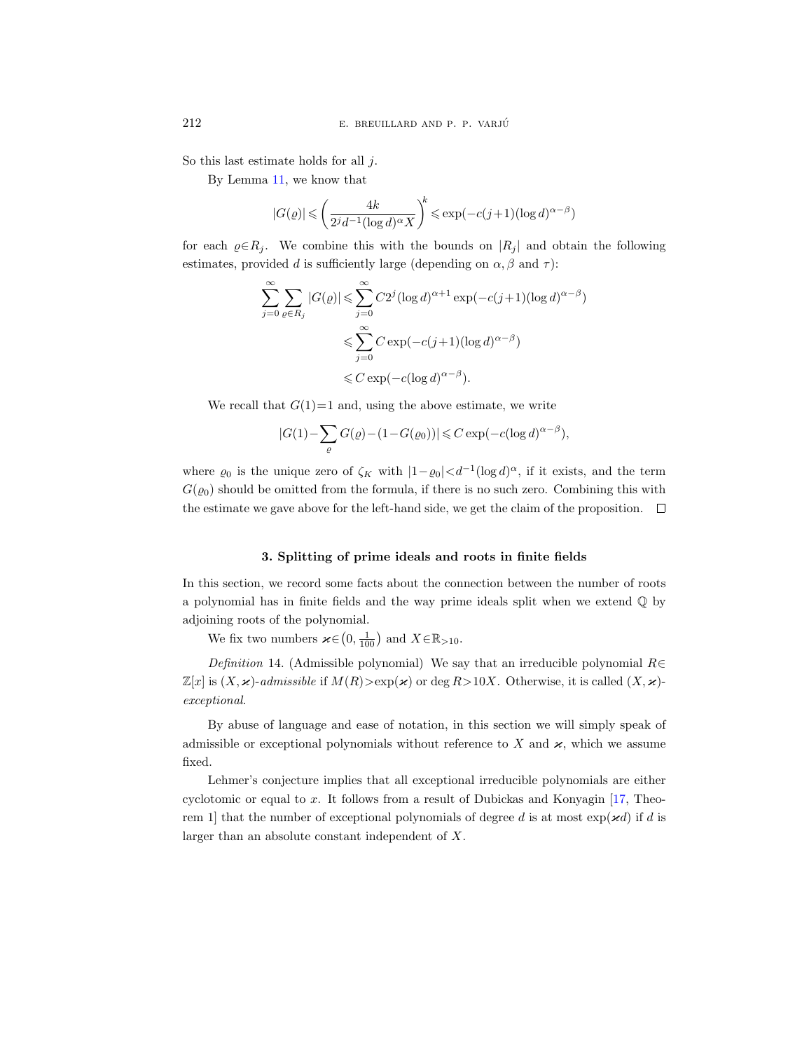So this last estimate holds for all $j$.

By Lemma 11, we know that

$$|G(\varrho)| \leqslant \left(\frac{4k}{2^j d^{-1}(\log d)^\alpha X}\right)^k \leqslant \exp(-c(j+1)(\log d)^{\alpha-\beta})$$

for each $\varrho \in R_j$. We combine this with the bounds on $|R_j|$ and obtain the following estimates, provided $d$ is sufficiently large (depending on $\alpha, \beta$ and $\tau$):

$$\begin{aligned}
\sum_{j=0}^{\infty} \sum_{\varrho \in R_j} |G(\varrho)| &\leqslant \sum_{j=0}^{\infty} C 2^j (\log d)^{\alpha+1} \exp(-c(j+1)(\log d)^{\alpha-\beta}) \\
&\leqslant \sum_{j=0}^{\infty} C \exp(-c(j+1)(\log d)^{\alpha-\beta}) \\
&\leqslant C \exp(-c(\log d)^{\alpha-\beta}).
\end{aligned}$$

We recall that $G(1)=1$ and, using the above estimate, we write

$$|G(1) - \sum_{\varrho} G(\varrho) - (1 - G(\varrho_0))| \leqslant C \exp(-c(\log d)^{\alpha-\beta}),$$

where $\varrho_0$ is the unique zero of $\zeta_K$ with $|1-\varrho_0| < d^{-1}(\log d)^\alpha$, if it exists, and the term $G(\varrho_0)$ should be omitted from the formula, if there is no such zero. Combining this with the estimate we gave above for the left-hand side, we get the claim of the proposition. $\square$

## 3. Splitting of prime ideals and roots in finite fields

In this section, we record some facts about the connection between the number of roots a polynomial has in finite fields and the way prime ideals split when we extend $\mathbb{Q}$ by adjoining roots of the polynomial.

We fix two numbers $\varkappa \in \left(0, \frac{1}{100}\right)$ and $X \in \mathbb{R}_{>10}$.

*Definition* 14. (Admissible polynomial) We say that an irreducible polynomial $R \in \mathbb{Z}[x]$ is $(X, \varkappa)$-*admissible* if $M(R) > \exp(\varkappa)$ or $\deg R > 10X$. Otherwise, it is called $(X, \varkappa)$-*exceptional*.

By abuse of language and ease of notation, in this section we will simply speak of admissible or exceptional polynomials without reference to $X$ and $\varkappa$, which we assume fixed.

Lehmer's conjecture implies that all exceptional irreducible polynomials are either cyclotomic or equal to $x$. It follows from a result of Dubickas and Konyagin [17, Theorem 1] that the number of exceptional polynomials of degree $d$ is at most $\exp(\varkappa d)$ if $d$ is larger than an absolute constant independent of $X$.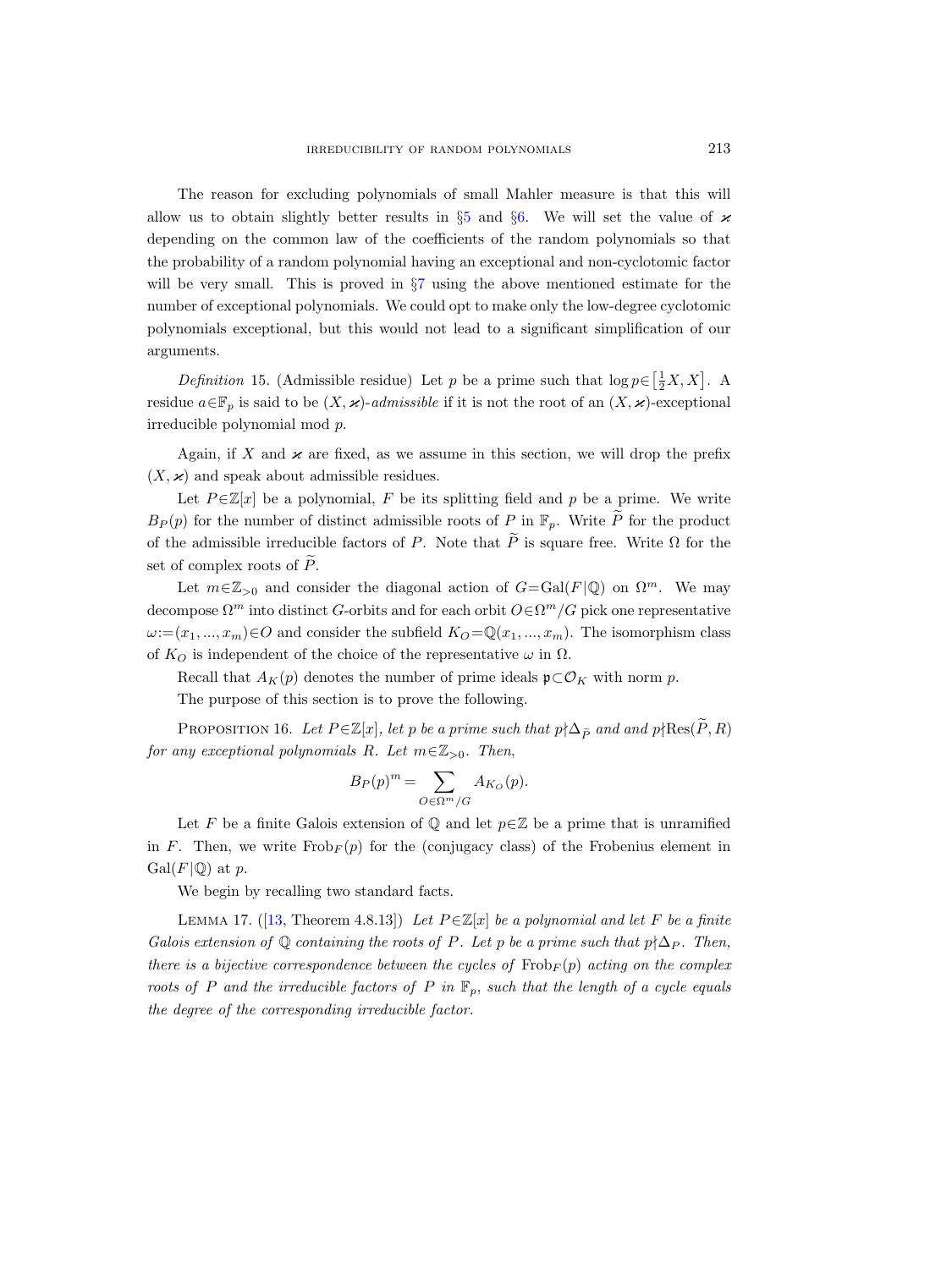The reason for excluding polynomials of small Mahler measure is that this will allow us to obtain slightly better results in §5 and §6. We will set the value of $\varkappa$ depending on the common law of the coefficients of the random polynomials so that the probability of a random polynomial having an exceptional and non-cyclotomic factor will be very small. This is proved in §7 using the above mentioned estimate for the number of exceptional polynomials. We could opt to make only the low-degree cyclotomic polynomials exceptional, but this would not lead to a significant simplification of our arguments.

*Definition* 15. (Admissible residue) Let $p$ be a prime such that $\log p \in \left[\frac{1}{2}X, X\right]$. A residue $a\in\mathbb{F}_p$ is said to be $(X,\varkappa)$-*admissible* if it is not the root of an $(X,\varkappa)$-exceptional irreducible polynomial mod $p$.

Again, if $X$ and $\varkappa$ are fixed, as we assume in this section, we will drop the prefix $(X,\varkappa)$ and speak about admissible residues.

Let $P\in\mathbb{Z}[x]$ be a polynomial, $F$ be its splitting field and $p$ be a prime. We write $B_P(p)$ for the number of distinct admissible roots of $P$ in $\mathbb{F}_p$. Write $\widetilde{P}$ for the product of the admissible irreducible factors of $P$. Note that $\widetilde{P}$ is square free. Write $\Omega$ for the set of complex roots of $\widetilde{P}$.

Let $m\in\mathbb{Z}_{>0}$ and consider the diagonal action of $G=\mathrm{Gal}(F|\mathbb{Q})$ on $\Omega^m$. We may decompose $\Omega^m$ into distinct $G$-orbits and for each orbit $O\in\Omega^m/G$ pick one representative $\omega:=(x_1,...,x_m)\in O$ and consider the subfield $K_O=\mathbb{Q}(x_1,...,x_m)$. The isomorphism class of $K_O$ is independent of the choice of the representative $\omega$ in $\Omega$.

Recall that $A_K(p)$ denotes the number of prime ideals $\mathfrak{p}\subset\mathcal{O}_K$ with norm $p$.

The purpose of this section is to prove the following.

Proposition 16. *Let $P\in\mathbb{Z}[x]$, let $p$ be a prime such that $p\nmid\Delta_{\widetilde{P}}$ and and $p\nmid\mathrm{Res}(\widetilde{P},R)$ for any exceptional polynomials $R$. Let $m\in\mathbb{Z}_{>0}$. Then,*

$$B_P(p)^m=\sum_{O\in\Omega^m/G}A_{K_O}(p).$$

Let $F$ be a finite Galois extension of $\mathbb{Q}$ and let $p\in\mathbb{Z}$ be a prime that is unramified in $F$. Then, we write $\mathrm{Frob}_F(p)$ for the (conjugacy class) of the Frobenius element in $\mathrm{Gal}(F|\mathbb{Q})$ at $p$.

We begin by recalling two standard facts.

Lemma 17. ([13, Theorem 4.8.13]) *Let $P\in\mathbb{Z}[x]$ be a polynomial and let $F$ be a finite Galois extension of $\mathbb{Q}$ containing the roots of $P$. Let $p$ be a prime such that $p\nmid\Delta_P$. Then, there is a bijective correspondence between the cycles of $\mathrm{Frob}_F(p)$ acting on the complex roots of $P$ and the irreducible factors of $P$ in $\mathbb{F}_p$, such that the length of a cycle equals the degree of the corresponding irreducible factor.*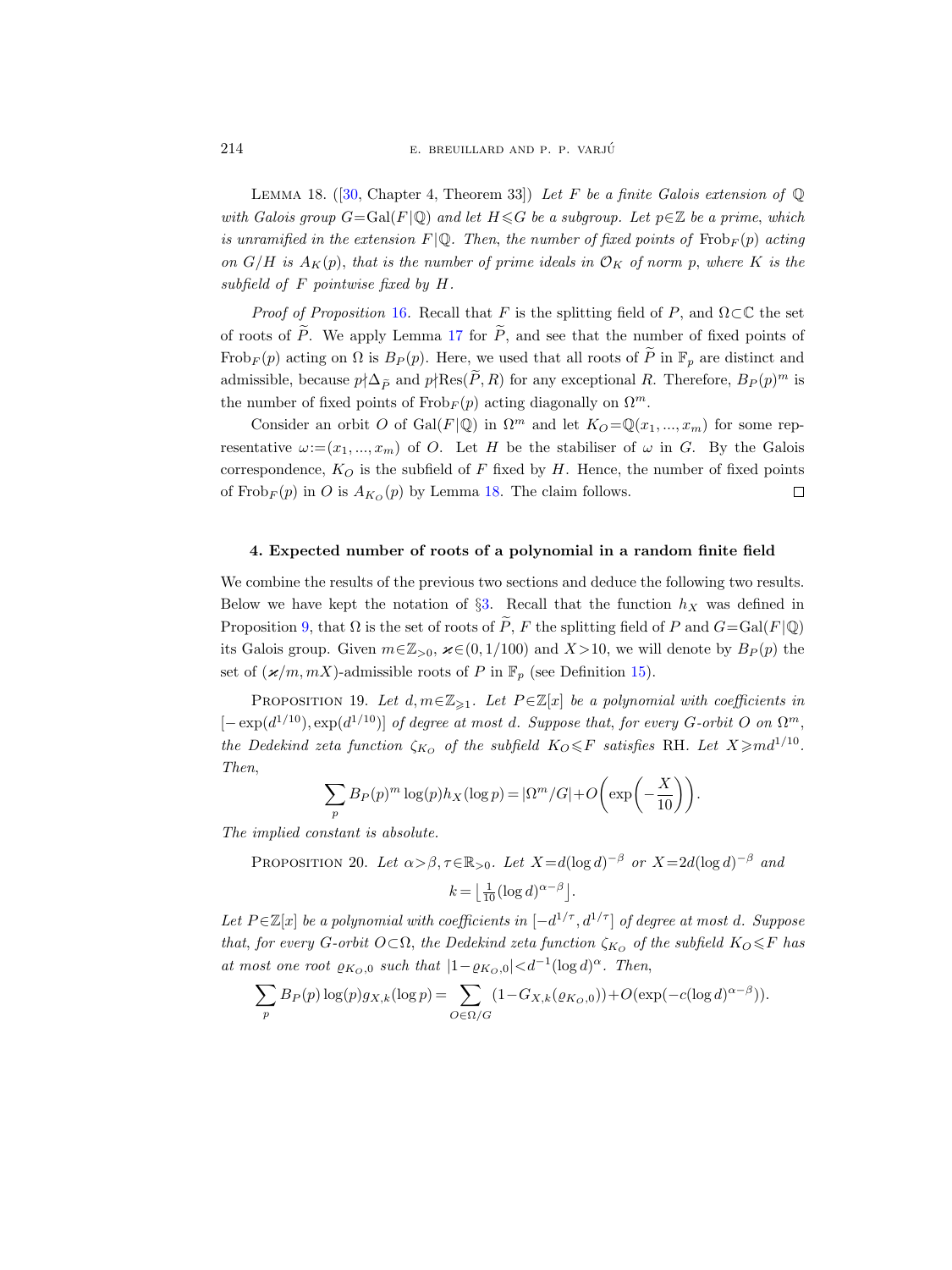Lemma 18. ([30, Chapter 4, Theorem 33]) *Let $F$ be a finite Galois extension of $\mathbb{Q}$ with Galois group $G=\mathrm{Gal}(F|\mathbb{Q})$ and let $H\leqslant G$ be a subgroup. Let $p\in\mathbb{Z}$ be a prime, which is unramified in the extension $F|\mathbb{Q}$. Then, the number of fixed points of $\mathrm{Frob}_F(p)$ acting on $G/H$ is $A_K(p)$, that is the number of prime ideals in $\mathcal{O}_K$ of norm $p$, where $K$ is the subfield of $F$ pointwise fixed by $H$.*

*Proof of Proposition* 16. Recall that $F$ is the splitting field of $P$, and $\Omega\subset\mathbb{C}$ the set of roots of $\widetilde{P}$. We apply Lemma 17 for $\widetilde{P}$, and see that the number of fixed points of $\mathrm{Frob}_F(p)$ acting on $\Omega$ is $B_P(p)$. Here, we used that all roots of $\widetilde{P}$ in $\mathbb{F}_p$ are distinct and admissible, because $p\nmid\Delta_{\widetilde{P}}$ and $p\nmid\mathrm{Res}(\widetilde{P},R)$ for any exceptional $R$. Therefore, $B_P(p)^m$ is the number of fixed points of $\mathrm{Frob}_F(p)$ acting diagonally on $\Omega^m$.

Consider an orbit $O$ of $\mathrm{Gal}(F|\mathbb{Q})$ in $\Omega^m$ and let $K_O=\mathbb{Q}(x_1,...,x_m)$ for some representative $\omega:=(x_1,...,x_m)$ of $O$. Let $H$ be the stabiliser of $\omega$ in $G$. By the Galois correspondence, $K_O$ is the subfield of $F$ fixed by $H$. Hence, the number of fixed points of $\mathrm{Frob}_F(p)$ in $O$ is $A_{K_O}(p)$ by Lemma 18. The claim follows. $\square$

## 4. Expected number of roots of a polynomial in a random finite field

We combine the results of the previous two sections and deduce the following two results. Below we have kept the notation of §3. Recall that the function $h_X$ was defined in Proposition 9, that $\Omega$ is the set of roots of $\widetilde{P}$, $F$ the splitting field of $P$ and $G=\mathrm{Gal}(F|\mathbb{Q})$ its Galois group. Given $m\in\mathbb{Z}_{>0}$, $\varkappa\in(0,1/100)$ and $X>10$, we will denote by $B_P(p)$ the set of $(\varkappa/m,mX)$-admissible roots of $P$ in $\mathbb{F}_p$ (see Definition 15).

Proposition 19. *Let $d,m\in\mathbb{Z}_{\geqslant 1}$. Let $P\in\mathbb{Z}[x]$ be a polynomial with coefficients in $[-\exp(d^{1/10}),\exp(d^{1/10})]$ of degree at most $d$. Suppose that, for every $G$-orbit $O$ on $\Omega^m$, the Dedekind zeta function $\zeta_{K_O}$ of the subfield $K_O\leqslant F$ satisfies RH. Let $X\geqslant md^{1/10}$. Then,*

$$\sum_p B_P(p)^m\log(p)h_X(\log p)=|\Omega^m/G|+O\left(\exp\left(-\frac{X}{10}\right)\right).$$

*The implied constant is absolute.*

Proposition 20. *Let $\alpha>\beta,\tau\in\mathbb{R}_{>0}$. Let $X=d(\log d)^{-\beta}$ or $X=2d(\log d)^{-\beta}$ and*

$$k=\left\lfloor\tfrac{1}{10}(\log d)^{\alpha-\beta}\right\rfloor.$$

*Let $P\in\mathbb{Z}[x]$ be a polynomial with coefficients in $[-d^{1/\tau},d^{1/\tau}]$ of degree at most $d$. Suppose that, for every $G$-orbit $O\subset\Omega$, the Dedekind zeta function $\zeta_{K_O}$ of the subfield $K_O\leqslant F$ has at most one root $\varrho_{K_O,0}$ such that $|1-\varrho_{K_O,0}|<d^{-1}(\log d)^{\alpha}$. Then,*

$$\sum_p B_P(p)\log(p)g_{X,k}(\log p)=\sum_{O\in\Omega/G}(1-G_{X,k}(\varrho_{K_O,0}))+O(\exp(-c(\log d)^{\alpha-\beta})).$$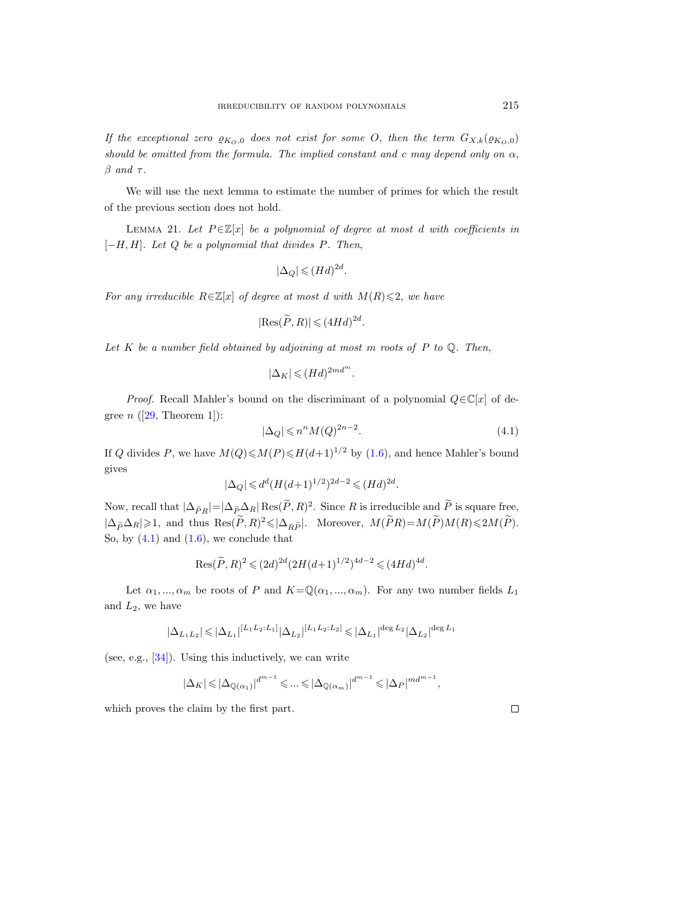*If the exceptional zero $\varrho_{K_O,0}$ does not exist for some $O$, then the term $G_{X,k}(\varrho_{K_O,0})$ should be omitted from the formula. The implied constant and $c$ may depend only on $\alpha$, $\beta$ and $\tau$.*

We will use the next lemma to estimate the number of primes for which the result of the previous section does not hold.

Lemma 21. *Let $P\in\mathbb{Z}[x]$ be a polynomial of degree at most $d$ with coefficients in $[-H,H]$. Let $Q$ be a polynomial that divides $P$. Then,*

$$|\Delta_Q| \leqslant (Hd)^{2d}.$$

*For any irreducible $R\in\mathbb{Z}[x]$ of degree at most $d$ with $M(R)\leqslant 2$, we have*

$$|\mathrm{Res}(\widetilde{P},R)| \leqslant (4Hd)^{2d}.$$

*Let $K$ be a number field obtained by adjoining at most $m$ roots of $P$ to $\mathbb{Q}$. Then,*

$$|\Delta_K| \leqslant (Hd)^{2md^m}.$$

*Proof.* Recall Mahler's bound on the discriminant of a polynomial $Q\in\mathbb{C}[x]$ of degree $n$ ([29, Theorem 1]):

$$|\Delta_Q| \leqslant n^n M(Q)^{2n-2}. \tag{4.1}$$

If $Q$ divides $P$, we have $M(Q)\leqslant M(P)\leqslant H(d+1)^{1/2}$ by (1.6), and hence Mahler's bound gives

$$|\Delta_Q| \leqslant d^d (H(d+1)^{1/2})^{2d-2} \leqslant (Hd)^{2d}.$$

Now, recall that $|\Delta_{\widetilde{P}R}|=|\Delta_{\widetilde{P}}\Delta_R|\,\mathrm{Res}(\widetilde{P},R)^2$. Since $R$ is irreducible and $\widetilde{P}$ is square free, $|\Delta_{\widetilde{P}}\Delta_R|\geqslant 1$, and thus $\mathrm{Res}(\widetilde{P},R)^2\leqslant|\Delta_{R\widetilde{P}}|$. Moreover, $M(\widetilde{P}R)=M(\widetilde{P})M(R)\leqslant 2M(\widetilde{P})$. So, by (4.1) and (1.6), we conclude that

$$\mathrm{Res}(\widetilde{P},R)^2 \leqslant (2d)^{2d}(2H(d+1)^{1/2})^{4d-2} \leqslant (4Hd)^{4d}.$$

Let $\alpha_1,\ldots,\alpha_m$ be roots of $P$ and $K=\mathbb{Q}(\alpha_1,\ldots,\alpha_m)$. For any two number fields $L_1$ and $L_2$, we have

$$|\Delta_{L_1L_2}| \leqslant |\Delta_{L_1}|^{[L_1L_2:L_1]}|\Delta_{L_2}|^{[L_1L_2:L_2]} \leqslant |\Delta_{L_1}|^{\deg L_2}|\Delta_{L_2}|^{\deg L_1}$$

(see, e.g., [34]). Using this inductively, we can write

$$|\Delta_K| \leqslant |\Delta_{\mathbb{Q}(\alpha_1)}|^{d^{m-1}} \leqslant \ldots \leqslant |\Delta_{\mathbb{Q}(\alpha_m)}|^{d^{m-1}} \leqslant |\Delta_P|^{md^{m-1}},$$

which proves the claim by the first part. $\square$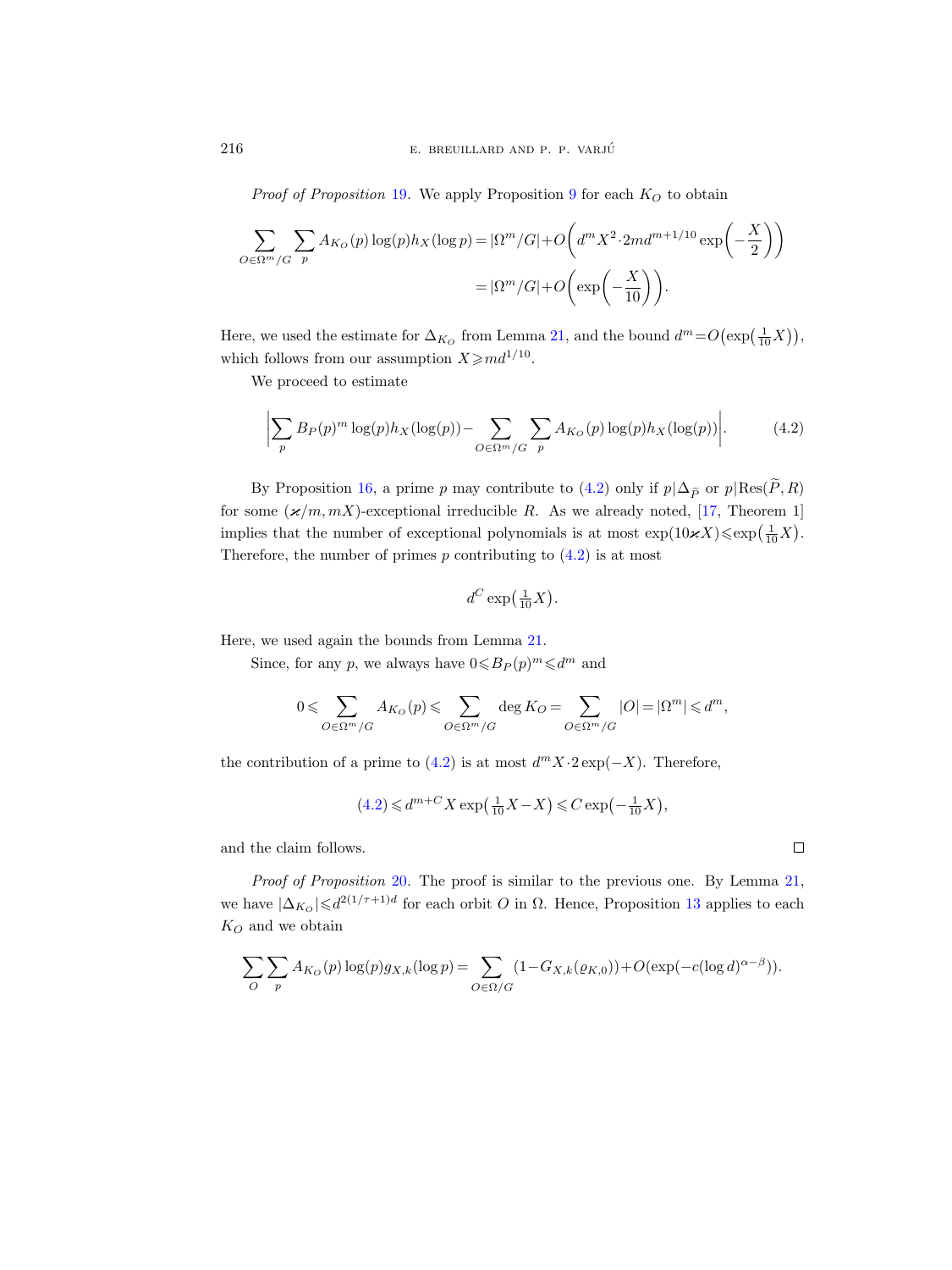*Proof of Proposition* 19. We apply Proposition 9 for each $K_O$ to obtain

$$\sum_{O\in\Omega^m/G}\sum_p A_{K_O}(p)\log(p)h_X(\log p) = |\Omega^m/G| + O\left(d^m X^2\cdot 2md^{m+1/10}\exp\left(-\frac{X}{2}\right)\right)$$
$$= |\Omega^m/G| + O\left(\exp\left(-\frac{X}{10}\right)\right).$$

Here, we used the estimate for $\Delta_{K_O}$ from Lemma 21, and the bound $d^m = O\big(\exp\big(\frac{1}{10}X\big)\big)$, which follows from our assumption $X \geqslant md^{1/10}$.

We proceed to estimate

$$\left|\sum_p B_P(p)^m \log(p)h_X(\log(p)) - \sum_{O\in\Omega^m/G}\sum_p A_{K_O}(p)\log(p)h_X(\log(p))\right|. \tag{4.2}$$

By Proposition 16, a prime $p$ may contribute to (4.2) only if $p|\Delta_{\widetilde{P}}$ or $p|\mathrm{Res}(\widetilde{P},R)$ for some $(\varkappa/m, mX)$-exceptional irreducible $R$. As we already noted, [17, Theorem 1] implies that the number of exceptional polynomials is at most $\exp(10\varkappa X) \leqslant \exp\big(\frac{1}{10}X\big)$. Therefore, the number of primes $p$ contributing to (4.2) is at most

$$d^C\exp\big(\tfrac{1}{10}X\big).$$

Here, we used again the bounds from Lemma 21.

Since, for any $p$, we always have $0 \leqslant B_P(p)^m \leqslant d^m$ and

$$0 \leqslant \sum_{O\in\Omega^m/G} A_{K_O}(p) \leqslant \sum_{O\in\Omega^m/G}\deg K_O = \sum_{O\in\Omega^m/G}|O| = |\Omega^m| \leqslant d^m,$$

the contribution of a prime to (4.2) is at most $d^m X\cdot 2\exp(-X)$. Therefore,

$$(4.2) \leqslant d^{m+C}X\exp\big(\tfrac{1}{10}X - X\big) \leqslant C\exp\big(-\tfrac{1}{10}X\big),$$

and the claim follows. $\square$

*Proof of Proposition* 20. The proof is similar to the previous one. By Lemma 21, we have $|\Delta_{K_O}| \leqslant d^{2(1/\tau+1)d}$ for each orbit $O$ in $\Omega$. Hence, Proposition 13 applies to each $K_O$ and we obtain

$$\sum_O\sum_p A_{K_O}(p)\log(p)g_{X,k}(\log p) = \sum_{O\in\Omega/G}(1 - G_{X,k}(\varrho_{K,0})) + O(\exp(-c(\log d)^{\alpha-\beta})).$$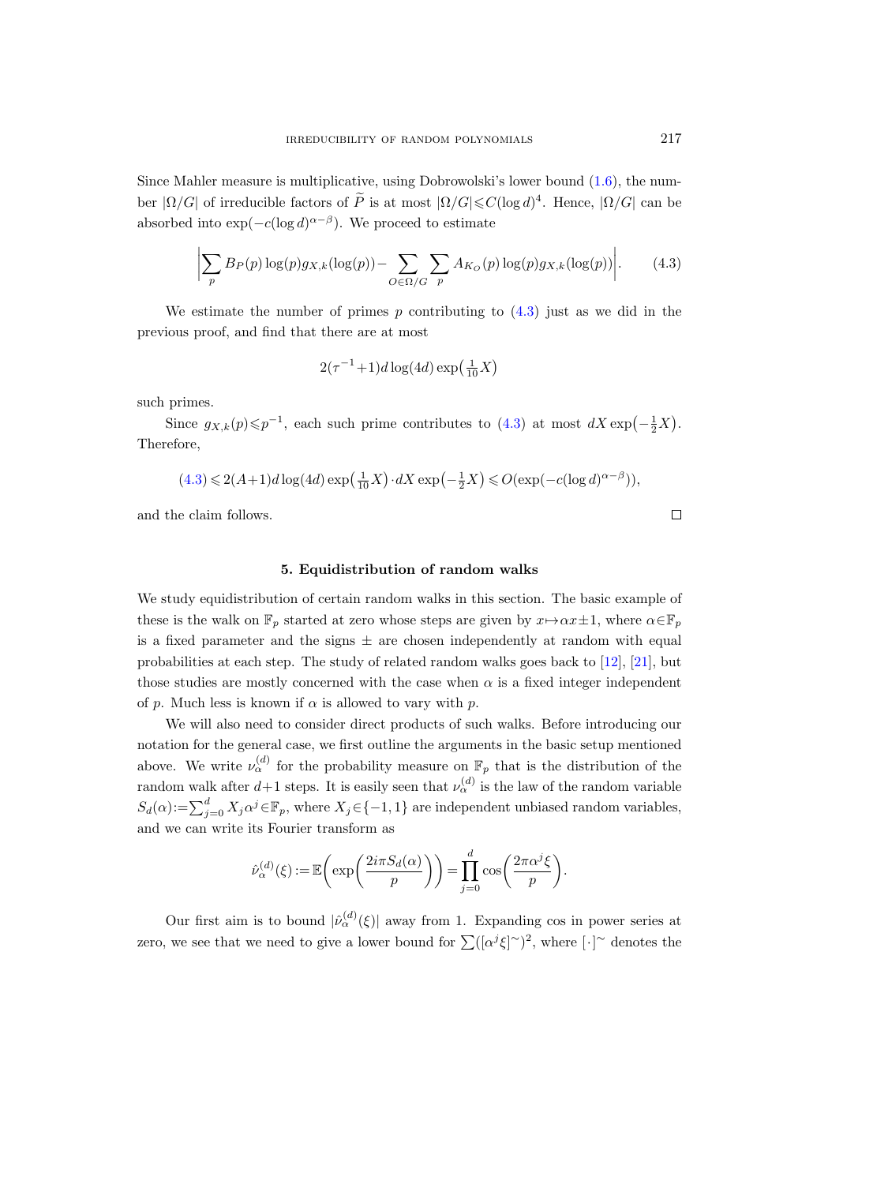Since Mahler measure is multiplicative, using Dobrowolski's lower bound (1.6), the number $|\Omega/G|$ of irreducible factors of $\widetilde{P}$ is at most $|\Omega/G| \leqslant C(\log d)^4$. Hence, $|\Omega/G|$ can be absorbed into $\exp(-c(\log d)^{\alpha-\beta})$. We proceed to estimate

$$\left|\sum_p B_P(p)\log(p) g_{X,k}(\log(p)) - \sum_{O\in\Omega/G}\sum_p A_{K_O}(p)\log(p) g_{X,k}(\log(p))\right|. \tag{4.3}$$

We estimate the number of primes $p$ contributing to (4.3) just as we did in the previous proof, and find that there are at most

$$2(\tau^{-1}+1)d\log(4d)\exp\left(\tfrac{1}{10}X\right)$$

such primes.

Since $g_{X,k}(p) \leqslant p^{-1}$, each such prime contributes to (4.3) at most $dX\exp\left(-\frac{1}{2}X\right)$. Therefore,

$$(4.3) \leqslant 2(A+1)d\log(4d)\exp\left(\tfrac{1}{10}X\right)\cdot dX\exp\left(-\tfrac{1}{2}X\right) \leqslant O(\exp(-c(\log d)^{\alpha-\beta})),$$

and the claim follows. $\square$

## 5. Equidistribution of random walks

We study equidistribution of certain random walks in this section. The basic example of these is the walk on $\mathbb{F}_p$ started at zero whose steps are given by $x \mapsto \alpha x \pm 1$, where $\alpha \in \mathbb{F}_p$ is a fixed parameter and the signs $\pm$ are chosen independently at random with equal probabilities at each step. The study of related random walks goes back to [12], [21], but those studies are mostly concerned with the case when $\alpha$ is a fixed integer independent of $p$. Much less is known if $\alpha$ is allowed to vary with $p$.

We will also need to consider direct products of such walks. Before introducing our notation for the general case, we first outline the arguments in the basic setup mentioned above. We write $\nu_\alpha^{(d)}$ for the probability measure on $\mathbb{F}_p$ that is the distribution of the random walk after $d+1$ steps. It is easily seen that $\nu_\alpha^{(d)}$ is the law of the random variable $S_d(\alpha) := \sum_{j=0}^d X_j \alpha^j \in \mathbb{F}_p$, where $X_j \in \{-1, 1\}$ are independent unbiased random variables, and we can write its Fourier transform as

$$\hat{\nu}_\alpha^{(d)}(\xi) := \mathbb{E}\left(\exp\left(\frac{2i\pi S_d(\alpha)}{p}\right)\right) = \prod_{j=0}^d \cos\left(\frac{2\pi\alpha^j\xi}{p}\right).$$

Our first aim is to bound $|\hat{\nu}_\alpha^{(d)}(\xi)|$ away from 1. Expanding cos in power series at zero, we see that we need to give a lower bound for $\sum([\alpha^j\xi]^\sim)^2$, where $[\cdot]^\sim$ denotes the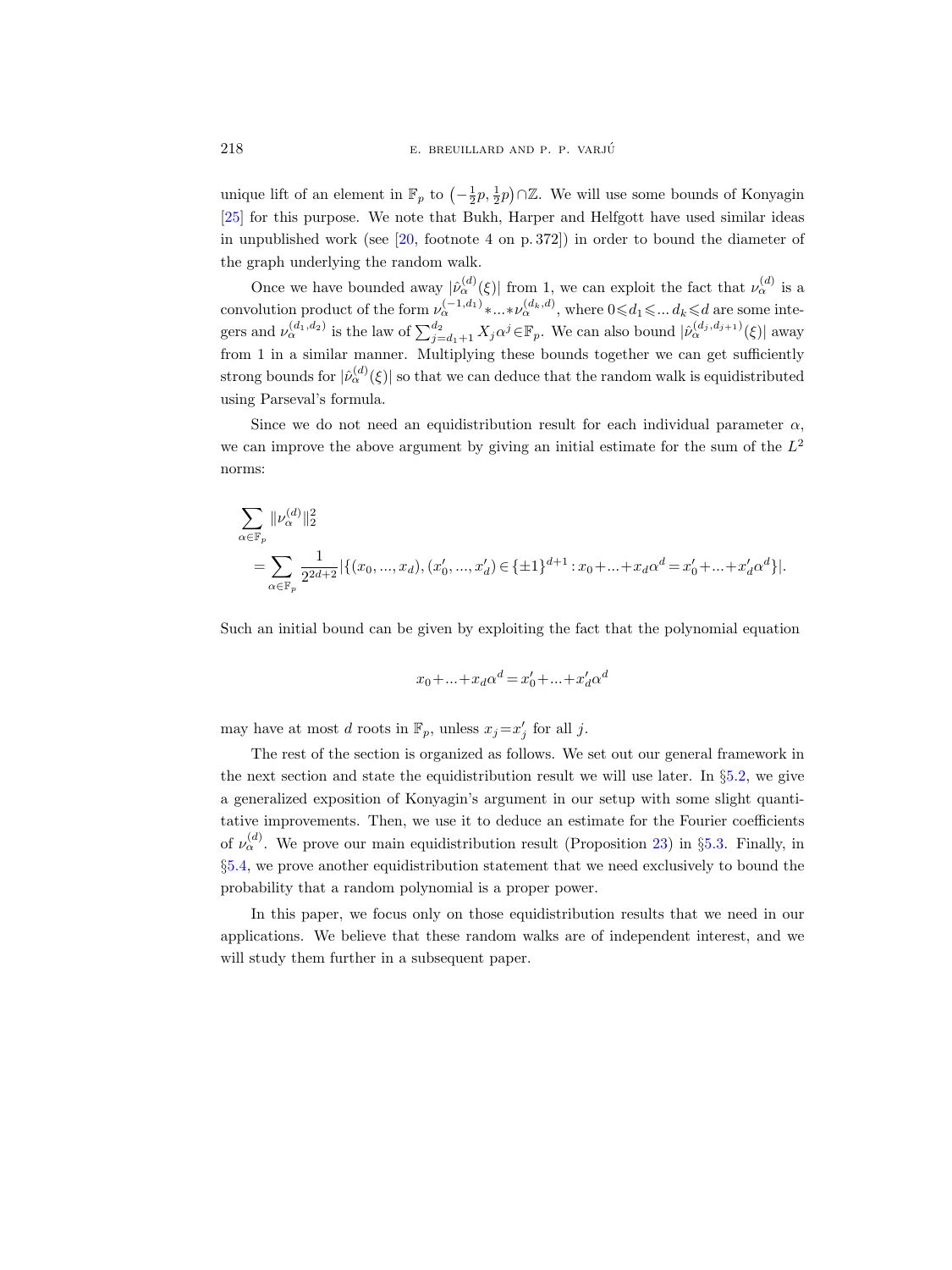unique lift of an element in $\mathbb{F}_p$ to $\left(-\frac{1}{2}p, \frac{1}{2}p\right) \cap \mathbb{Z}$. We will use some bounds of Konyagin [25] for this purpose. We note that Bukh, Harper and Helfgott have used similar ideas in unpublished work (see [20, footnote 4 on p. 372]) in order to bound the diameter of the graph underlying the random walk.

Once we have bounded away $|\hat{\nu}_\alpha^{(d)}(\xi)|$ from 1, we can exploit the fact that $\nu_\alpha^{(d)}$ is a convolution product of the form $\nu_\alpha^{(-1,d_1)} * ... * \nu_\alpha^{(d_k,d)}$, where $0 \leqslant d_1 \leqslant ... \, d_k \leqslant d$ are some integers and $\nu_\alpha^{(d_1,d_2)}$ is the law of $\sum_{j=d_1+1}^{d_2} X_j \alpha^j \in \mathbb{F}_p$. We can also bound $|\hat{\nu}_\alpha^{(d_j,d_{j+1})}(\xi)|$ away from 1 in a similar manner. Multiplying these bounds together we can get sufficiently strong bounds for $|\hat{\nu}_\alpha^{(d)}(\xi)|$ so that we can deduce that the random walk is equidistributed using Parseval's formula.

Since we do not need an equidistribution result for each individual parameter $\alpha$, we can improve the above argument by giving an initial estimate for the sum of the $L^2$ norms:

$$
\begin{aligned}
&\sum_{\alpha \in \mathbb{F}_p} \|\nu_\alpha^{(d)}\|_2^2 \\
&\quad = \sum_{\alpha \in \mathbb{F}_p} \frac{1}{2^{2d+2}} |\{(x_0, ..., x_d), (x_0', ..., x_d') \in \{\pm 1\}^{d+1} : x_0 + ... + x_d \alpha^d = x_0' + ... + x_d' \alpha^d\}|.
\end{aligned}
$$

Such an initial bound can be given by exploiting the fact that the polynomial equation

$$
x_0 + ... + x_d \alpha^d = x_0' + ... + x_d' \alpha^d
$$

may have at most $d$ roots in $\mathbb{F}_p$, unless $x_j = x_j'$ for all $j$.

The rest of the section is organized as follows. We set out our general framework in the next section and state the equidistribution result we will use later. In §5.2, we give a generalized exposition of Konyagin's argument in our setup with some slight quantitative improvements. Then, we use it to deduce an estimate for the Fourier coefficients of $\nu_\alpha^{(d)}$. We prove our main equidistribution result (Proposition 23) in §5.3. Finally, in §5.4, we prove another equidistribution statement that we need exclusively to bound the probability that a random polynomial is a proper power.

In this paper, we focus only on those equidistribution results that we need in our applications. We believe that these random walks are of independent interest, and we will study them further in a subsequent paper.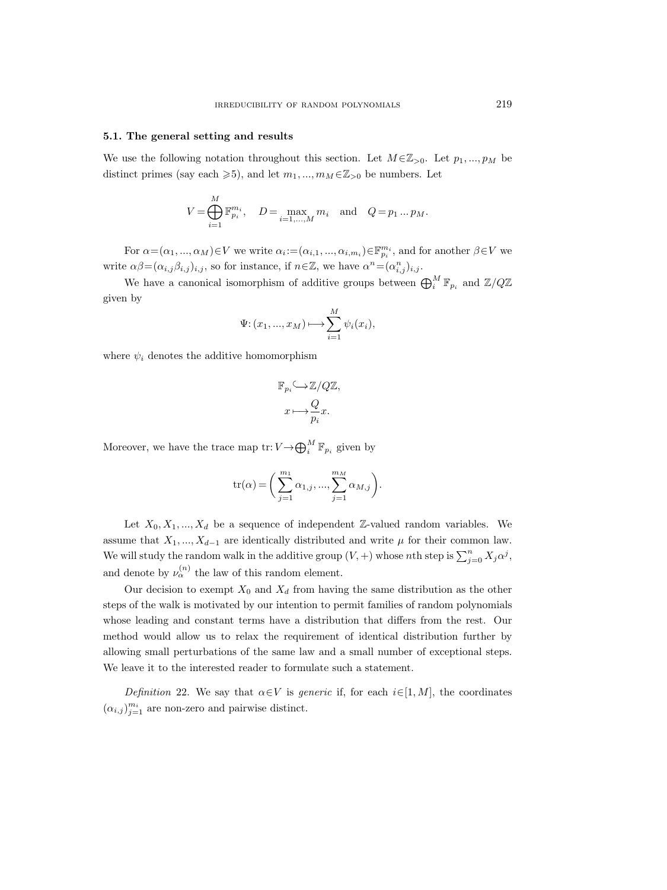### 5.1. The general setting and results

We use the following notation throughout this section. Let $M \in \mathbb{Z}_{>0}$. Let $p_1, ..., p_M$ be distinct primes (say each $\geqslant 5$), and let $m_1, ..., m_M \in \mathbb{Z}_{>0}$ be numbers. Let

$$V = \bigoplus_{i=1}^{M} \mathbb{F}_{p_i}^{m_i}, \quad D = \max_{i=1,...,M} m_i \quad \text{and} \quad Q = p_1 \ldots p_M.$$

For $\alpha = (\alpha_1, ..., \alpha_M) \in V$ we write $\alpha_i := (\alpha_{i,1}, ..., \alpha_{i,m_i}) \in \mathbb{F}_{p_i}^{m_i}$, and for another $\beta \in V$ we write $\alpha\beta = (\alpha_{i,j}\beta_{i,j})_{i,j}$, so for instance, if $n \in \mathbb{Z}$, we have $\alpha^n = (\alpha_{i,j}^n)_{i,j}$.

We have a canonical isomorphism of additive groups between $\bigoplus_i^M \mathbb{F}_{p_i}$ and $\mathbb{Z}/Q\mathbb{Z}$ given by

$$\Psi: (x_1, ..., x_M) \longmapsto \sum_{i=1}^{M} \psi_i(x_i),$$

where $\psi_i$ denotes the additive homomorphism

$$\mathbb{F}_{p_i} \hookrightarrow \mathbb{Z}/Q\mathbb{Z},$$
$$x \longmapsto \frac{Q}{p_i} x.$$

Moreover, we have the trace map $\operatorname{tr}: V \to \bigoplus_i^M \mathbb{F}_{p_i}$ given by

$$\operatorname{tr}(\alpha) = \left( \sum_{j=1}^{m_1} \alpha_{1,j}, ..., \sum_{j=1}^{m_M} \alpha_{M,j} \right).$$

Let $X_0, X_1, ..., X_d$ be a sequence of independent $\mathbb{Z}$-valued random variables. We assume that $X_1, ..., X_{d-1}$ are identically distributed and write $\mu$ for their common law. We will study the random walk in the additive group $(V, +)$ whose $n$th step is $\sum_{j=0}^{n} X_j \alpha^j$, and denote by $\nu_\alpha^{(n)}$ the law of this random element.

Our decision to exempt $X_0$ and $X_d$ from having the same distribution as the other steps of the walk is motivated by our intention to permit families of random polynomials whose leading and constant terms have a distribution that differs from the rest. Our method would allow us to relax the requirement of identical distribution further by allowing small perturbations of the same law and a small number of exceptional steps. We leave it to the interested reader to formulate such a statement.

*Definition* 22. We say that $\alpha \in V$ is *generic* if, for each $i \in [1, M]$, the coordinates $(\alpha_{i,j})_{j=1}^{m_i}$ are non-zero and pairwise distinct.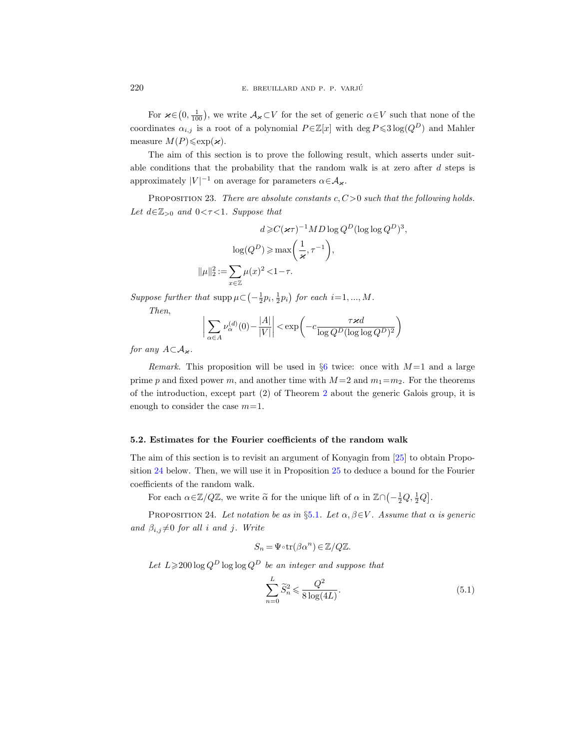For $\varkappa\in\left(0,\frac{1}{100}\right)$, we write $\mathcal{A}_\varkappa\subset V$ for the set of generic $\alpha\in V$ such that none of the coordinates $\alpha_{i,j}$ is a root of a polynomial $P\in\mathbb{Z}[x]$ with $\deg P\leqslant 3\log(Q^D)$ and Mahler measure $M(P)\leqslant\exp(\varkappa)$.

The aim of this section is to prove the following result, which asserts under suitable conditions that the probability that the random walk is at zero after $d$ steps is approximately $|V|^{-1}$ on average for parameters $\alpha\in\mathcal{A}_\varkappa$.

Proposition 23. *There are absolute constants $c,C>0$ such that the following holds. Let $d\in\mathbb{Z}_{>0}$ and $0<\tau<1$. Suppose that*

$$d\geqslant C(\varkappa\tau)^{-1}MD\log Q^D(\log\log Q^D)^3,$$

$$\log(Q^D)\geqslant\max\left(\frac{1}{\varkappa},\tau^{-1}\right),$$

$$\|\mu\|_2^2:=\sum_{x\in\mathbb{Z}}\mu(x)^2<1-\tau.$$

*Suppose further that* $\operatorname{supp}\mu\subset\left(-\frac{1}{2}p_i,\frac{1}{2}p_i\right)$ *for each* $i=1,\ldots,M$.

*Then,*

$$\left|\sum_{\alpha\in A}\nu_\alpha^{(d)}(0)-\frac{|A|}{|V|}\right|<\exp\left(-c\frac{\tau\varkappa d}{\log Q^D(\log\log Q^D)^2}\right)$$

*for any* $A\subset\mathcal{A}_\varkappa$.

*Remark.* This proposition will be used in §6 twice: once with $M=1$ and a large prime $p$ and fixed power $m$, and another time with $M=2$ and $m_1=m_2$. For the theorems of the introduction, except part (2) of Theorem 2 about the generic Galois group, it is enough to consider the case $m=1$.

### 5.2. Estimates for the Fourier coefficients of the random walk

The aim of this section is to revisit an argument of Konyagin from [25] to obtain Proposition 24 below. Then, we will use it in Proposition 25 to deduce a bound for the Fourier coefficients of the random walk.

For each $\alpha\in\mathbb{Z}/Q\mathbb{Z}$, we write $\widetilde{\alpha}$ for the unique lift of $\alpha$ in $\mathbb{Z}\cap\left(-\frac{1}{2}Q,\frac{1}{2}Q\right]$.

Proposition 24. *Let notation be as in §5.1. Let $\alpha,\beta\in V$. Assume that $\alpha$ is generic and $\beta_{i,j}\neq 0$ for all $i$ and $j$. Write*

$$S_n=\Psi\circ\operatorname{tr}(\beta\alpha^n)\in\mathbb{Z}/Q\mathbb{Z}.$$

*Let $L\geqslant 200\log Q^D\log\log Q^D$ be an integer and suppose that*

$$\sum_{n=0}^{L}\widetilde{S}_n^2\leqslant\frac{Q^2}{8\log(4L)}. \tag{5.1}$$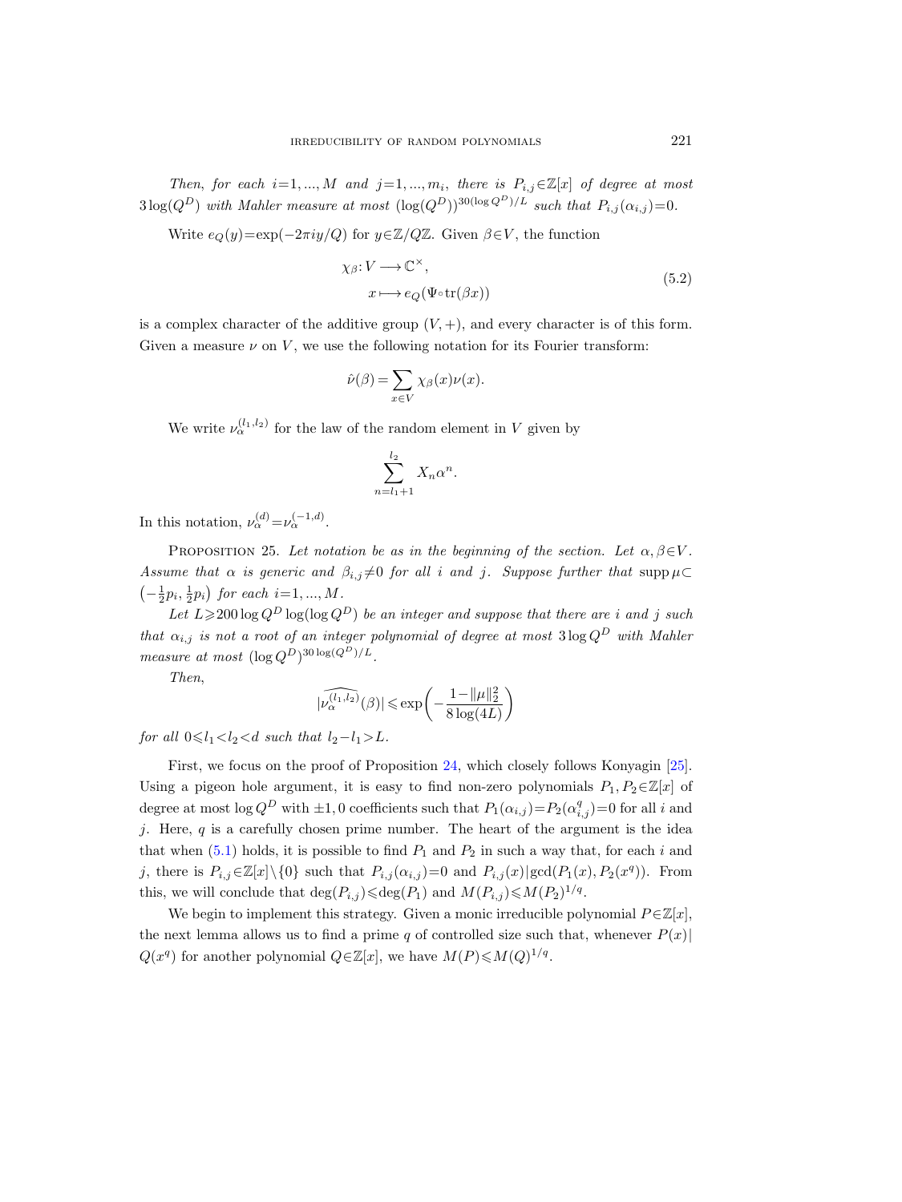*Then, for each $i=1,...,M$ and $j=1,...,m_i$, there is $P_{i,j}\in\mathbb{Z}[x]$ of degree at most $3\log(Q^D)$ with Mahler measure at most $(\log(Q^D))^{30(\log Q^D)/L}$ such that $P_{i,j}(\alpha_{i,j})=0$.*

Write $e_Q(y)=\exp(-2\pi i y/Q)$ for $y\in\mathbb{Z}/Q\mathbb{Z}$. Given $\beta\in V$, the function

$$
\begin{aligned}
\chi_\beta\colon V &\longrightarrow \mathbb{C}^\times,\\
x &\longmapsto e_Q(\Psi\circ\mathrm{tr}(\beta x))
\end{aligned}
\tag{5.2}
$$

is a complex character of the additive group $(V,+)$, and every character is of this form. Given a measure $\nu$ on $V$, we use the following notation for its Fourier transform:

$$
\hat{\nu}(\beta)=\sum_{x\in V}\chi_\beta(x)\nu(x).
$$

We write $\nu_\alpha^{(l_1,l_2)}$ for the law of the random element in $V$ given by

$$
\sum_{n=l_1+1}^{l_2} X_n\alpha^n.
$$

In this notation, $\nu_\alpha^{(d)}=\nu_\alpha^{(-1,d)}$.

PROPOSITION 25. *Let notation be as in the beginning of the section. Let $\alpha,\beta\in V$. Assume that $\alpha$ is generic and $\beta_{i,j}\neq 0$ for all $i$ and $j$. Suppose further that $\operatorname{supp}\mu\subset\left(-\frac{1}{2}p_i,\frac{1}{2}p_i\right)$ for each $i=1,...,M$.*

*Let $L\geqslant 200\log Q^D\log(\log Q^D)$ be an integer and suppose that there are $i$ and $j$ such that $\alpha_{i,j}$ is not a root of an integer polynomial of degree at most $3\log Q^D$ with Mahler measure at most $(\log Q^D)^{30\log(Q^D)/L}$.*

*Then,*

$$
|\widehat{\nu_\alpha^{(l_1,l_2)}}(\beta)|\leqslant \exp\left(-\frac{1-\|\mu\|_2^2}{8\log(4L)}\right)
$$

*for all $0\leqslant l_1<l_2<d$ such that $l_2-l_1>L$.*

First, we focus on the proof of Proposition 24, which closely follows Konyagin [25]. Using a pigeon hole argument, it is easy to find non-zero polynomials $P_1,P_2\in\mathbb{Z}[x]$ of degree at most $\log Q^D$ with $\pm1,0$ coefficients such that $P_1(\alpha_{i,j})=P_2(\alpha_{i,j}^q)=0$ for all $i$ and $j$. Here, $q$ is a carefully chosen prime number. The heart of the argument is the idea that when (5.1) holds, it is possible to find $P_1$ and $P_2$ in such a way that, for each $i$ and $j$, there is $P_{i,j}\in\mathbb{Z}[x]\setminus\{0\}$ such that $P_{i,j}(\alpha_{i,j})=0$ and $P_{i,j}(x)|\gcd(P_1(x),P_2(x^q))$. From this, we will conclude that $\deg(P_{i,j})\leqslant\deg(P_1)$ and $M(P_{i,j})\leqslant M(P_2)^{1/q}$.

We begin to implement this strategy. Given a monic irreducible polynomial $P\in\mathbb{Z}[x]$, the next lemma allows us to find a prime $q$ of controlled size such that, whenever $P(x)|Q(x^q)$ for another polynomial $Q\in\mathbb{Z}[x]$, we have $M(P)\leqslant M(Q)^{1/q}$.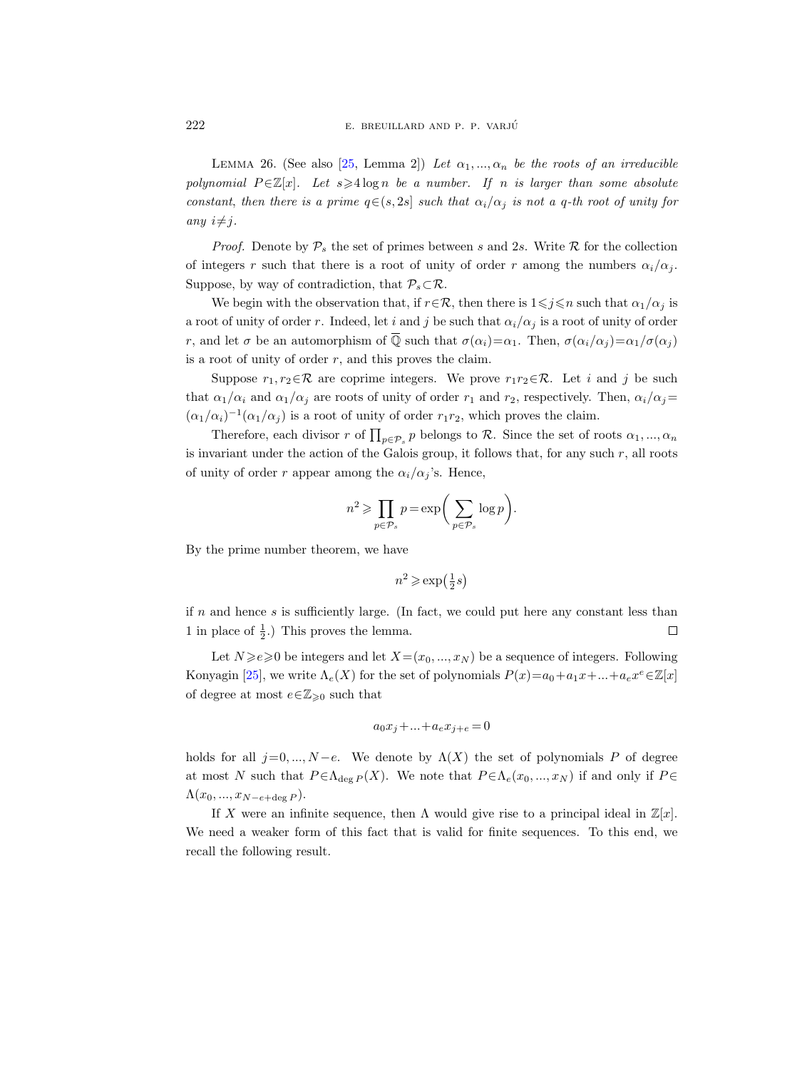Lemma 26. (See also [25, Lemma 2]) *Let $\alpha_1, ..., \alpha_n$ be the roots of an irreducible polynomial $P \in \mathbb{Z}[x]$. Let $s \geqslant 4 \log n$ be a number. If $n$ is larger than some absolute constant, then there is a prime $q \in (s, 2s]$ such that $\alpha_i/\alpha_j$ is not a $q$-th root of unity for any $i \neq j$.*

*Proof.* Denote by $\mathcal{P}_s$ the set of primes between $s$ and $2s$. Write $\mathcal{R}$ for the collection of integers $r$ such that there is a root of unity of order $r$ among the numbers $\alpha_i/\alpha_j$. Suppose, by way of contradiction, that $\mathcal{P}_s \subset \mathcal{R}$.

We begin with the observation that, if $r \in \mathcal{R}$, then there is $1 \leqslant j \leqslant n$ such that $\alpha_1/\alpha_j$ is a root of unity of order $r$. Indeed, let $i$ and $j$ be such that $\alpha_i/\alpha_j$ is a root of unity of order $r$, and let $\sigma$ be an automorphism of $\overline{\mathbb{Q}}$ such that $\sigma(\alpha_i) = \alpha_1$. Then, $\sigma(\alpha_i/\alpha_j) = \alpha_1/\sigma(\alpha_j)$ is a root of unity of order $r$, and this proves the claim.

Suppose $r_1, r_2 \in \mathcal{R}$ are coprime integers. We prove $r_1 r_2 \in \mathcal{R}$. Let $i$ and $j$ be such that $\alpha_1/\alpha_i$ and $\alpha_1/\alpha_j$ are roots of unity of order $r_1$ and $r_2$, respectively. Then, $\alpha_i/\alpha_j = (\alpha_1/\alpha_i)^{-1}(\alpha_1/\alpha_j)$ is a root of unity of order $r_1 r_2$, which proves the claim.

Therefore, each divisor $r$ of $\prod_{p \in \mathcal{P}_s} p$ belongs to $\mathcal{R}$. Since the set of roots $\alpha_1, ..., \alpha_n$ is invariant under the action of the Galois group, it follows that, for any such $r$, all roots of unity of order $r$ appear among the $\alpha_i/\alpha_j$'s. Hence,

$$n^2 \geqslant \prod_{p \in \mathcal{P}_s} p = \exp\biggl(\sum_{p \in \mathcal{P}_s} \log p\biggr).$$

By the prime number theorem, we have

$$n^2 \geqslant \exp\bigl(\tfrac{1}{2} s\bigr)$$

if $n$ and hence $s$ is sufficiently large. (In fact, we could put here any constant less than 1 in place of $\frac{1}{2}$.) This proves the lemma. $\square$

Let $N \geqslant e \geqslant 0$ be integers and let $X = (x_0, ..., x_N)$ be a sequence of integers. Following Konyagin [25], we write $\Lambda_e(X)$ for the set of polynomials $P(x) = a_0 + a_1 x + ... + a_e x^e \in \mathbb{Z}[x]$ of degree at most $e \in \mathbb{Z}_{\geqslant 0}$ such that

$$a_0 x_j + ... + a_e x_{j+e} = 0$$

holds for all $j = 0, ..., N - e$. We denote by $\Lambda(X)$ the set of polynomials $P$ of degree at most $N$ such that $P \in \Lambda_{\deg P}(X)$. We note that $P \in \Lambda_e(x_0, ..., x_N)$ if and only if $P \in \Lambda(x_0, ..., x_{N-e+\deg P})$.

If $X$ were an infinite sequence, then $\Lambda$ would give rise to a principal ideal in $\mathbb{Z}[x]$. We need a weaker form of this fact that is valid for finite sequences. To this end, we recall the following result.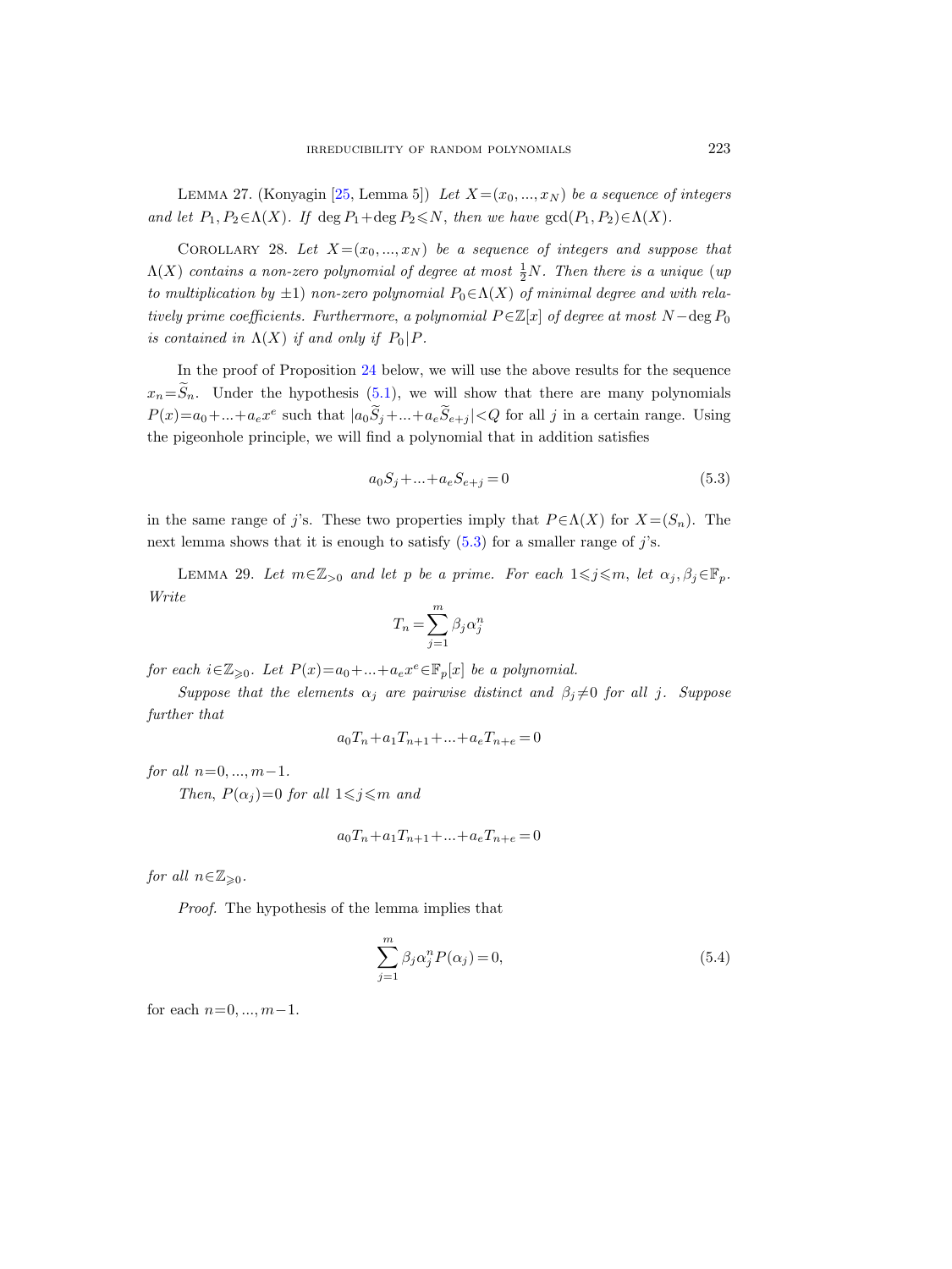**Lemma 27.** (Konyagin [25, Lemma 5]) *Let $X=(x_0, ..., x_N)$ be a sequence of integers and let $P_1, P_2 \in \Lambda(X)$. If $\deg P_1 + \deg P_2 \leqslant N$, then we have $\gcd(P_1, P_2) \in \Lambda(X)$.*

**Corollary 28.** *Let $X=(x_0, ..., x_N)$ be a sequence of integers and suppose that $\Lambda(X)$ contains a non-zero polynomial of degree at most $\frac{1}{2}N$. Then there is a unique (up to multiplication by $\pm 1$) non-zero polynomial $P_0 \in \Lambda(X)$ of minimal degree and with relatively prime coefficients. Furthermore, a polynomial $P \in \mathbb{Z}[x]$ of degree at most $N - \deg P_0$ is contained in $\Lambda(X)$ if and only if $P_0 | P$.*

In the proof of Proposition 24 below, we will use the above results for the sequence $x_n = \widetilde{S}_n$. Under the hypothesis (5.1), we will show that there are many polynomials $P(x) = a_0 + ... + a_e x^e$ such that $|a_0 \widetilde{S}_j + ... + a_e \widetilde{S}_{e+j}| < Q$ for all $j$ in a certain range. Using the pigeonhole principle, we will find a polynomial that in addition satisfies

$$a_0 S_j + ... + a_e S_{e+j} = 0 \tag{5.3}$$

in the same range of $j$'s. These two properties imply that $P \in \Lambda(X)$ for $X = (S_n)$. The next lemma shows that it is enough to satisfy (5.3) for a smaller range of $j$'s.

**Lemma 29.** *Let $m \in \mathbb{Z}_{>0}$ and let $p$ be a prime. For each $1 \leqslant j \leqslant m$, let $\alpha_j, \beta_j \in \mathbb{F}_p$. Write*

$$T_n = \sum_{j=1}^{m} \beta_j \alpha_j^n$$

*for each $i \in \mathbb{Z}_{\geqslant 0}$. Let $P(x) = a_0 + ... + a_e x^e \in \mathbb{F}_p[x]$ be a polynomial.*

*Suppose that the elements $\alpha_j$ are pairwise distinct and $\beta_j \neq 0$ for all $j$. Suppose further that*

$$a_0 T_n + a_1 T_{n+1} + ... + a_e T_{n+e} = 0$$

*for all $n = 0, ..., m-1$.*

*Then, $P(\alpha_j) = 0$ for all $1 \leqslant j \leqslant m$ and*

$$a_0 T_n + a_1 T_{n+1} + ... + a_e T_{n+e} = 0$$

*for all $n \in \mathbb{Z}_{\geqslant 0}$.*

*Proof.* The hypothesis of the lemma implies that

$$\sum_{j=1}^{m} \beta_j \alpha_j^n P(\alpha_j) = 0, \tag{5.4}$$

for each $n = 0, ..., m-1$.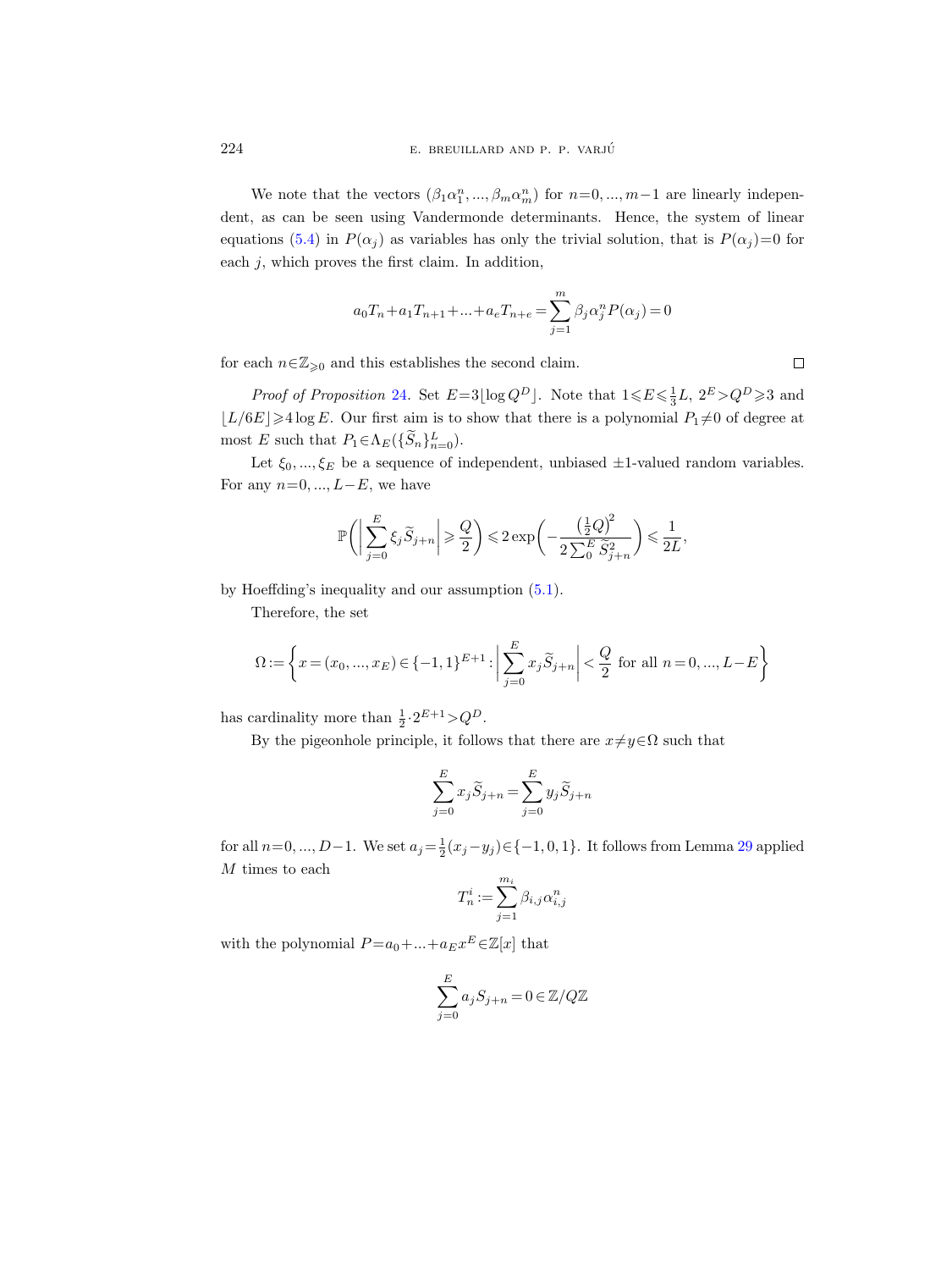We note that the vectors $(\beta_1\alpha_1^n, ..., \beta_m\alpha_m^n)$ for $n=0, ..., m-1$ are linearly independent, as can be seen using Vandermonde determinants. Hence, the system of linear equations (5.4) in $P(\alpha_j)$ as variables has only the trivial solution, that is $P(\alpha_j)=0$ for each $j$, which proves the first claim. In addition,

$$a_0T_n+a_1T_{n+1}+...+a_eT_{n+e} = \sum_{j=1}^{m} \beta_j\alpha_j^n P(\alpha_j) = 0$$

for each $n\in\mathbb{Z}_{\geqslant 0}$ and this establishes the second claim. □

*Proof of Proposition* 24. Set $E=3\lfloor \log Q^D \rfloor$. Note that $1\leqslant E\leqslant \frac{1}{3}L$, $2^E>Q^D\geqslant 3$ and $\lfloor L/6E\rfloor \geqslant 4\log E$. Our first aim is to show that there is a polynomial $P_1\neq 0$ of degree at most $E$ such that $P_1\in\Lambda_E(\{\widetilde{S}_n\}_{n=0}^{L})$.

Let $\xi_0, ..., \xi_E$ be a sequence of independent, unbiased $\pm 1$-valued random variables. For any $n=0, ..., L-E$, we have

$$\mathbb{P}\biggl(\biggl|\sum_{j=0}^{E} \xi_j\widetilde{S}_{j+n}\biggr| \geqslant \frac{Q}{2}\biggr) \leqslant 2\exp\biggl(-\frac{\left(\frac{1}{2}Q\right)^2}{2\sum_0^E \widetilde{S}_{j+n}^2}\biggr) \leqslant \frac{1}{2L},$$

by Hoeffding's inequality and our assumption (5.1).

Therefore, the set

$$\Omega := \biggl\{x=(x_0, ..., x_E)\in\{-1,1\}^{E+1} : \biggl|\sum_{j=0}^{E} x_j\widetilde{S}_{j+n}\biggr| < \frac{Q}{2} \text{ for all } n=0, ..., L-E\biggr\}$$

has cardinality more than $\frac{1}{2}\cdot 2^{E+1}>Q^D$.

By the pigeonhole principle, it follows that there are $x\neq y\in\Omega$ such that

$$\sum_{j=0}^{E} x_j\widetilde{S}_{j+n} = \sum_{j=0}^{E} y_j\widetilde{S}_{j+n}$$

for all $n=0, ..., D-1$. We set $a_j=\frac{1}{2}(x_j-y_j)\in\{-1,0,1\}$. It follows from Lemma 29 applied $M$ times to each

$$T_n^i := \sum_{j=1}^{m_i} \beta_{i,j}\alpha_{i,j}^n$$

with the polynomial $P=a_0+...+a_Ex^E\in\mathbb{Z}[x]$ that

$$\sum_{j=0}^{E} a_jS_{j+n} = 0 \in \mathbb{Z}/Q\mathbb{Z}$$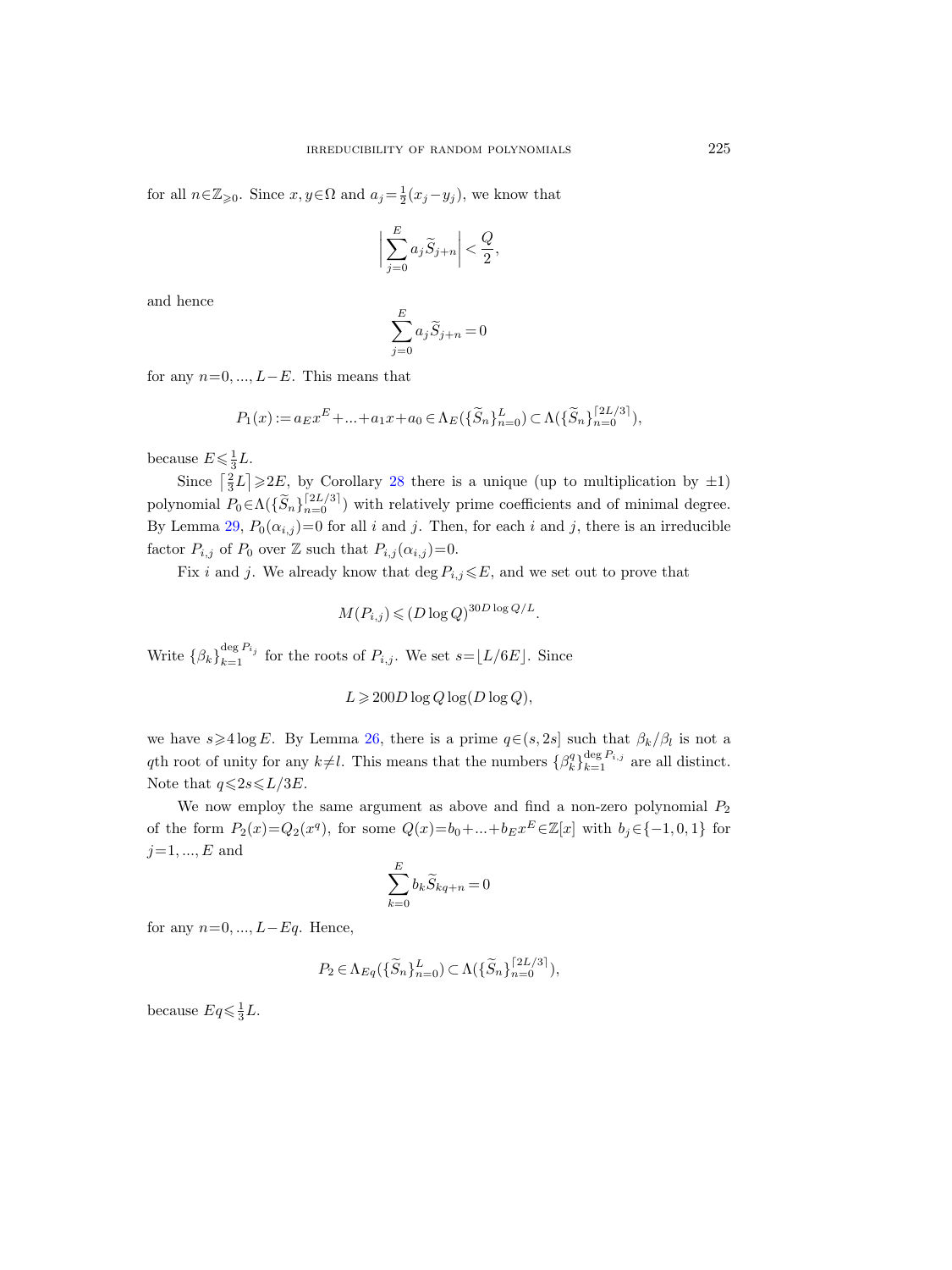for all $n\in\mathbb{Z}_{\geqslant 0}$. Since $x,y\in\Omega$ and $a_j=\frac{1}{2}(x_j-y_j)$, we know that

$$\left|\sum_{j=0}^{E} a_j \widetilde{S}_{j+n}\right| < \frac{Q}{2},$$

and hence

$$\sum_{j=0}^{E} a_j \widetilde{S}_{j+n} = 0$$

for any $n=0,...,L-E$. This means that

$$P_1(x) := a_E x^E + ... + a_1 x + a_0 \in \Lambda_E(\{\widetilde{S}_n\}_{n=0}^{L}) \subset \Lambda(\{\widetilde{S}_n\}_{n=0}^{\lceil 2L/3\rceil}),$$

because $E\leqslant \frac{1}{3}L$.

Since $\lceil \frac{2}{3}L\rceil \geqslant 2E$, by Corollary 28 there is a unique (up to multiplication by $\pm 1$) polynomial $P_0\in\Lambda(\{\widetilde{S}_n\}_{n=0}^{\lceil 2L/3\rceil})$ with relatively prime coefficients and of minimal degree. By Lemma 29, $P_0(\alpha_{i,j})=0$ for all $i$ and $j$. Then, for each $i$ and $j$, there is an irreducible factor $P_{i,j}$ of $P_0$ over $\mathbb{Z}$ such that $P_{i,j}(\alpha_{i,j})=0$.

Fix $i$ and $j$. We already know that $\deg P_{i,j}\leqslant E$, and we set out to prove that

$$M(P_{i,j}) \leqslant (D\log Q)^{30D\log Q/L}.$$

Write $\{\beta_k\}_{k=1}^{\deg P_{i_j}}$ for the roots of $P_{i,j}$. We set $s=\lfloor L/6E\rfloor$. Since

$$L \geqslant 200 D\log Q \log(D\log Q),$$

we have $s\geqslant 4\log E$. By Lemma 26, there is a prime $q\in(s,2s]$ such that $\beta_k/\beta_l$ is not a $q$th root of unity for any $k\neq l$. This means that the numbers $\{\beta_k^q\}_{k=1}^{\deg P_{i,j}}$ are all distinct. Note that $q\leqslant 2s\leqslant L/3E$.

We now employ the same argument as above and find a non-zero polynomial $P_2$ of the form $P_2(x)=Q_2(x^q)$, for some $Q(x)=b_0+...+b_E x^E\in\mathbb{Z}[x]$ with $b_j\in\{-1,0,1\}$ for $j=1,...,E$ and

$$\sum_{k=0}^{E} b_k \widetilde{S}_{kq+n} = 0$$

for any $n=0,...,L-Eq$. Hence,

$$P_2 \in \Lambda_{Eq}(\{\widetilde{S}_n\}_{n=0}^{L}) \subset \Lambda(\{\widetilde{S}_n\}_{n=0}^{\lceil 2L/3\rceil}),$$

because $Eq\leqslant \frac{1}{3}L$.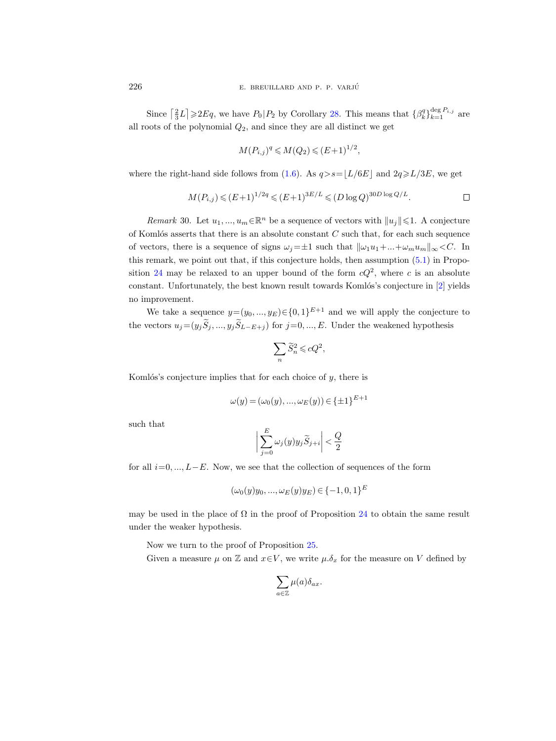Since $\lceil \frac{2}{3}L \rceil \geqslant 2Eq$, we have $P_0 | P_2$ by Corollary 28. This means that $\{\beta_k^q\}_{k=1}^{\deg P_{i,j}}$ are all roots of the polynomial $Q_2$, and since they are all distinct we get

$$M(P_{i,j})^q \leqslant M(Q_2) \leqslant (E+1)^{1/2},$$

where the right-hand side follows from (1.6). As $q > s = \lfloor L/6E \rfloor$ and $2q \geqslant L/3E$, we get

$$M(P_{i,j}) \leqslant (E+1)^{1/2q} \leqslant (E+1)^{3E/L} \leqslant (D \log Q)^{30D \log Q/L}. \qquad \square$$

*Remark* 30. Let $u_1, ..., u_m \in \mathbb{R}^n$ be a sequence of vectors with $\|u_j\| \leqslant 1$. A conjecture of Komlós asserts that there is an absolute constant $C$ such that, for each such sequence of vectors, there is a sequence of signs $\omega_j = \pm 1$ such that $\|\omega_1 u_1 + ... + \omega_m u_m\|_\infty < C$. In this remark, we point out that, if this conjecture holds, then assumption (5.1) in Proposition 24 may be relaxed to an upper bound of the form $cQ^2$, where $c$ is an absolute constant. Unfortunately, the best known result towards Komlós's conjecture in [2] yields no improvement.

We take a sequence $y = (y_0, ..., y_E) \in \{0,1\}^{E+1}$ and we will apply the conjecture to the vectors $u_j = (y_j \widetilde{S}_j, ..., y_j \widetilde{S}_{L-E+j})$ for $j = 0, ..., E$. Under the weakened hypothesis

$$\sum_n \widetilde{S}_n^2 \leqslant cQ^2,$$

Komlós's conjecture implies that for each choice of $y$, there is

$$\omega(y) = (\omega_0(y), ..., \omega_E(y)) \in \{\pm 1\}^{E+1}$$

such that

$$\left| \sum_{j=0}^{E} \omega_j(y) y_j \widetilde{S}_{j+i} \right| < \frac{Q}{2}$$

for all $i = 0, ..., L-E$. Now, we see that the collection of sequences of the form

$$(\omega_0(y) y_0, ..., \omega_E(y) y_E) \in \{-1, 0, 1\}^E$$

may be used in the place of $\Omega$ in the proof of Proposition 24 to obtain the same result under the weaker hypothesis.

Now we turn to the proof of Proposition 25.

Given a measure $\mu$ on $\mathbb{Z}$ and $x \in V$, we write $\mu.\delta_x$ for the measure on $V$ defined by

$$\sum_{a \in \mathbb{Z}} \mu(a) \delta_{ax}.$$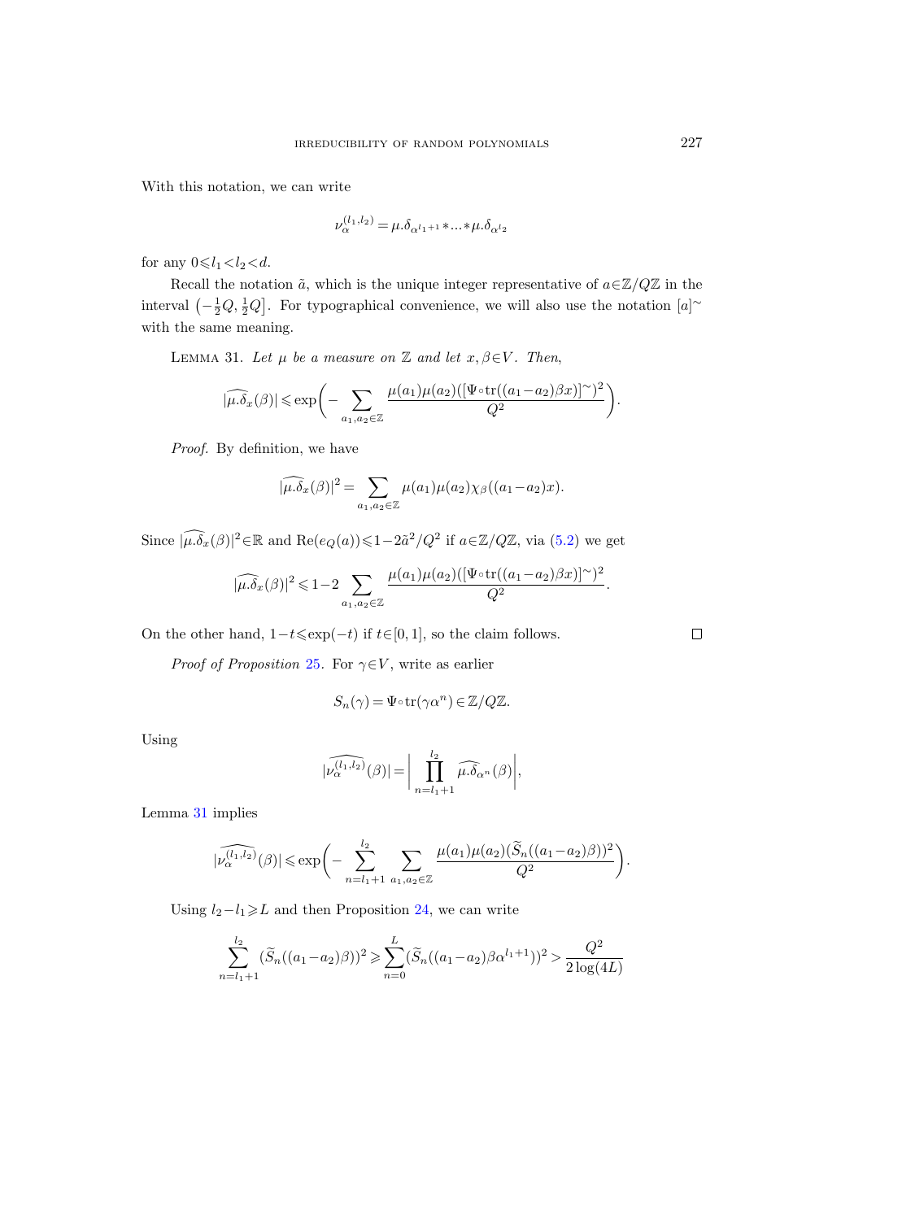With this notation, we can write

$$\nu_\alpha^{(l_1,l_2)} = \mu.\delta_{\alpha^{l_1+1}} * \ldots * \mu.\delta_{\alpha^{l_2}}$$

for any $0 \leqslant l_1 < l_2 < d$.

Recall the notation $\tilde{a}$, which is the unique integer representative of $a \in \mathbb{Z}/Q\mathbb{Z}$ in the interval $\left(-\frac{1}{2}Q, \frac{1}{2}Q\right]$. For typographical convenience, we will also use the notation $[a]^\sim$ with the same meaning.

LEMMA 31. *Let $\mu$ be a measure on $\mathbb{Z}$ and let $x, \beta \in V$. Then,*

$$|\widehat{\mu.\delta_x}(\beta)| \leqslant \exp\biggl(-\sum_{a_1,a_2 \in \mathbb{Z}} \frac{\mu(a_1)\mu(a_2)([\Psi \circ \operatorname{tr}((a_1-a_2)\beta x)]^\sim)^2}{Q^2}\biggr).$$

*Proof.* By definition, we have

$$|\widehat{\mu.\delta_x}(\beta)|^2 = \sum_{a_1,a_2 \in \mathbb{Z}} \mu(a_1)\mu(a_2)\chi_\beta((a_1-a_2)x).$$

Since $|\widehat{\mu.\delta_x}(\beta)|^2 \in \mathbb{R}$ and $\operatorname{Re}(e_Q(a)) \leqslant 1 - 2\tilde{a}^2/Q^2$ if $a \in \mathbb{Z}/Q\mathbb{Z}$, via (5.2) we get

$$|\widehat{\mu.\delta_x}(\beta)|^2 \leqslant 1 - 2\sum_{a_1,a_2 \in \mathbb{Z}} \frac{\mu(a_1)\mu(a_2)([\Psi \circ \operatorname{tr}((a_1-a_2)\beta x)]^\sim)^2}{Q^2}.$$

On the other hand, $1-t \leqslant \exp(-t)$ if $t \in [0,1]$, so the claim follows. $\square$

*Proof of Proposition* 25. For $\gamma \in V$, write as earlier

$$S_n(\gamma) = \Psi \circ \operatorname{tr}(\gamma\alpha^n) \in \mathbb{Z}/Q\mathbb{Z}.$$

Using

$$|\widehat{\nu_\alpha^{(l_1,l_2)}}(\beta)| = \biggl|\prod_{n=l_1+1}^{l_2} \widehat{\mu.\delta_{\alpha^n}}(\beta)\biggr|,$$

Lemma 31 implies

$$|\widehat{\nu_\alpha^{(l_1,l_2)}}(\beta)| \leqslant \exp\biggl(-\sum_{n=l_1+1}^{l_2} \sum_{a_1,a_2 \in \mathbb{Z}} \frac{\mu(a_1)\mu(a_2)(\widetilde{S}_n((a_1-a_2)\beta))^2}{Q^2}\biggr).$$

Using $l_2 - l_1 \geqslant L$ and then Proposition 24, we can write

$$\sum_{n=l_1+1}^{l_2} (\widetilde{S}_n((a_1-a_2)\beta))^2 \geqslant \sum_{n=0}^{L} (\widetilde{S}_n((a_1-a_2)\beta\alpha^{l_1+1}))^2 > \frac{Q^2}{2\log(4L)}$$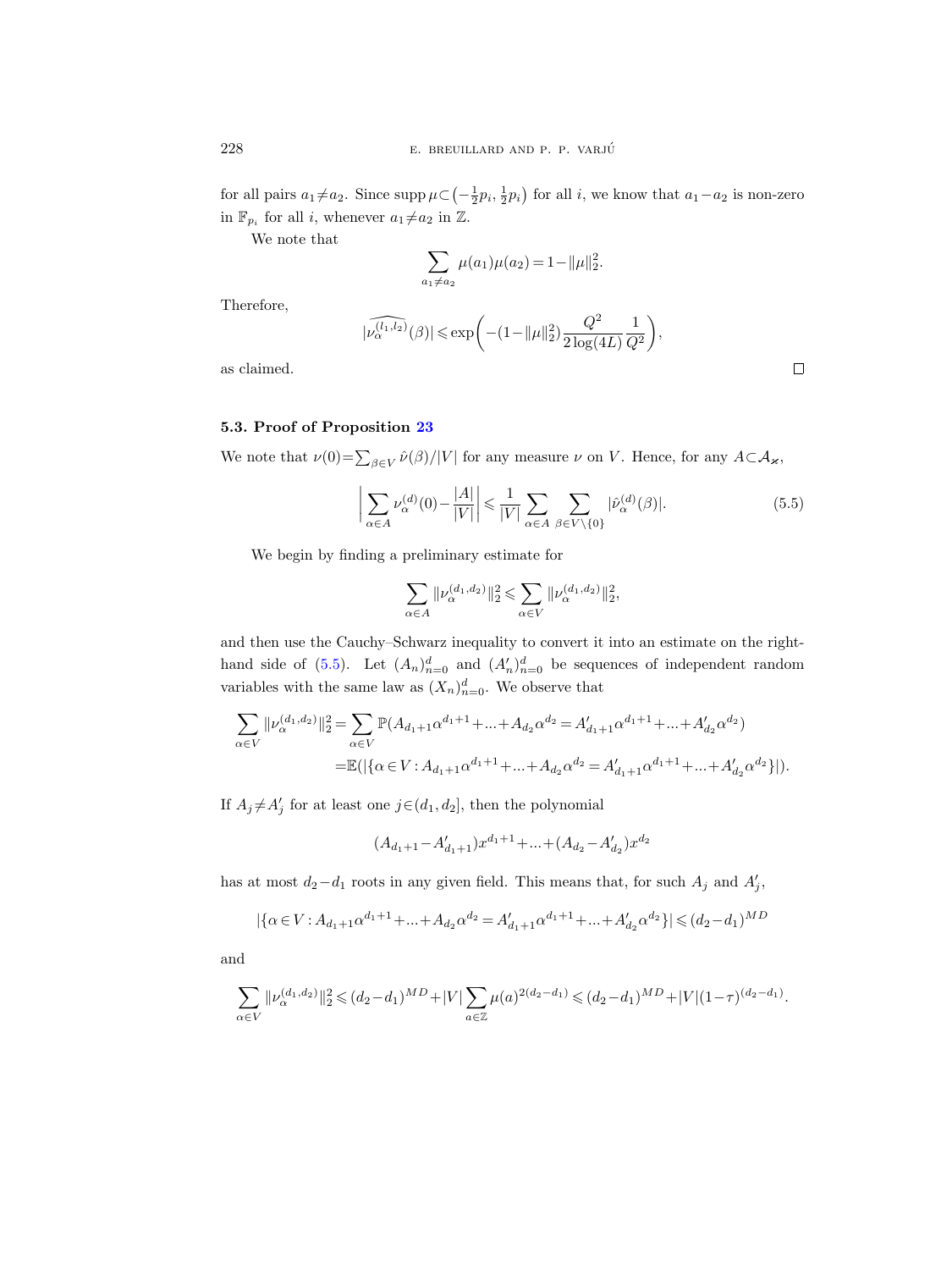for all pairs $a_1 \neq a_2$. Since $\operatorname{supp} \mu \subset \left(-\frac{1}{2}p_i, \frac{1}{2}p_i\right)$ for all $i$, we know that $a_1 - a_2$ is non-zero in $\mathbb{F}_{p_i}$ for all $i$, whenever $a_1 \neq a_2$ in $\mathbb{Z}$.

We note that

$$\sum_{a_1 \neq a_2} \mu(a_1)\mu(a_2) = 1 - \|\mu\|_2^2.$$

Therefore,

$$|\widehat{\nu_\alpha^{(l_1,l_2)}}(\beta)| \leqslant \exp\left(-(1-\|\mu\|_2^2)\frac{Q^2}{2\log(4L)}\frac{1}{Q^2}\right),$$

as claimed. $\square$

### 5.3. Proof of Proposition 23

We note that $\nu(0) = \sum_{\beta \in V} \hat{\nu}(\beta)/|V|$ for any measure $\nu$ on $V$. Hence, for any $A \subset \mathcal{A}_\varkappa$,

$$\left| \sum_{\alpha \in A} \nu_\alpha^{(d)}(0) - \frac{|A|}{|V|} \right| \leqslant \frac{1}{|V|} \sum_{\alpha \in A} \sum_{\beta \in V \setminus \{0\}} |\hat{\nu}_\alpha^{(d)}(\beta)|. \tag{5.5}$$

We begin by finding a preliminary estimate for

$$\sum_{\alpha \in A} \|\nu_\alpha^{(d_1,d_2)}\|_2^2 \leqslant \sum_{\alpha \in V} \|\nu_\alpha^{(d_1,d_2)}\|_2^2,$$

and then use the Cauchy–Schwarz inequality to convert it into an estimate on the right-hand side of (5.5). Let $(A_n)_{n=0}^d$ and $(A_n')_{n=0}^d$ be sequences of independent random variables with the same law as $(X_n)_{n=0}^d$. We observe that

$$\begin{aligned}
\sum_{\alpha \in V} \|\nu_\alpha^{(d_1,d_2)}\|_2^2 &= \sum_{\alpha \in V} \mathbb{P}(A_{d_1+1}\alpha^{d_1+1} + \ldots + A_{d_2}\alpha^{d_2} = A_{d_1+1}'\alpha^{d_1+1} + \ldots + A_{d_2}'\alpha^{d_2}) \\
&= \mathbb{E}(|\{\alpha \in V : A_{d_1+1}\alpha^{d_1+1} + \ldots + A_{d_2}\alpha^{d_2} = A_{d_1+1}'\alpha^{d_1+1} + \ldots + A_{d_2}'\alpha^{d_2}\}|).
\end{aligned}$$

If $A_j \neq A_j'$ for at least one $j \in (d_1, d_2]$, then the polynomial

$$(A_{d_1+1} - A_{d_1+1}')x^{d_1+1} + \ldots + (A_{d_2} - A_{d_2}')x^{d_2}$$

has at most $d_2 - d_1$ roots in any given field. This means that, for such $A_j$ and $A_j'$,

$$|\{\alpha \in V : A_{d_1+1}\alpha^{d_1+1} + \ldots + A_{d_2}\alpha^{d_2} = A_{d_1+1}'\alpha^{d_1+1} + \ldots + A_{d_2}'\alpha^{d_2}\}| \leqslant (d_2 - d_1)^{MD}$$

and

$$\sum_{\alpha \in V} \|\nu_\alpha^{(d_1,d_2)}\|_2^2 \leqslant (d_2 - d_1)^{MD} + |V| \sum_{a \in \mathbb{Z}} \mu(a)^{2(d_2 - d_1)} \leqslant (d_2 - d_1)^{MD} + |V|(1-\tau)^{(d_2 - d_1)}.$$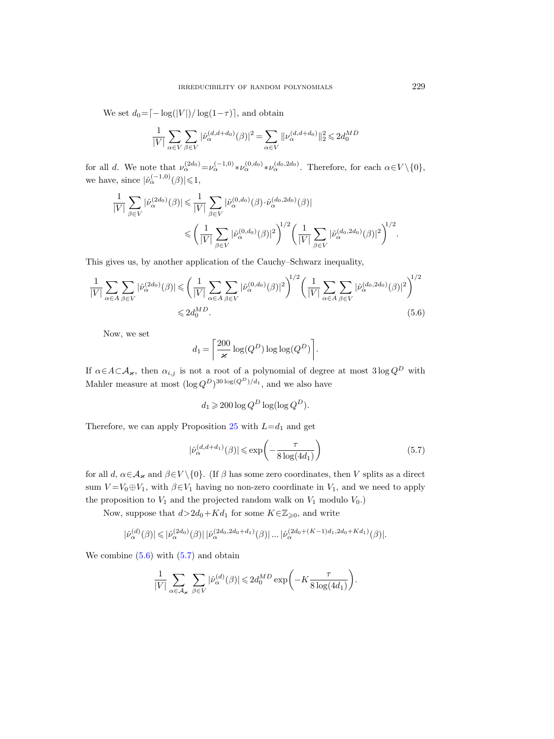We set $d_0 = \lceil -\log(|V|)/\log(1-\tau) \rceil$, and obtain

$$\frac{1}{|V|}\sum_{\alpha\in V}\sum_{\beta\in V}|\hat{\nu}_\alpha^{(d,d+d_0)}(\beta)|^2 = \sum_{\alpha\in V}\|\nu_\alpha^{(d,d+d_0)}\|_2^2 \leqslant 2d_0^{MD}$$

for all $d$. We note that $\nu_\alpha^{(2d_0)} = \nu_\alpha^{(-1,0)} * \nu_\alpha^{(0,d_0)} * \nu_\alpha^{(d_0,2d_0)}$. Therefore, for each $\alpha\in V\setminus\{0\}$, we have, since $|\hat{\nu}_\alpha^{(-1,0)}(\beta)|\leqslant 1$,

$$\begin{aligned}\frac{1}{|V|}\sum_{\beta\in V}|\hat{\nu}_\alpha^{(2d_0)}(\beta)| &\leqslant \frac{1}{|V|}\sum_{\beta\in V}|\hat{\nu}_\alpha^{(0,d_0)}(\beta)\cdot\hat{\nu}_\alpha^{(d_0,2d_0)}(\beta)| \\ &\leqslant \bigg(\frac{1}{|V|}\sum_{\beta\in V}|\hat{\nu}_\alpha^{(0,d_0)}(\beta)|^2\bigg)^{1/2}\bigg(\frac{1}{|V|}\sum_{\beta\in V}|\hat{\nu}_\alpha^{(d_0,2d_0)}(\beta)|^2\bigg)^{1/2}.\end{aligned}$$

This gives us, by another application of the Cauchy–Schwarz inequality,

$$\begin{aligned}\frac{1}{|V|}\sum_{\alpha\in A}\sum_{\beta\in V}|\hat{\nu}_\alpha^{(2d_0)}(\beta)| &\leqslant \bigg(\frac{1}{|V|}\sum_{\alpha\in A}\sum_{\beta\in V}|\hat{\nu}_\alpha^{(0,d_0)}(\beta)|^2\bigg)^{1/2}\bigg(\frac{1}{|V|}\sum_{\alpha\in A}\sum_{\beta\in V}|\hat{\nu}_\alpha^{(d_0,2d_0)}(\beta)|^2\bigg)^{1/2} \\ &\leqslant 2d_0^{MD}. \end{aligned}\tag{5.6}$$

Now, we set

$$d_1 = \bigg\lceil \frac{200}{\varkappa}\log(Q^D)\log\log(Q^D)\bigg\rceil.$$

If $\alpha\in A\subset\mathcal{A}_\varkappa$, then $\alpha_{i,j}$ is not a root of a polynomial of degree at most $3\log Q^D$ with Mahler measure at most $(\log Q^D)^{30\log(Q^D)/d_1}$, and we also have

$$d_1 \geqslant 200\log Q^D\log(\log Q^D).$$

Therefore, we can apply Proposition 25 with $L=d_1$ and get

$$|\hat{\nu}_\alpha^{(d,d+d_1)}(\beta)| \leqslant \exp\bigg(-\frac{\tau}{8\log(4d_1)}\bigg) \tag{5.7}$$

for all $d$, $\alpha\in\mathcal{A}_\varkappa$ and $\beta\in V\setminus\{0\}$. (If $\beta$ has some zero coordinates, then $V$ splits as a direct sum $V=V_0\oplus V_1$, with $\beta\in V_1$ having no non-zero coordinate in $V_1$, and we need to apply the proposition to $V_1$ and the projected random walk on $V_1$ modulo $V_0$.)

Now, suppose that $d>2d_0+Kd_1$ for some $K\in\mathbb{Z}_{\geqslant 0}$, and write

$$|\hat{\nu}_\alpha^{(d)}(\beta)| \leqslant |\hat{\nu}_\alpha^{(2d_0)}(\beta)|\,|\hat{\nu}_\alpha^{(2d_0,2d_0+d_1)}(\beta)| \ldots |\hat{\nu}_\alpha^{(2d_0+(K-1)d_1,2d_0+Kd_1)}(\beta)|.$$

We combine (5.6) with (5.7) and obtain

$$\frac{1}{|V|}\sum_{\alpha\in\mathcal{A}_\varkappa}\sum_{\beta\in V}|\hat{\nu}_\alpha^{(d)}(\beta)| \leqslant 2d_0^{MD}\exp\bigg(-K\frac{\tau}{8\log(4d_1)}\bigg).$$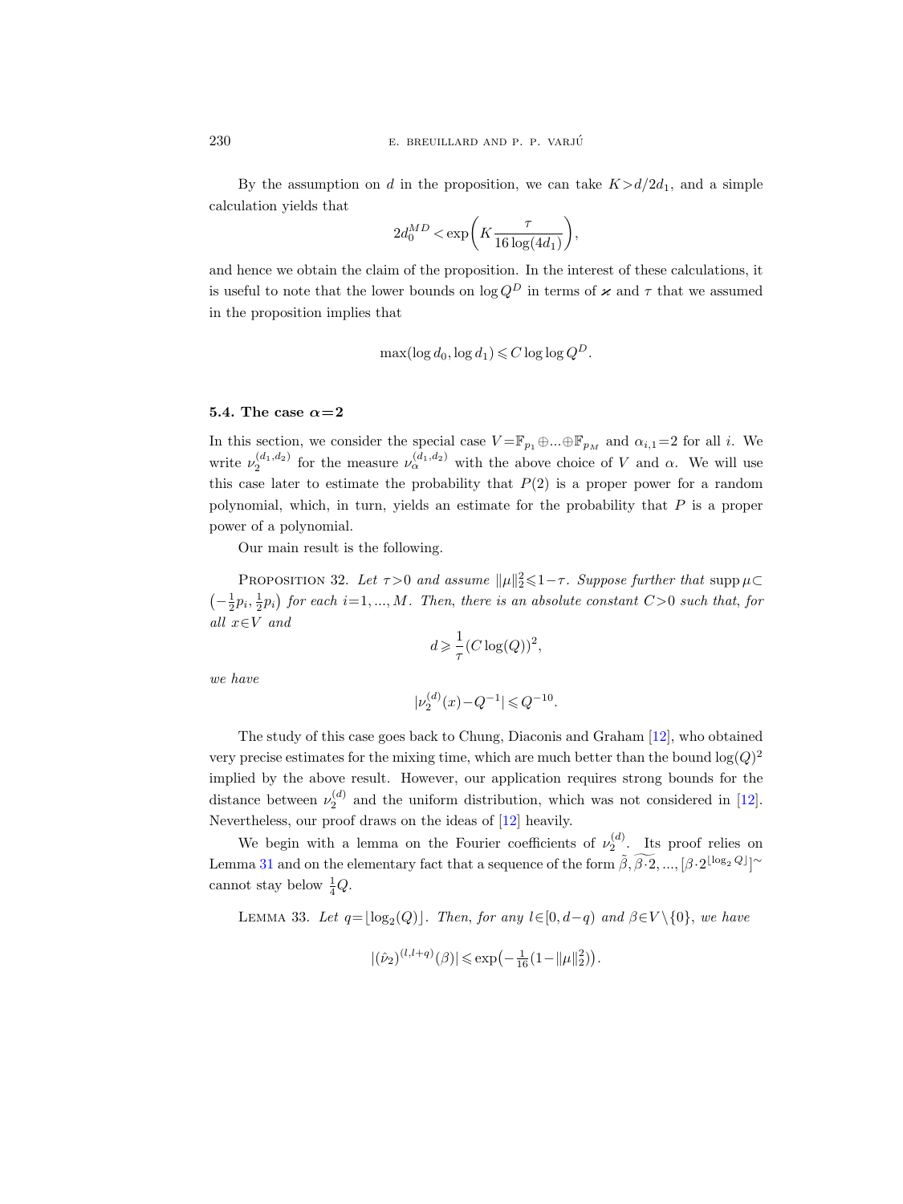By the assumption on $d$ in the proposition, we can take $K > d/2d_1$, and a simple calculation yields that

$$2d_0^{MD} < \exp\left(K \frac{\tau}{16\log(4d_1)}\right),$$

and hence we obtain the claim of the proposition. In the interest of these calculations, it is useful to note that the lower bounds on $\log Q^D$ in terms of $\varkappa$ and $\tau$ that we assumed in the proposition implies that

$$\max(\log d_0, \log d_1) \leqslant C \log\log Q^D.$$

### 5.4. The case $\alpha=2$

In this section, we consider the special case $V = \mathbb{F}_{p_1} \oplus ... \oplus \mathbb{F}_{p_M}$ and $\alpha_{i,1}=2$ for all $i$. We write $\nu_2^{(d_1,d_2)}$ for the measure $\nu_\alpha^{(d_1,d_2)}$ with the above choice of $V$ and $\alpha$. We will use this case later to estimate the probability that $P(2)$ is a proper power for a random polynomial, which, in turn, yields an estimate for the probability that $P$ is a proper power of a polynomial.

Our main result is the following.

PROPOSITION 32. *Let $\tau > 0$ and assume $\|\mu\|_2^2 \leqslant 1-\tau$. Suppose further that $\operatorname{supp}\mu \subset \left(-\frac{1}{2}p_i, \frac{1}{2}p_i\right)$ for each $i=1, ..., M$. Then, there is an absolute constant $C>0$ such that, for all $x \in V$ and*

$$d \geqslant \frac{1}{\tau}(C\log(Q))^2,$$

*we have*

$$|\nu_2^{(d)}(x) - Q^{-1}| \leqslant Q^{-10}.$$

The study of this case goes back to Chung, Diaconis and Graham [12], who obtained very precise estimates for the mixing time, which are much better than the bound $\log(Q)^2$ implied by the above result. However, our application requires strong bounds for the distance between $\nu_2^{(d)}$ and the uniform distribution, which was not considered in [12]. Nevertheless, our proof draws on the ideas of [12] heavily.

We begin with a lemma on the Fourier coefficients of $\nu_2^{(d)}$. Its proof relies on Lemma 31 and on the elementary fact that a sequence of the form $\tilde{\beta}, \widetilde{\beta \cdot 2}, ..., [\beta \cdot 2^{\lfloor \log_2 Q \rfloor}]^{\sim}$ cannot stay below $\frac{1}{4}Q$.

LEMMA 33. *Let $q = \lfloor \log_2(Q) \rfloor$. Then, for any $l \in [0, d-q)$ and $\beta \in V \setminus \{0\}$, we have*

$$|(\hat{\nu}_2)^{(l,l+q)}(\beta)| \leqslant \exp\left(-\tfrac{1}{16}(1-\|\mu\|_2^2)\right).$$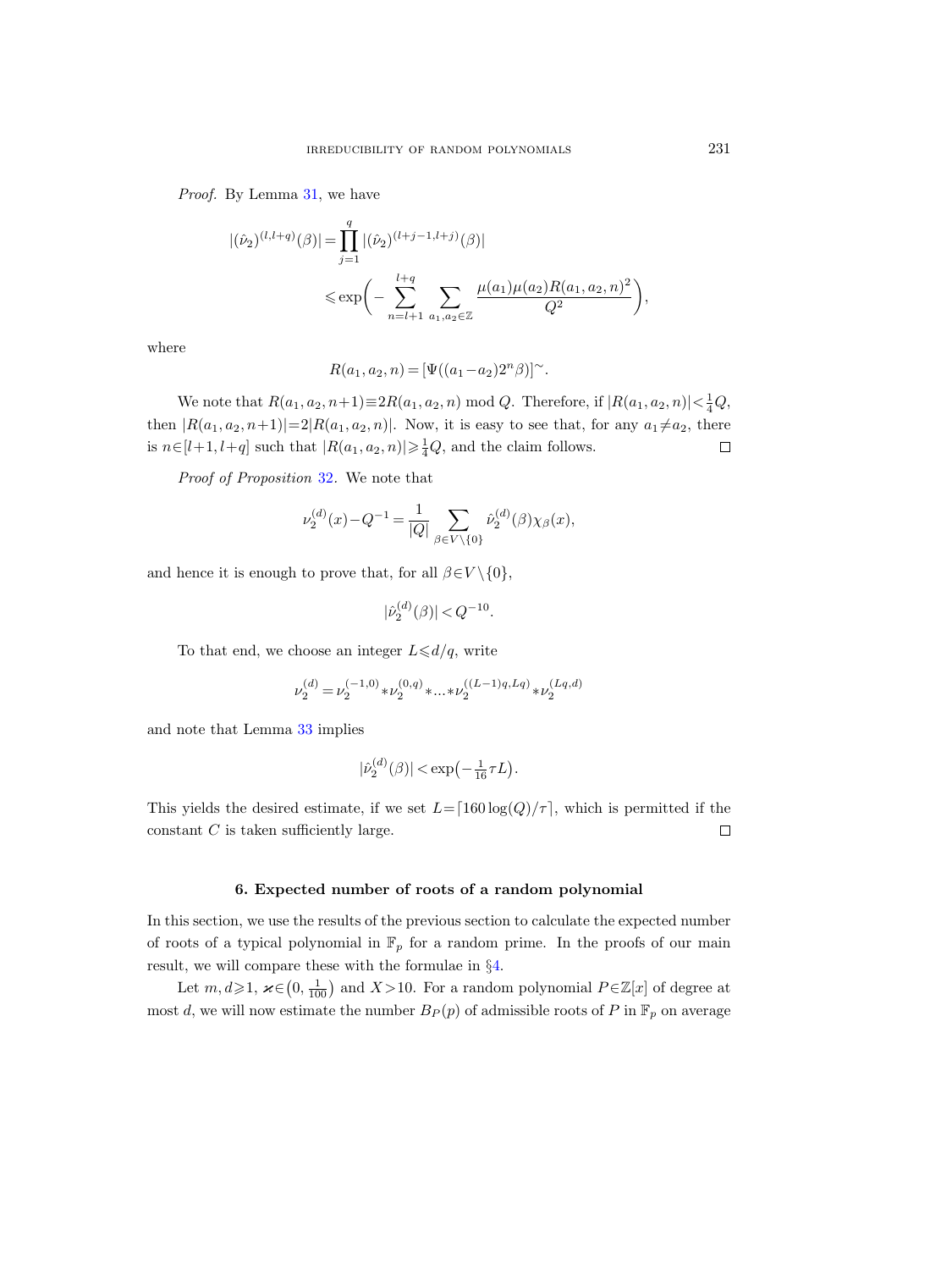*Proof.* By Lemma 31, we have

$$|(\hat{\nu}_2)^{(l,l+q)}(\beta)| = \prod_{j=1}^{q} |(\hat{\nu}_2)^{(l+j-1,l+j)}(\beta)|$$

$$\leqslant \exp\biggl(-\sum_{n=l+1}^{l+q} \sum_{a_1,a_2\in\mathbb{Z}} \frac{\mu(a_1)\mu(a_2)R(a_1,a_2,n)^2}{Q^2}\biggr),$$

where

$$R(a_1,a_2,n) = [\Psi((a_1-a_2)2^n\beta)]^{\sim}.$$

We note that $R(a_1,a_2,n+1)\equiv 2R(a_1,a_2,n) \bmod Q$. Therefore, if $|R(a_1,a_2,n)|<\frac{1}{4}Q$, then $|R(a_1,a_2,n+1)|=2|R(a_1,a_2,n)|$. Now, it is easy to see that, for any $a_1\neq a_2$, there is $n\in[l+1,l+q]$ such that $|R(a_1,a_2,n)|\geqslant\frac{1}{4}Q$, and the claim follows. ∎

*Proof of Proposition* 32. We note that

$$\nu_2^{(d)}(x)-Q^{-1} = \frac{1}{|Q|} \sum_{\beta\in V\setminus\{0\}} \hat{\nu}_2^{(d)}(\beta)\chi_\beta(x),$$

and hence it is enough to prove that, for all $\beta\in V\setminus\{0\}$,

$$|\hat{\nu}_2^{(d)}(\beta)| < Q^{-10}.$$

To that end, we choose an integer $L\leqslant d/q$, write

$$\nu_2^{(d)} = \nu_2^{(-1,0)} * \nu_2^{(0,q)} * \ldots * \nu_2^{((L-1)q,Lq)} * \nu_2^{(Lq,d)}$$

and note that Lemma 33 implies

$$|\hat{\nu}_2^{(d)}(\beta)| < \exp\bigl(-\tfrac{1}{16}\tau L\bigr).$$

This yields the desired estimate, if we set $L=\lceil 160\log(Q)/\tau\rceil$, which is permitted if the constant $C$ is taken sufficiently large. ∎

### 6. Expected number of roots of a random polynomial

In this section, we use the results of the previous section to calculate the expected number of roots of a typical polynomial in $\mathbb{F}_p$ for a random prime. In the proofs of our main result, we will compare these with the formulae in §4.

Let $m,d\geqslant 1$, $\varkappa\in\bigl(0,\frac{1}{100}\bigr)$ and $X>10$. For a random polynomial $P\in\mathbb{Z}[x]$ of degree at most $d$, we will now estimate the number $B_P(p)$ of admissible roots of $P$ in $\mathbb{F}_p$ on average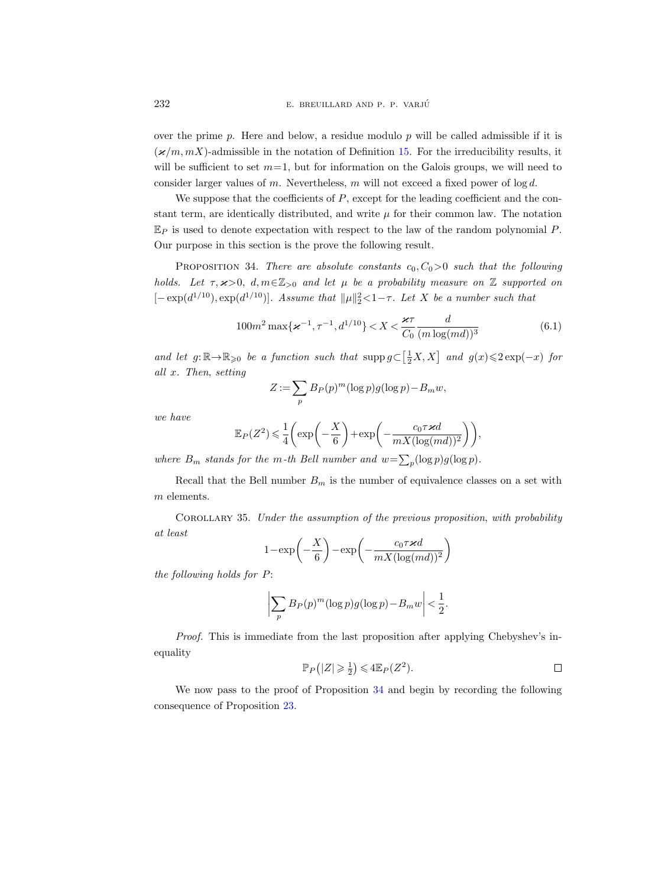over the prime $p$. Here and below, a residue modulo $p$ will be called admissible if it is $(\varkappa/m, mX)$-admissible in the notation of Definition 15. For the irreducibility results, it will be sufficient to set $m=1$, but for information on the Galois groups, we will need to consider larger values of $m$. Nevertheless, $m$ will not exceed a fixed power of $\log d$.

We suppose that the coefficients of $P$, except for the leading coefficient and the constant term, are identically distributed, and write $\mu$ for their common law. The notation $\mathbb{E}_P$ is used to denote expectation with respect to the law of the random polynomial $P$. Our purpose in this section is the prove the following result.

**Proposition 34.** *There are absolute constants $c_0, C_0>0$ such that the following holds. Let $\tau, \varkappa>0$, $d, m\in\mathbb{Z}_{>0}$ and let $\mu$ be a probability measure on $\mathbb{Z}$ supported on $[-\exp(d^{1/10}), \exp(d^{1/10})]$. Assume that $\|\mu\|_2^2<1-\tau$. Let $X$ be a number such that*

$$100m^2\max\{\varkappa^{-1}, \tau^{-1}, d^{1/10}\} < X < \frac{\varkappa\tau}{C_0}\frac{d}{(m\log(md))^3} \tag{6.1}$$

*and let $g\colon\mathbb{R}\to\mathbb{R}_{\geqslant 0}$ be a function such that $\operatorname{supp} g\subset\left[\frac{1}{2}X, X\right]$ and $g(x)\leqslant 2\exp(-x)$ for all $x$. Then, setting*

$$Z := \sum_p B_P(p)^m(\log p)g(\log p) - B_m w,$$

*we have*

$$\mathbb{E}_P(Z^2)\leqslant\frac{1}{4}\left(\exp\left(-\frac{X}{6}\right)+\exp\left(-\frac{c_0\tau\varkappa d}{mX(\log(md))^2}\right)\right),$$

*where $B_m$ stands for the $m$-th Bell number and $w=\sum_p(\log p)g(\log p)$.*

Recall that the Bell number $B_m$ is the number of equivalence classes on a set with $m$ elements.

**Corollary 35.** *Under the assumption of the previous proposition, with probability at least*

$$1-\exp\left(-\frac{X}{6}\right)-\exp\left(-\frac{c_0\tau\varkappa d}{mX(\log(md))^2}\right)$$

*the following holds for $P$:*

$$\left|\sum_p B_P(p)^m(\log p)g(\log p)-B_m w\right|<\frac{1}{2}.$$

*Proof.* This is immediate from the last proposition after applying Chebyshev's inequality

$$\mathbb{P}_P\left(|Z|\geqslant\tfrac{1}{2}\right)\leqslant 4\mathbb{E}_P(Z^2).$$ ∎

We now pass to the proof of Proposition 34 and begin by recording the following consequence of Proposition 23.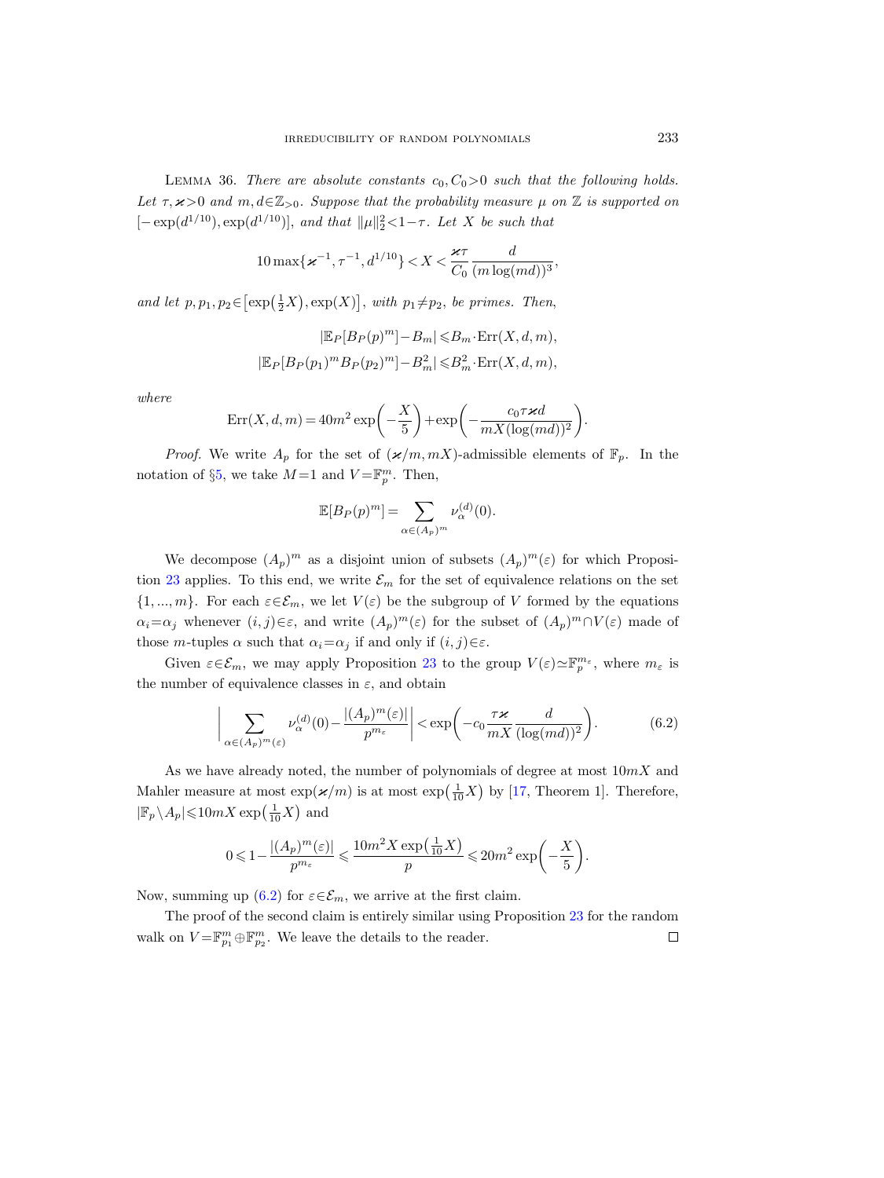Lemma 36. *There are absolute constants $c_0, C_0>0$ such that the following holds. Let $\tau, \varkappa>0$ and $m, d\in\mathbb{Z}_{>0}$. Suppose that the probability measure $\mu$ on $\mathbb{Z}$ is supported on $[-\exp(d^{1/10}), \exp(d^{1/10})]$, and that $\|\mu\|_2^2<1-\tau$. Let $X$ be such that*

$$10\max\{\varkappa^{-1}, \tau^{-1}, d^{1/10}\} < X < \frac{\varkappa\tau}{C_0}\frac{d}{(m\log(md))^3},$$

*and let $p, p_1, p_2\in\left[\exp\left(\tfrac{1}{2}X\right), \exp(X)\right]$, with $p_1\neq p_2$, be primes. Then,*

$$|\mathbb{E}_P[B_P(p)^m]-B_m| \leqslant B_m\cdot \mathrm{Err}(X, d, m),$$
$$|\mathbb{E}_P[B_P(p_1)^m B_P(p_2)^m]-B_m^2| \leqslant B_m^2\cdot \mathrm{Err}(X, d, m),$$

*where*

$$\mathrm{Err}(X, d, m) = 40m^2\exp\left(-\frac{X}{5}\right)+\exp\left(-\frac{c_0\tau\varkappa d}{mX(\log(md))^2}\right).$$

*Proof.* We write $A_p$ for the set of $(\varkappa/m, mX)$-admissible elements of $\mathbb{F}_p$. In the notation of §5, we take $M=1$ and $V=\mathbb{F}_p^m$. Then,

$$\mathbb{E}[B_P(p)^m] = \sum_{\alpha\in(A_p)^m}\nu_\alpha^{(d)}(0).$$

We decompose $(A_p)^m$ as a disjoint union of subsets $(A_p)^m(\varepsilon)$ for which Proposition 23 applies. To this end, we write $\mathcal{E}_m$ for the set of equivalence relations on the set $\{1, ..., m\}$. For each $\varepsilon\in\mathcal{E}_m$, we let $V(\varepsilon)$ be the subgroup of $V$ formed by the equations $\alpha_i=\alpha_j$ whenever $(i,j)\in\varepsilon$, and write $(A_p)^m(\varepsilon)$ for the subset of $(A_p)^m\cap V(\varepsilon)$ made of those $m$-tuples $\alpha$ such that $\alpha_i=\alpha_j$ if and only if $(i,j)\in\varepsilon$.

Given $\varepsilon\in\mathcal{E}_m$, we may apply Proposition 23 to the group $V(\varepsilon)\simeq\mathbb{F}_p^{m_\varepsilon}$, where $m_\varepsilon$ is the number of equivalence classes in $\varepsilon$, and obtain

$$\left|\sum_{\alpha\in(A_p)^m(\varepsilon)}\nu_\alpha^{(d)}(0)-\frac{|(A_p)^m(\varepsilon)|}{p^{m_\varepsilon}}\right| < \exp\left(-c_0\frac{\tau\varkappa}{mX}\frac{d}{(\log(md))^2}\right). \tag{6.2}$$

As we have already noted, the number of polynomials of degree at most $10mX$ and Mahler measure at most $\exp(\varkappa/m)$ is at most $\exp\left(\frac{1}{10}X\right)$ by [17, Theorem 1]. Therefore, $|\mathbb{F}_p\setminus A_p|\leqslant 10mX\exp\left(\frac{1}{10}X\right)$ and

$$0\leqslant 1-\frac{|(A_p)^m(\varepsilon)|}{p^{m_\varepsilon}} \leqslant \frac{10m^2X\exp\left(\frac{1}{10}X\right)}{p} \leqslant 20m^2\exp\left(-\frac{X}{5}\right).$$

Now, summing up (6.2) for $\varepsilon\in\mathcal{E}_m$, we arrive at the first claim.

The proof of the second claim is entirely similar using Proposition 23 for the random walk on $V=\mathbb{F}_{p_1}^m\oplus\mathbb{F}_{p_2}^m$. We leave the details to the reader. □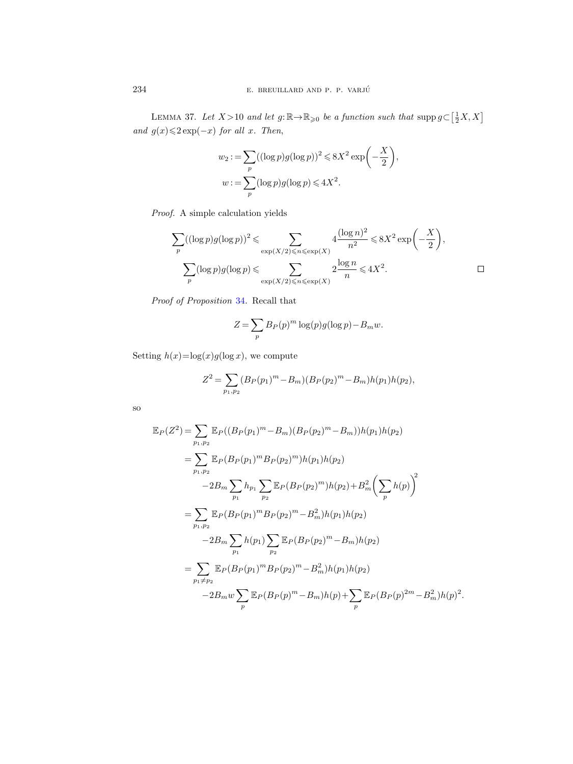LEMMA 37. *Let $X>10$ and let $g:\mathbb{R}\to\mathbb{R}_{\geqslant 0}$ be a function such that* $\operatorname{supp} g\subset\left[\frac{1}{2}X,X\right]$ *and $g(x)\leqslant 2\exp(-x)$ for all $x$. Then,*

$$w_2 := \sum_p ((\log p)g(\log p))^2 \leqslant 8X^2 \exp\left(-\frac{X}{2}\right),$$
$$w := \sum_p (\log p)g(\log p) \leqslant 4X^2.$$

*Proof.* A simple calculation yields

$$\sum_p ((\log p)g(\log p))^2 \leqslant \sum_{\exp(X/2)\leqslant n\leqslant \exp(X)} 4\frac{(\log n)^2}{n^2} \leqslant 8X^2\exp\left(-\frac{X}{2}\right),$$
$$\sum_p (\log p)g(\log p) \leqslant \sum_{\exp(X/2)\leqslant n\leqslant \exp(X)} 2\frac{\log n}{n} \leqslant 4X^2. \qquad \square$$

*Proof of Proposition* 34. Recall that

$$Z=\sum_p B_P(p)^m\log(p)g(\log p)-B_m w.$$

Setting $h(x)=\log(x)g(\log x)$, we compute

$$Z^2=\sum_{p_1,p_2}(B_P(p_1)^m-B_m)(B_P(p_2)^m-B_m)h(p_1)h(p_2),$$

so

$$\begin{aligned}
\mathbb{E}_P(Z^2) &= \sum_{p_1,p_2}\mathbb{E}_P((B_P(p_1)^m-B_m)(B_P(p_2)^m-B_m))h(p_1)h(p_2)\\
&= \sum_{p_1,p_2}\mathbb{E}_P(B_P(p_1)^m B_P(p_2)^m)h(p_1)h(p_2)\\
&\qquad -2B_m\sum_{p_1}h_{p_1}\sum_{p_2}\mathbb{E}_P(B_P(p_2)^m)h(p_2)+B_m^2\left(\sum_p h(p)\right)^2\\
&= \sum_{p_1,p_2}\mathbb{E}_P(B_P(p_1)^m B_P(p_2)^m-B_m^2)h(p_1)h(p_2)\\
&\qquad -2B_m\sum_{p_1}h(p_1)\sum_{p_2}\mathbb{E}_P(B_P(p_2)^m-B_m)h(p_2)\\
&= \sum_{p_1\neq p_2}\mathbb{E}_P(B_P(p_1)^m B_P(p_2)^m-B_m^2)h(p_1)h(p_2)\\
&\qquad -2B_m w\sum_p \mathbb{E}_P(B_P(p)^m-B_m)h(p)+\sum_p\mathbb{E}_P(B_P(p)^{2m}-B_m^2)h(p)^2.
\end{aligned}$$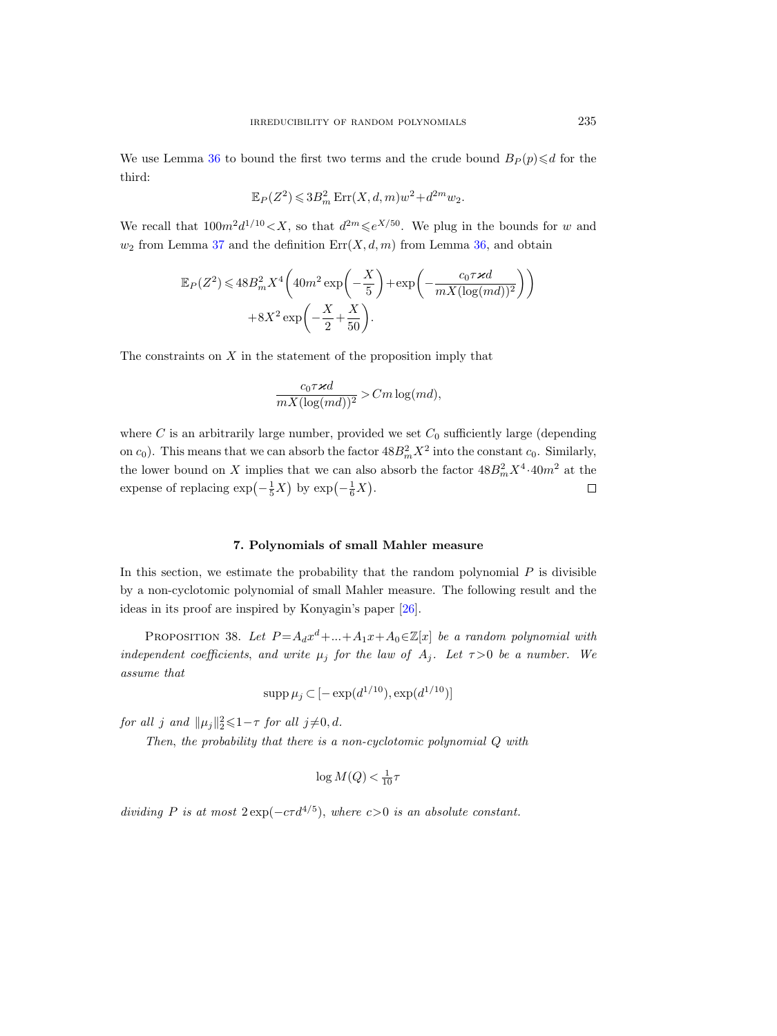We use Lemma 36 to bound the first two terms and the crude bound $B_P(p) \leqslant d$ for the third:

$$\mathbb{E}_P(Z^2) \leqslant 3B_m^2 \operatorname{Err}(X,d,m) w^2 + d^{2m} w_2.$$

We recall that $100m^2 d^{1/10} < X$, so that $d^{2m} \leqslant e^{X/50}$. We plug in the bounds for $w$ and $w_2$ from Lemma 37 and the definition $\operatorname{Err}(X,d,m)$ from Lemma 36, and obtain

$$\mathbb{E}_P(Z^2) \leqslant 48B_m^2 X^4 \left(40m^2 \exp\left(-\frac{X}{5}\right) + \exp\left(-\frac{c_0 \tau \varkappa d}{mX(\log(md))^2}\right)\right) + 8X^2 \exp\left(-\frac{X}{2} + \frac{X}{50}\right).$$

The constraints on $X$ in the statement of the proposition imply that

$$\frac{c_0 \tau \varkappa d}{mX(\log(md))^2} > Cm \log(md),$$

where $C$ is an arbitrarily large number, provided we set $C_0$ sufficiently large (depending on $c_0$). This means that we can absorb the factor $48B_m^2 X^2$ into the constant $c_0$. Similarly, the lower bound on $X$ implies that we can also absorb the factor $48B_m^2 X^4 \cdot 40m^2$ at the expense of replacing $\exp\left(-\frac{1}{5}X\right)$ by $\exp\left(-\frac{1}{6}X\right)$. $\square$

## 7. Polynomials of small Mahler measure

In this section, we estimate the probability that the random polynomial $P$ is divisible by a non-cyclotomic polynomial of small Mahler measure. The following result and the ideas in its proof are inspired by Konyagin's paper [26].

PROPOSITION 38. *Let $P = A_d x^d + \ldots + A_1 x + A_0 \in \mathbb{Z}[x]$ be a random polynomial with independent coefficients, and write $\mu_j$ for the law of $A_j$. Let $\tau > 0$ be a number. We assume that*

$$\operatorname{supp} \mu_j \subset [-\exp(d^{1/10}), \exp(d^{1/10})]$$

*for all $j$ and $\|\mu_j\|_2^2 \leqslant 1 - \tau$ for all $j \neq 0, d$.*

*Then, the probability that there is a non-cyclotomic polynomial $Q$ with*

$$\log M(Q) < \tfrac{1}{10}\tau$$

*dividing $P$ is at most $2\exp(-c\tau d^{4/5})$, where $c > 0$ is an absolute constant.*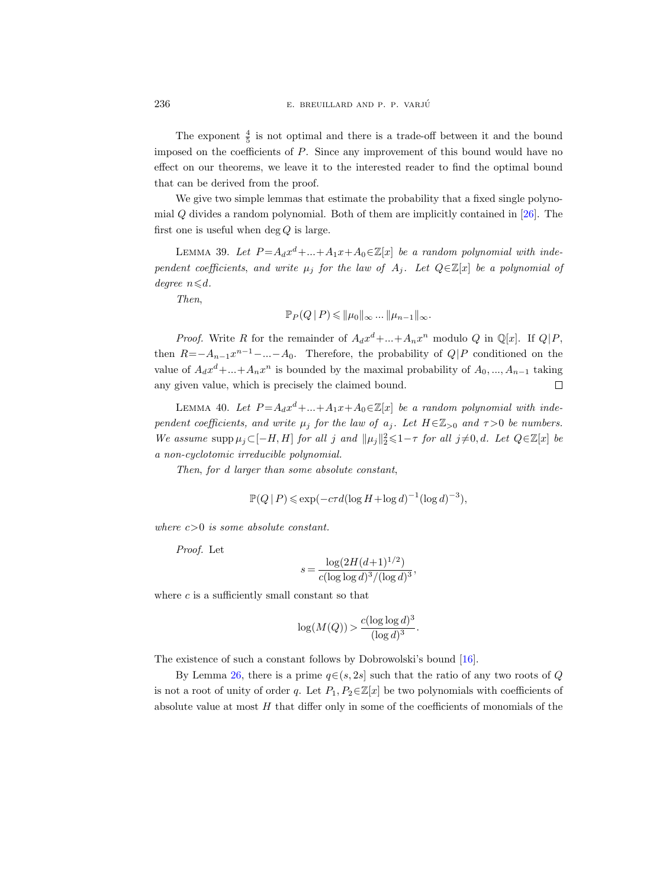The exponent $\frac{4}{5}$ is not optimal and there is a trade-off between it and the bound imposed on the coefficients of $P$. Since any improvement of this bound would have no effect on our theorems, we leave it to the interested reader to find the optimal bound that can be derived from the proof.

We give two simple lemmas that estimate the probability that a fixed single polynomial $Q$ divides a random polynomial. Both of them are implicitly contained in [26]. The first one is useful when $\deg Q$ is large.

LEMMA 39. *Let $P=A_dx^d+...+A_1x+A_0\in\mathbb{Z}[x]$ be a random polynomial with independent coefficients, and write $\mu_j$ for the law of $A_j$. Let $Q\in\mathbb{Z}[x]$ be a polynomial of degree $n\leqslant d$.*

*Then,*

$$\mathbb{P}_P(Q\,|\,P)\leqslant\|\mu_0\|_\infty\,...\,\|\mu_{n-1}\|_\infty.$$

*Proof.* Write $R$ for the remainder of $A_dx^d+...+A_nx^n$ modulo $Q$ in $\mathbb{Q}[x]$. If $Q|P$, then $R=-A_{n-1}x^{n-1}-...-A_0$. Therefore, the probability of $Q|P$ conditioned on the value of $A_dx^d+...+A_nx^n$ is bounded by the maximal probability of $A_0,...,A_{n-1}$ taking any given value, which is precisely the claimed bound. $\square$

LEMMA 40. *Let $P=A_dx^d+...+A_1x+A_0\in\mathbb{Z}[x]$ be a random polynomial with independent coefficients, and write $\mu_j$ for the law of $a_j$. Let $H\in\mathbb{Z}_{>0}$ and $\tau>0$ be numbers. We assume $\operatorname{supp}\mu_j\subset[-H,H]$ for all $j$ and $\|\mu_j\|_2^2\leqslant 1-\tau$ for all $j\neq 0,d$. Let $Q\in\mathbb{Z}[x]$ be a non-cyclotomic irreducible polynomial.*

*Then, for $d$ larger than some absolute constant,*

$$\mathbb{P}(Q\,|\,P)\leqslant\exp(-c\tau d(\log H+\log d)^{-1}(\log d)^{-3}),$$

*where $c>0$ is some absolute constant.*

*Proof.* Let

$$s=\frac{\log(2H(d+1)^{1/2})}{c(\log\log d)^3/(\log d)^3},$$

where $c$ is a sufficiently small constant so that

$$\log(M(Q))>\frac{c(\log\log d)^3}{(\log d)^3}.$$

The existence of such a constant follows by Dobrowolski's bound [16].

By Lemma 26, there is a prime $q\in(s,2s]$ such that the ratio of any two roots of $Q$ is not a root of unity of order $q$. Let $P_1,P_2\in\mathbb{Z}[x]$ be two polynomials with coefficients of absolute value at most $H$ that differ only in some of the coefficients of monomials of the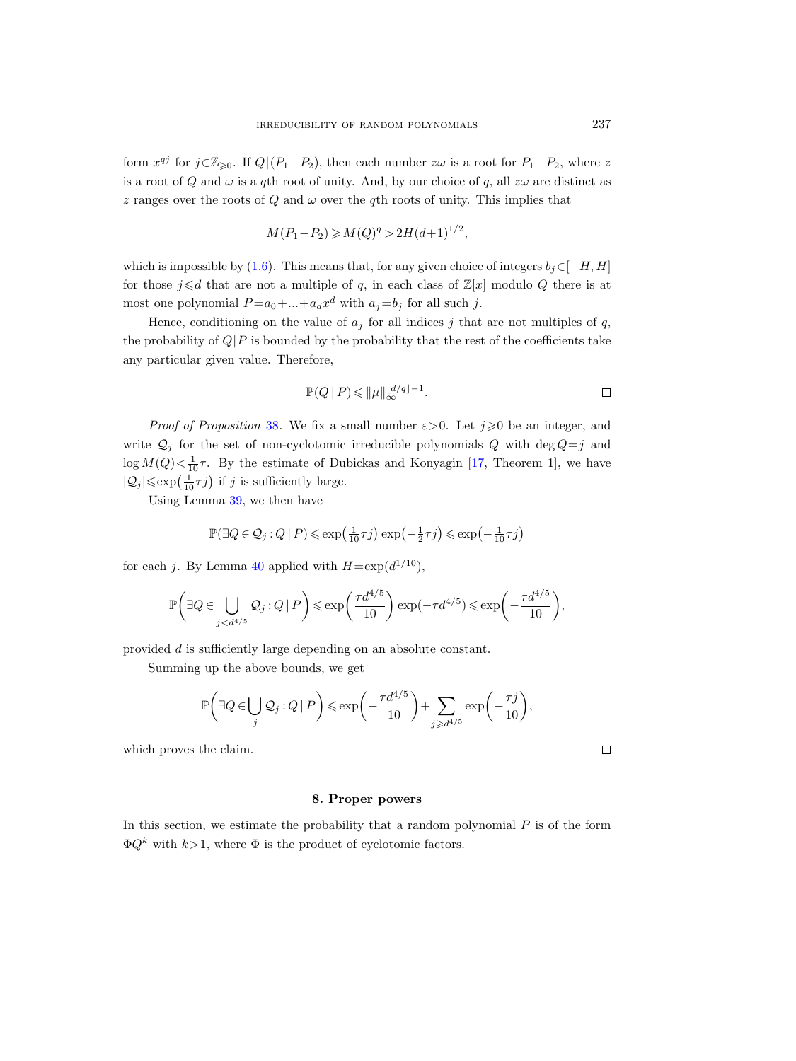form $x^{qj}$ for $j \in \mathbb{Z}_{\geqslant 0}$. If $Q \,|\, (P_1 - P_2)$, then each number $z\omega$ is a root for $P_1 - P_2$, where $z$ is a root of $Q$ and $\omega$ is a $q$th root of unity. And, by our choice of $q$, all $z\omega$ are distinct as $z$ ranges over the roots of $Q$ and $\omega$ over the $q$th roots of unity. This implies that

$$M(P_1 - P_2) \geqslant M(Q)^q > 2H(d+1)^{1/2},$$

which is impossible by (1.6). This means that, for any given choice of integers $b_j \in [-H, H]$ for those $j \leqslant d$ that are not a multiple of $q$, in each class of $\mathbb{Z}[x]$ modulo $Q$ there is at most one polynomial $P = a_0 + \ldots + a_d x^d$ with $a_j = b_j$ for all such $j$.

Hence, conditioning on the value of $a_j$ for all indices $j$ that are not multiples of $q$, the probability of $Q|P$ is bounded by the probability that the rest of the coefficients take any particular given value. Therefore,

$$\mathbb{P}(Q \,|\, P) \leqslant \|\mu\|_\infty^{\lfloor d/q \rfloor - 1}.$$

□

*Proof of Proposition* 38. We fix a small number $\varepsilon > 0$. Let $j \geqslant 0$ be an integer, and write $\mathcal{Q}_j$ for the set of non-cyclotomic irreducible polynomials $Q$ with $\deg Q = j$ and $\log M(Q) < \frac{1}{10}\tau$. By the estimate of Dubickas and Konyagin [17, Theorem 1], we have $|\mathcal{Q}_j| \leqslant \exp\left(\frac{1}{10}\tau j\right)$ if $j$ is sufficiently large.

Using Lemma 39, we then have

$$\mathbb{P}(\exists Q \in \mathcal{Q}_j : Q \,|\, P) \leqslant \exp\left(\tfrac{1}{10}\tau j\right) \exp\left(-\tfrac{1}{2}\tau j\right) \leqslant \exp\left(-\tfrac{1}{10}\tau j\right)$$

for each $j$. By Lemma 40 applied with $H = \exp(d^{1/10})$,

$$\mathbb{P}\biggl(\exists Q \in \bigcup_{j < d^{4/5}} \mathcal{Q}_j : Q \,|\, P\biggr) \leqslant \exp\biggl(\frac{\tau d^{4/5}}{10}\biggr) \exp(-\tau d^{4/5}) \leqslant \exp\biggl(-\frac{\tau d^{4/5}}{10}\biggr),$$

provided $d$ is sufficiently large depending on an absolute constant.

Summing up the above bounds, we get

$$\mathbb{P}\biggl(\exists Q \in \bigcup_j \mathcal{Q}_j : Q \,|\, P\biggr) \leqslant \exp\biggl(-\frac{\tau d^{4/5}}{10}\biggr) + \sum_{j \geqslant d^{4/5}} \exp\biggl(-\frac{\tau j}{10}\biggr),$$

which proves the claim.

□

## 8. Proper powers

In this section, we estimate the probability that a random polynomial $P$ is of the form $\Phi Q^k$ with $k > 1$, where $\Phi$ is the product of cyclotomic factors.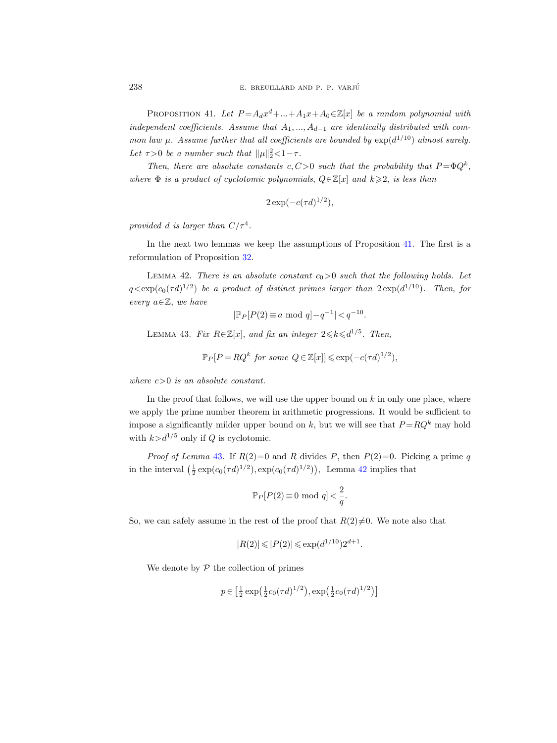Proposition 41. *Let $P=A_dx^d+...+A_1x+A_0\in\mathbb{Z}[x]$ be a random polynomial with independent coefficients. Assume that $A_1,...,A_{d-1}$ are identically distributed with common law $\mu$. Assume further that all coefficients are bounded by $\exp(d^{1/10})$ almost surely. Let $\tau>0$ be a number such that $\|\mu\|_2^2<1-\tau$.*

*Then, there are absolute constants $c,C>0$ such that the probability that $P=\Phi Q^k$, where $\Phi$ is a product of cyclotomic polynomials, $Q\in\mathbb{Z}[x]$ and $k\geqslant 2$, is less than*

$$2\exp(-c(\tau d)^{1/2}),$$

*provided $d$ is larger than $C/\tau^4$.*

In the next two lemmas we keep the assumptions of Proposition 41. The first is a reformulation of Proposition 32.

Lemma 42. *There is an absolute constant $c_0>0$ such that the following holds. Let $q<\exp(c_0(\tau d)^{1/2})$ be a product of distinct primes larger than $2\exp(d^{1/10})$. Then, for every $a\in\mathbb{Z}$, we have*

$$|\mathbb{P}_P[P(2)\equiv a \bmod q]-q^{-1}|<q^{-10}.$$

Lemma 43. *Fix $R\in\mathbb{Z}[x]$, and fix an integer $2\leqslant k\leqslant d^{1/5}$. Then,*

$$\mathbb{P}_P[P=RQ^k \text{ for some } Q\in\mathbb{Z}[x]]\leqslant\exp(-c(\tau d)^{1/2}),$$

*where $c>0$ is an absolute constant.*

In the proof that follows, we will use the upper bound on $k$ in only one place, where we apply the prime number theorem in arithmetic progressions. It would be sufficient to impose a significantly milder upper bound on $k$, but we will see that $P=RQ^k$ may hold with $k>d^{1/5}$ only if $Q$ is cyclotomic.

*Proof of Lemma 43.* If $R(2)=0$ and $R$ divides $P$, then $P(2)=0$. Picking a prime $q$ in the interval $\left(\frac{1}{2}\exp(c_0(\tau d)^{1/2}),\exp(c_0(\tau d)^{1/2})\right)$, Lemma 42 implies that

$$\mathbb{P}_P[P(2)\equiv 0 \bmod q]<\frac{2}{q}.$$

So, we can safely assume in the rest of the proof that $R(2)\neq 0$. We note also that

$$|R(2)|\leqslant|P(2)|\leqslant\exp(d^{1/10})2^{d+1}.$$

We denote by $\mathcal{P}$ the collection of primes

$$p\in\left[\tfrac{1}{2}\exp\left(\tfrac{1}{2}c_0(\tau d)^{1/2}\right),\exp\left(\tfrac{1}{2}c_0(\tau d)^{1/2}\right)\right]$$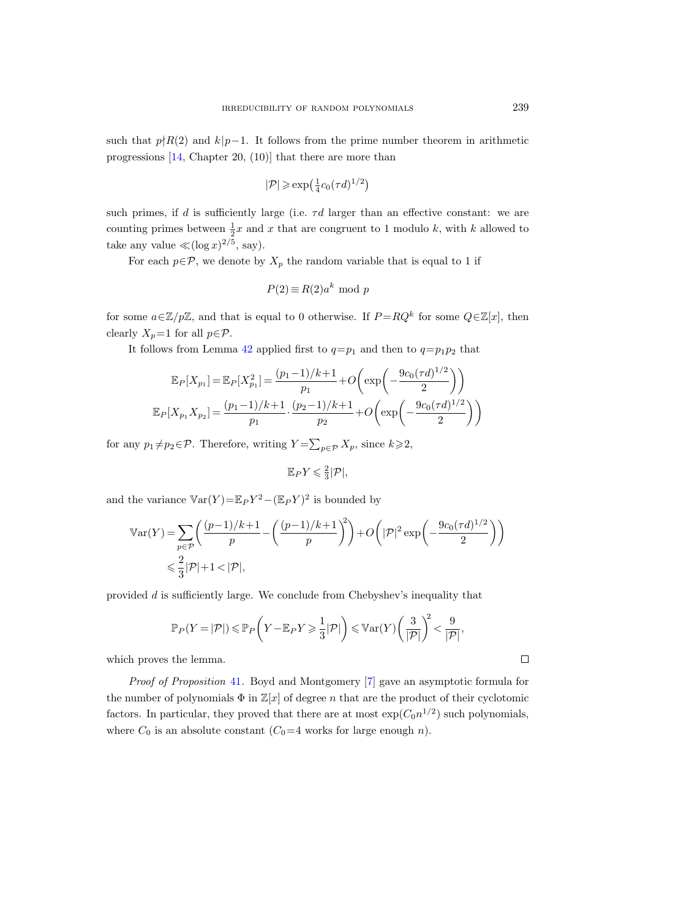such that $p\nmid R(2)$ and $k|p-1$. It follows from the prime number theorem in arithmetic progressions [14, Chapter 20, (10)] that there are more than

$$|\mathcal{P}| \geqslant \exp\left(\tfrac{1}{4}c_0(\tau d)^{1/2}\right)$$

such primes, if $d$ is sufficiently large (i.e. $\tau d$ larger than an effective constant: we are counting primes between $\frac{1}{2}x$ and $x$ that are congruent to 1 modulo $k$, with $k$ allowed to take any value $\ll (\log x)^{2/5}$, say).

For each $p\in\mathcal{P}$, we denote by $X_p$ the random variable that is equal to 1 if

$$P(2) \equiv R(2)a^k \bmod p$$

for some $a\in\mathbb{Z}/p\mathbb{Z}$, and that is equal to 0 otherwise. If $P=RQ^k$ for some $Q\in\mathbb{Z}[x]$, then clearly $X_p=1$ for all $p\in\mathcal{P}$.

It follows from Lemma 42 applied first to $q=p_1$ and then to $q=p_1p_2$ that

$$\mathbb{E}_P[X_{p_1}] = \mathbb{E}_P[X_{p_1}^2] = \frac{(p_1-1)/k+1}{p_1} + O\left(\exp\left(-\frac{9c_0(\tau d)^{1/2}}{2}\right)\right)$$
$$\mathbb{E}_P[X_{p_1}X_{p_2}] = \frac{(p_1-1)/k+1}{p_1}\cdot\frac{(p_2-1)/k+1}{p_2} + O\left(\exp\left(-\frac{9c_0(\tau d)^{1/2}}{2}\right)\right)$$

for any $p_1\neq p_2\in\mathcal{P}$. Therefore, writing $Y=\sum_{p\in\mathcal{P}} X_p$, since $k\geqslant 2$,

$$\mathbb{E}_P Y \leqslant \tfrac{2}{3}|\mathcal{P}|,$$

and the variance $\mathbb{V}\mathrm{ar}(Y)=\mathbb{E}_P Y^2-(\mathbb{E}_P Y)^2$ is bounded by

$$\begin{aligned}\mathbb{V}\mathrm{ar}(Y) &= \sum_{p\in\mathcal{P}}\left(\frac{(p-1)/k+1}{p} - \left(\frac{(p-1)/k+1}{p}\right)^2\right) + O\left(|\mathcal{P}|^2\exp\left(-\frac{9c_0(\tau d)^{1/2}}{2}\right)\right)\\ &\leqslant \frac{2}{3}|\mathcal{P}|+1 < |\mathcal{P}|,\end{aligned}$$

provided $d$ is sufficiently large. We conclude from Chebyshev's inequality that

$$\mathbb{P}_P(Y=|\mathcal{P}|) \leqslant \mathbb{P}_P\left(Y-\mathbb{E}_P Y \geqslant \frac{1}{3}|\mathcal{P}|\right) \leqslant \mathbb{V}\mathrm{ar}(Y)\left(\frac{3}{|\mathcal{P}|}\right)^2 < \frac{9}{|\mathcal{P}|},$$

which proves the lemma. □

*Proof of Proposition* 41. Boyd and Montgomery [7] gave an asymptotic formula for the number of polynomials $\Phi$ in $\mathbb{Z}[x]$ of degree $n$ that are the product of their cyclotomic factors. In particular, they proved that there are at most $\exp(C_0 n^{1/2})$ such polynomials, where $C_0$ is an absolute constant ($C_0=4$ works for large enough $n$).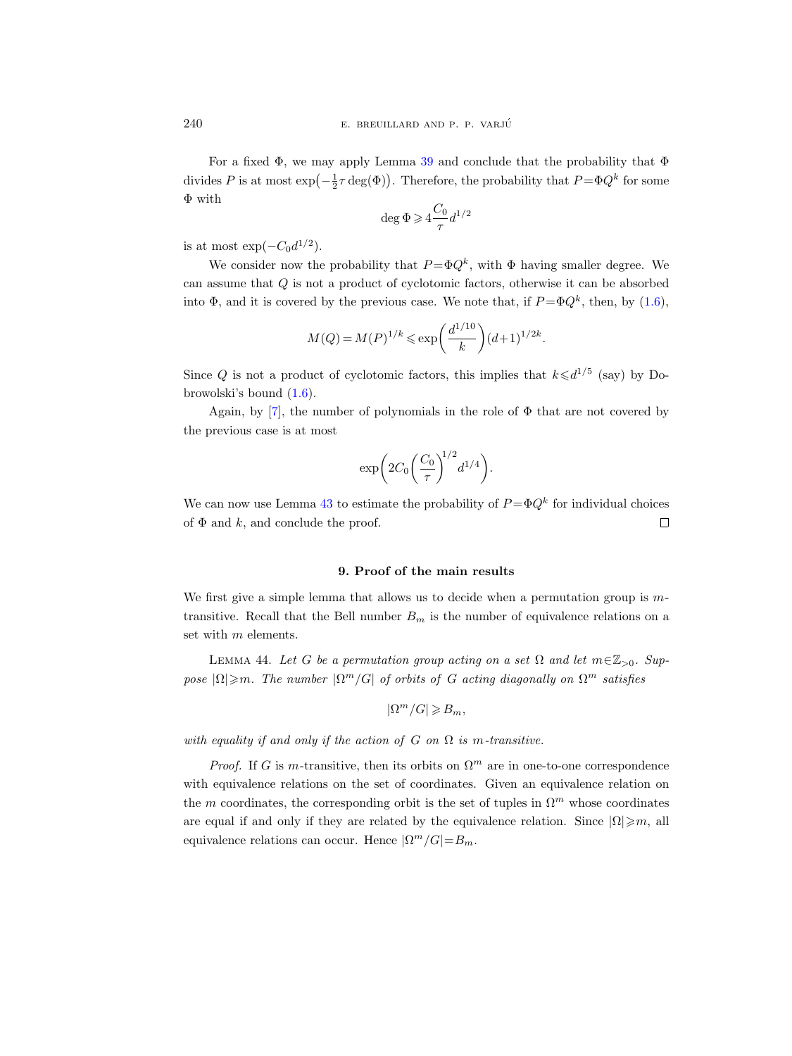For a fixed $\Phi$, we may apply Lemma 39 and conclude that the probability that $\Phi$ divides $P$ is at most $\exp\big(-\frac{1}{2}\tau\deg(\Phi)\big)$. Therefore, the probability that $P=\Phi Q^k$ for some $\Phi$ with

$$\deg\Phi \geqslant 4\frac{C_0}{\tau}d^{1/2}$$

is at most $\exp(-C_0 d^{1/2})$.

We consider now the probability that $P=\Phi Q^k$, with $\Phi$ having smaller degree. We can assume that $Q$ is not a product of cyclotomic factors, otherwise it can be absorbed into $\Phi$, and it is covered by the previous case. We note that, if $P=\Phi Q^k$, then, by (1.6),

$$M(Q)=M(P)^{1/k} \leqslant \exp\bigg(\frac{d^{1/10}}{k}\bigg)(d+1)^{1/2k}.$$

Since $Q$ is not a product of cyclotomic factors, this implies that $k\leqslant d^{1/5}$ (say) by Dobrowolski's bound (1.6).

Again, by [7], the number of polynomials in the role of $\Phi$ that are not covered by the previous case is at most

$$\exp\bigg(2C_0\bigg(\frac{C_0}{\tau}\bigg)^{1/2}d^{1/4}\bigg).$$

We can now use Lemma 43 to estimate the probability of $P=\Phi Q^k$ for individual choices of $\Phi$ and $k$, and conclude the proof. $\square$

## 9. Proof of the main results

We first give a simple lemma that allows us to decide when a permutation group is $m$-transitive. Recall that the Bell number $B_m$ is the number of equivalence relations on a set with $m$ elements.

Lemma 44. *Let $G$ be a permutation group acting on a set $\Omega$ and let $m\in\mathbb{Z}_{>0}$. Suppose $|\Omega|\geqslant m$. The number $|\Omega^m/G|$ of orbits of $G$ acting diagonally on $\Omega^m$ satisfies*

$$|\Omega^m/G| \geqslant B_m,$$

*with equality if and only if the action of $G$ on $\Omega$ is $m$-transitive.*

*Proof.* If $G$ is $m$-transitive, then its orbits on $\Omega^m$ are in one-to-one correspondence with equivalence relations on the set of coordinates. Given an equivalence relation on the $m$ coordinates, the corresponding orbit is the set of tuples in $\Omega^m$ whose coordinates are equal if and only if they are related by the equivalence relation. Since $|\Omega|\geqslant m$, all equivalence relations can occur. Hence $|\Omega^m/G|=B_m$.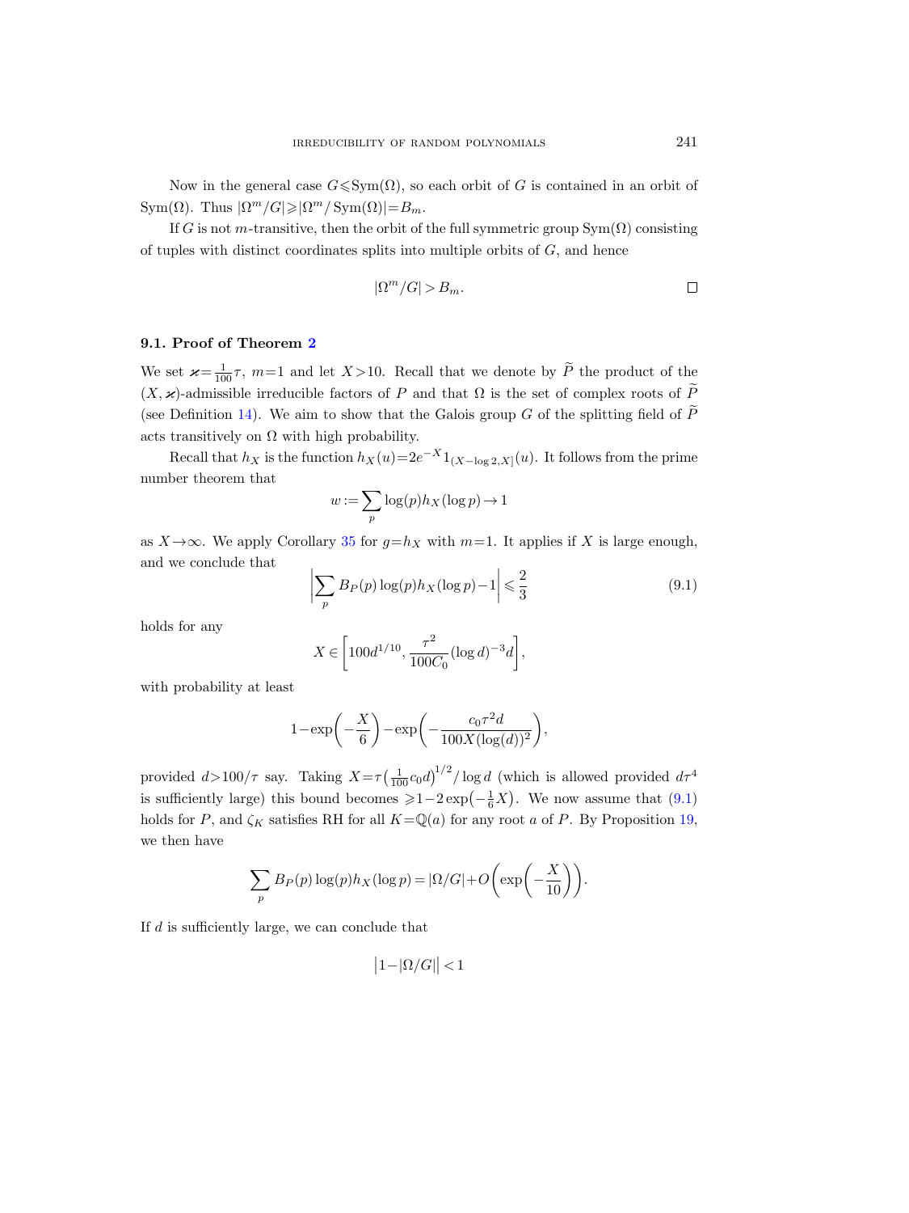Now in the general case $G \leqslant \mathrm{Sym}(\Omega)$, so each orbit of $G$ is contained in an orbit of $\mathrm{Sym}(\Omega)$. Thus $|\Omega^m/G| \geqslant |\Omega^m/\mathrm{Sym}(\Omega)| = B_m$.

If $G$ is not $m$-transitive, then the orbit of the full symmetric group $\mathrm{Sym}(\Omega)$ consisting of tuples with distinct coordinates splits into multiple orbits of $G$, and hence

$$|\Omega^m/G| > B_m. \qquad \square$$

### 9.1. Proof of Theorem 2

We set $\varkappa = \frac{1}{100}\tau$, $m=1$ and let $X>10$. Recall that we denote by $\widetilde{P}$ the product of the $(X, \varkappa)$-admissible irreducible factors of $P$ and that $\Omega$ is the set of complex roots of $\widetilde{P}$ (see Definition 14). We aim to show that the Galois group $G$ of the splitting field of $\widetilde{P}$ acts transitively on $\Omega$ with high probability.

Recall that $h_X$ is the function $h_X(u) = 2e^{-X} 1_{(X-\log 2, X]}(u)$. It follows from the prime number theorem that

$$w := \sum_p \log(p) h_X(\log p) \to 1$$

as $X \to \infty$. We apply Corollary 35 for $g = h_X$ with $m=1$. It applies if $X$ is large enough, and we conclude that

$$\left| \sum_p B_P(p) \log(p) h_X(\log p) - 1 \right| \leqslant \frac{2}{3} \tag{9.1}$$

holds for any

$$X \in \left[ 100 d^{1/10}, \frac{\tau^2}{100 C_0} (\log d)^{-3} d \right],$$

with probability at least

$$1 - \exp\left(-\frac{X}{6}\right) - \exp\left(-\frac{c_0 \tau^2 d}{100 X (\log(d))^2}\right),$$

provided $d > 100/\tau$ say. Taking $X = \tau\left(\frac{1}{100} c_0 d\right)^{1/2} / \log d$ (which is allowed provided $d\tau^4$ is sufficiently large) this bound becomes $\geqslant 1 - 2\exp\left(-\frac{1}{6}X\right)$. We now assume that (9.1) holds for $P$, and $\zeta_K$ satisfies RH for all $K = \mathbb{Q}(a)$ for any root $a$ of $P$. By Proposition 19, we then have

$$\sum_p B_P(p) \log(p) h_X(\log p) = |\Omega/G| + O\left(\exp\left(-\frac{X}{10}\right)\right).$$

If $d$ is sufficiently large, we can conclude that

$$\big|1 - |\Omega/G|\big| < 1$$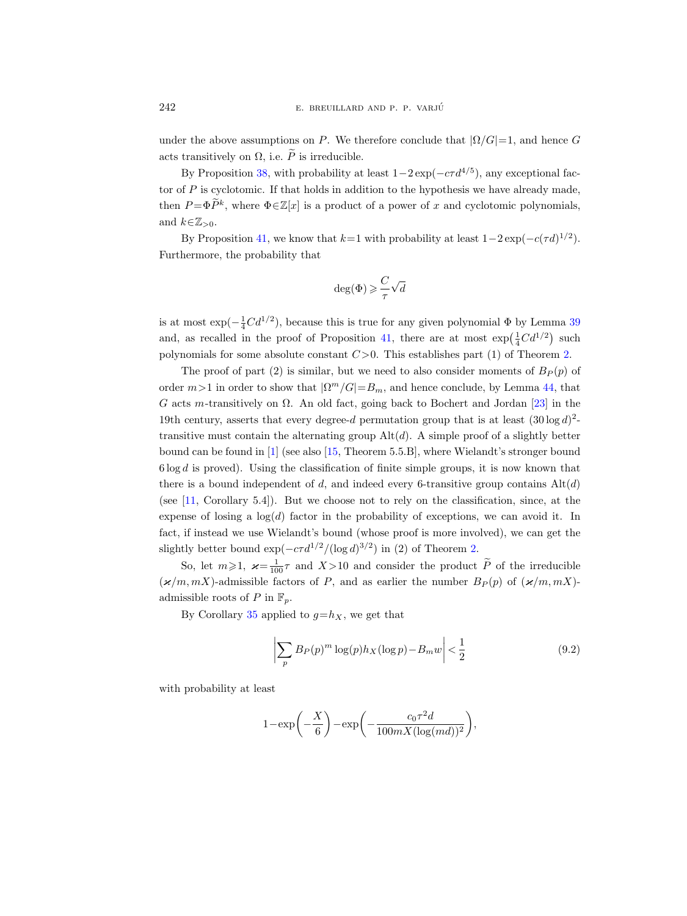under the above assumptions on $P$. We therefore conclude that $|\Omega/G|=1$, and hence $G$ acts transitively on $\Omega$, i.e. $\widetilde{P}$ is irreducible.

By Proposition 38, with probability at least $1-2\exp(-c\tau d^{4/5})$, any exceptional factor of $P$ is cyclotomic. If that holds in addition to the hypothesis we have already made, then $P=\Phi\widetilde{P}^k$, where $\Phi\in\mathbb{Z}[x]$ is a product of a power of $x$ and cyclotomic polynomials, and $k\in\mathbb{Z}_{>0}$.

By Proposition 41, we know that $k=1$ with probability at least $1-2\exp(-c(\tau d)^{1/2})$. Furthermore, the probability that

$$\deg(\Phi)\geqslant \frac{C}{\tau}\sqrt{d}$$

is at most $\exp(-\frac{1}{4}Cd^{1/2})$, because this is true for any given polynomial $\Phi$ by Lemma 39 and, as recalled in the proof of Proposition 41, there are at most $\exp\big(\frac{1}{4}Cd^{1/2}\big)$ such polynomials for some absolute constant $C>0$. This establishes part (1) of Theorem 2.

The proof of part (2) is similar, but we need to also consider moments of $B_P(p)$ of order $m>1$ in order to show that $|\Omega^m/G|=B_m$, and hence conclude, by Lemma 44, that $G$ acts $m$-transitively on $\Omega$. An old fact, going back to Bochert and Jordan [23] in the 19th century, asserts that every degree-$d$ permutation group that is at least $(30\log d)^2$-transitive must contain the alternating group $\mathrm{Alt}(d)$. A simple proof of a slightly better bound can be found in [1] (see also [15, Theorem 5.5.B], where Wielandt's stronger bound $6\log d$ is proved). Using the classification of finite simple groups, it is now known that there is a bound independent of $d$, and indeed every 6-transitive group contains $\mathrm{Alt}(d)$ (see [11, Corollary 5.4]). But we choose not to rely on the classification, since, at the expense of losing a $\log(d)$ factor in the probability of exceptions, we can avoid it. In fact, if instead we use Wielandt's bound (whose proof is more involved), we can get the slightly better bound $\exp(-c\tau d^{1/2}/(\log d)^{3/2})$ in (2) of Theorem 2.

So, let $m\geqslant 1$, $\varkappa=\frac{1}{100}\tau$ and $X>10$ and consider the product $\widetilde{P}$ of the irreducible $(\varkappa/m, mX)$-admissible factors of $P$, and as earlier the number $B_P(p)$ of $(\varkappa/m, mX)$-admissible roots of $P$ in $\mathbb{F}_p$.

By Corollary 35 applied to $g=h_X$, we get that

$$\left|\sum_p B_P(p)^m \log(p) h_X(\log p) - B_m w\right| < \frac{1}{2} \tag{9.2}$$

with probability at least

$$1-\exp\left(-\frac{X}{6}\right)-\exp\left(-\frac{c_0\tau^2 d}{100mX(\log(md))^2}\right),$$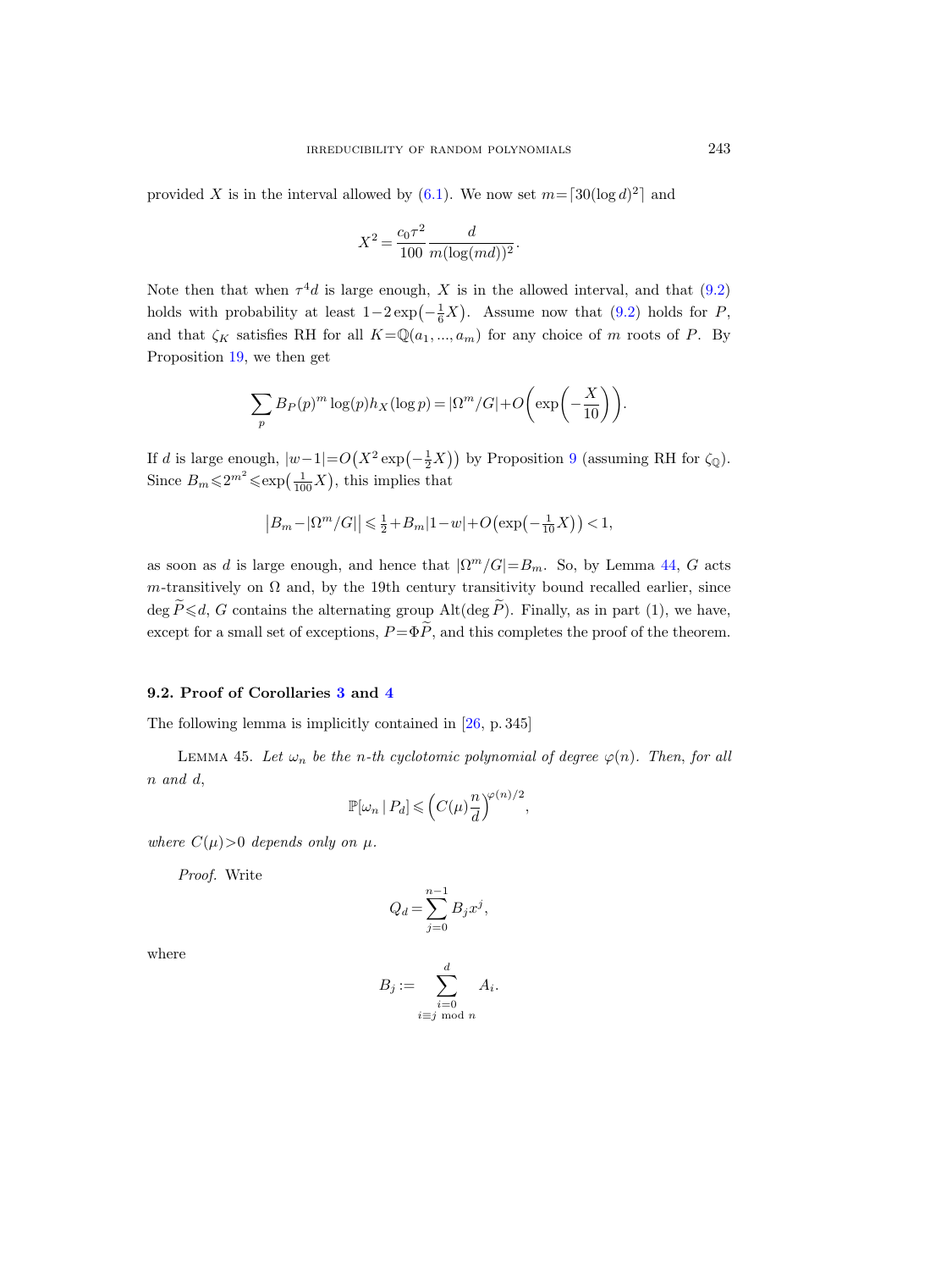provided $X$ is in the interval allowed by (6.1). We now set $m=\lceil 30(\log d)^2\rceil$ and

$$X^2=\frac{c_0\tau^2}{100}\frac{d}{m(\log(md))^2}.$$

Note then that when $\tau^4 d$ is large enough, $X$ is in the allowed interval, and that (9.2) holds with probability at least $1-2\exp\left(-\frac{1}{6}X\right)$. Assume now that (9.2) holds for $P$, and that $\zeta_K$ satisfies RH for all $K=\mathbb{Q}(a_1,...,a_m)$ for any choice of $m$ roots of $P$. By Proposition 19, we then get

$$\sum_p B_P(p)^m\log(p)h_X(\log p)=|\Omega^m/G|+O\left(\exp\left(-\frac{X}{10}\right)\right).$$

If $d$ is large enough, $|w-1|=O\left(X^2\exp\left(-\frac{1}{2}X\right)\right)$ by Proposition 9 (assuming RH for $\zeta_{\mathbb{Q}}$). Since $B_m\leqslant 2^{m^2}\leqslant\exp\left(\frac{1}{100}X\right)$, this implies that

$$\left|B_m-|\Omega^m/G|\right|\leqslant\tfrac{1}{2}+B_m|1-w|+O\left(\exp\left(-\tfrac{1}{10}X\right)\right)<1,$$

as soon as $d$ is large enough, and hence that $|\Omega^m/G|=B_m$. So, by Lemma 44, $G$ acts $m$-transitively on $\Omega$ and, by the 19th century transitivity bound recalled earlier, since $\deg\widetilde{P}\leqslant d$, $G$ contains the alternating group $\mathrm{Alt}(\deg\widetilde{P})$. Finally, as in part (1), we have, except for a small set of exceptions, $P=\Phi\widetilde{P}$, and this completes the proof of the theorem.

### 9.2. Proof of Corollaries 3 and 4

The following lemma is implicitly contained in [26, p. 345]

Lemma 45. *Let $\omega_n$ be the $n$-th cyclotomic polynomial of degree $\varphi(n)$. Then, for all $n$ and $d$,*

$$\mathbb{P}[\omega_n\mid P_d]\leqslant\left(C(\mu)\frac{n}{d}\right)^{\varphi(n)/2},$$

*where $C(\mu)>0$ depends only on $\mu$.*

*Proof.* Write

$$Q_d=\sum_{j=0}^{n-1}B_jx^j,$$

where

$$B_j:=\sum_{\substack{i=0\\ i\equiv j \bmod n}}^{d}A_i.$$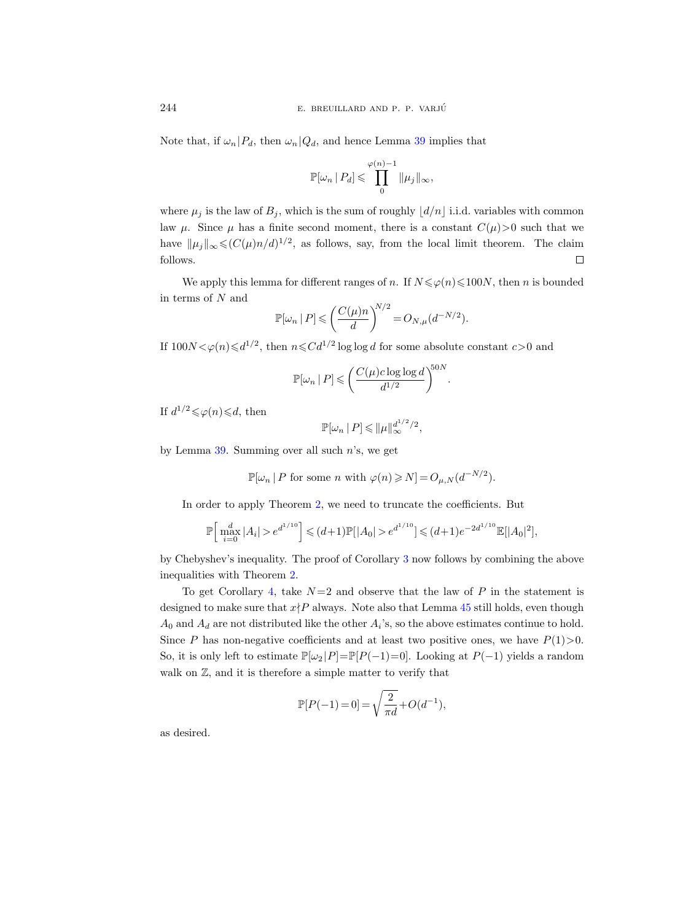Note that, if $\omega_n | P_d$, then $\omega_n | Q_d$, and hence Lemma 39 implies that

$$\mathbb{P}[\omega_n \mid P_d] \leqslant \prod_{0}^{\varphi(n)-1} \|\mu_j\|_\infty,$$

where $\mu_j$ is the law of $B_j$, which is the sum of roughly $\lfloor d/n \rfloor$ i.i.d. variables with common law $\mu$. Since $\mu$ has a finite second moment, there is a constant $C(\mu)>0$ such that we have $\|\mu_j\|_\infty \leqslant (C(\mu)n/d)^{1/2}$, as follows, say, from the local limit theorem. The claim follows. $\square$

We apply this lemma for different ranges of $n$. If $N \leqslant \varphi(n) \leqslant 100N$, then $n$ is bounded in terms of $N$ and

$$\mathbb{P}[\omega_n \mid P] \leqslant \left(\frac{C(\mu)n}{d}\right)^{N/2} = O_{N,\mu}(d^{-N/2}).$$

If $100N < \varphi(n) \leqslant d^{1/2}$, then $n \leqslant Cd^{1/2} \log\log d$ for some absolute constant $c>0$ and

$$\mathbb{P}[\omega_n \mid P] \leqslant \left(\frac{C(\mu)c \log\log d}{d^{1/2}}\right)^{50N}.$$

If $d^{1/2} \leqslant \varphi(n) \leqslant d$, then

$$\mathbb{P}[\omega_n \mid P] \leqslant \|\mu\|_\infty^{d^{1/2}/2},$$

by Lemma 39. Summing over all such $n$'s, we get

$$\mathbb{P}[\omega_n \mid P \text{ for some } n \text{ with } \varphi(n) \geqslant N] = O_{\mu,N}(d^{-N/2}).$$

In order to apply Theorem 2, we need to truncate the coefficients. But

$$\mathbb{P}\Big[\max_{i=0}^{d} |A_i| > e^{d^{1/10}}\Big] \leqslant (d+1)\mathbb{P}[|A_0| > e^{d^{1/10}}] \leqslant (d+1)e^{-2d^{1/10}}\mathbb{E}[|A_0|^2],$$

by Chebyshev's inequality. The proof of Corollary 3 now follows by combining the above inequalities with Theorem 2.

To get Corollary 4, take $N=2$ and observe that the law of $P$ in the statement is designed to make sure that $x \nmid P$ always. Note also that Lemma 45 still holds, even though $A_0$ and $A_d$ are not distributed like the other $A_i$'s, so the above estimates continue to hold. Since $P$ has non-negative coefficients and at least two positive ones, we have $P(1)>0$. So, it is only left to estimate $\mathbb{P}[\omega_2 | P] = \mathbb{P}[P(-1)=0]$. Looking at $P(-1)$ yields a random walk on $\mathbb{Z}$, and it is therefore a simple matter to verify that

$$\mathbb{P}[P(-1)=0] = \sqrt{\frac{2}{\pi d}} + O(d^{-1}),$$

as desired.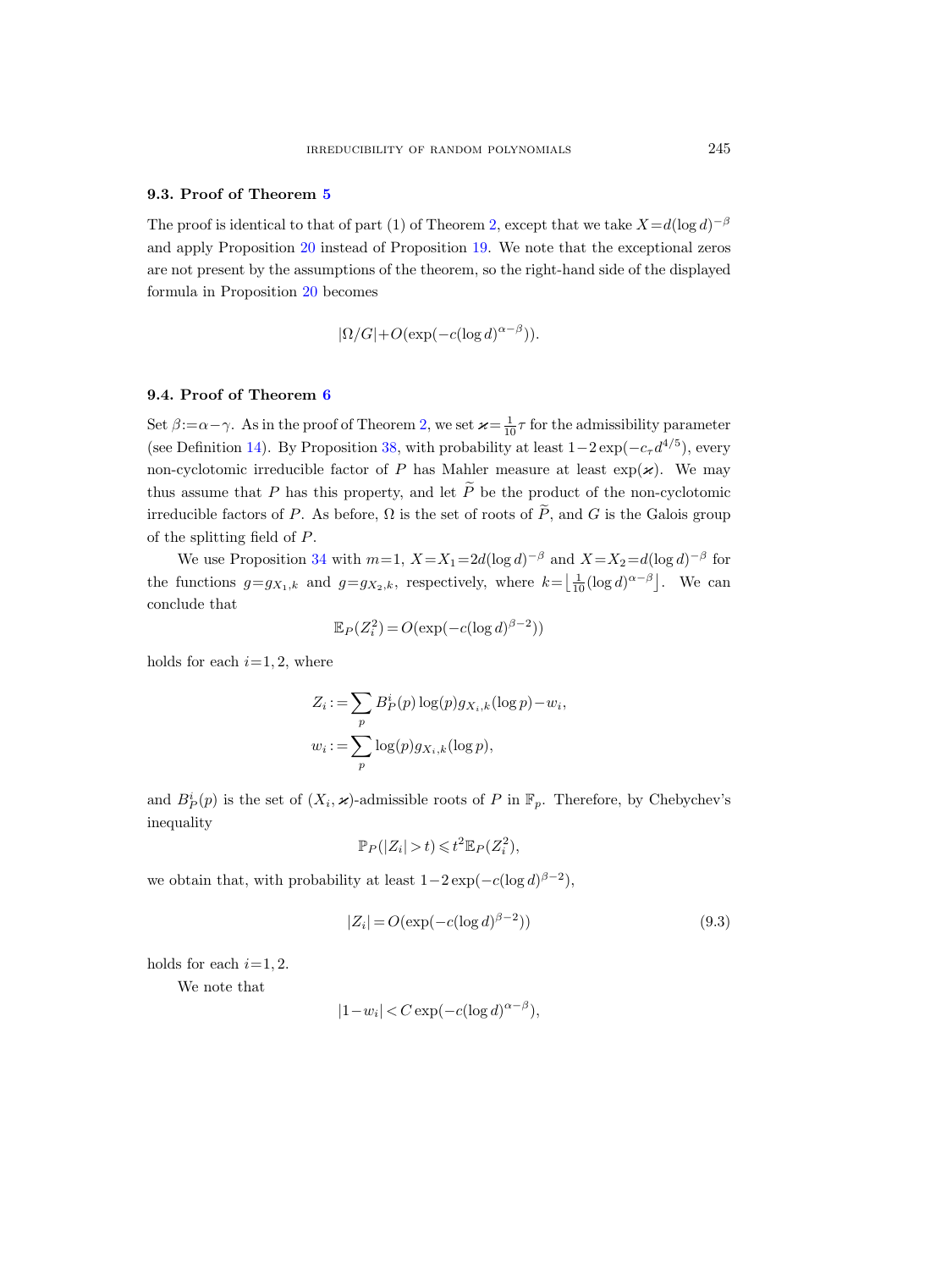### 9.3. Proof of Theorem 5

The proof is identical to that of part (1) of Theorem 2, except that we take $X=d(\log d)^{-\beta}$ and apply Proposition 20 instead of Proposition 19. We note that the exceptional zeros are not present by the assumptions of the theorem, so the right-hand side of the displayed formula in Proposition 20 becomes

$$|\Omega/G|+O(\exp(-c(\log d)^{\alpha-\beta})).$$

### 9.4. Proof of Theorem 6

Set $\beta:=\alpha-\gamma$. As in the proof of Theorem 2, we set $\varkappa=\frac{1}{10}\tau$ for the admissibility parameter (see Definition 14). By Proposition 38, with probability at least $1-2\exp(-c_\tau d^{4/5})$, every non-cyclotomic irreducible factor of $P$ has Mahler measure at least $\exp(\varkappa)$. We may thus assume that $P$ has this property, and let $\widetilde{P}$ be the product of the non-cyclotomic irreducible factors of $P$. As before, $\Omega$ is the set of roots of $\widetilde{P}$, and $G$ is the Galois group of the splitting field of $P$.

We use Proposition 34 with $m=1$, $X=X_1=2d(\log d)^{-\beta}$ and $X=X_2=d(\log d)^{-\beta}$ for the functions $g=g_{X_1,k}$ and $g=g_{X_2,k}$, respectively, where $k=\lfloor\frac{1}{10}(\log d)^{\alpha-\beta}\rfloor$. We can conclude that

$$\mathbb{E}_P(Z_i^2)=O(\exp(-c(\log d)^{\beta-2}))$$

holds for each $i=1,2$, where

$$Z_i:=\sum_p B_P^i(p)\log(p)g_{X_i,k}(\log p)-w_i,$$
$$w_i:=\sum_p \log(p)g_{X_i,k}(\log p),$$

and $B_P^i(p)$ is the set of $(X_i,\varkappa)$-admissible roots of $P$ in $\mathbb{F}_p$. Therefore, by Chebychev's inequality

$$\mathbb{P}_P(|Z_i|>t)\leqslant t^2\mathbb{E}_P(Z_i^2),$$

we obtain that, with probability at least $1-2\exp(-c(\log d)^{\beta-2})$,

$$|Z_i|=O(\exp(-c(\log d)^{\beta-2})) \tag{9.3}$$

holds for each $i=1,2$.

We note that

$$|1-w_i|<C\exp(-c(\log d)^{\alpha-\beta}),$$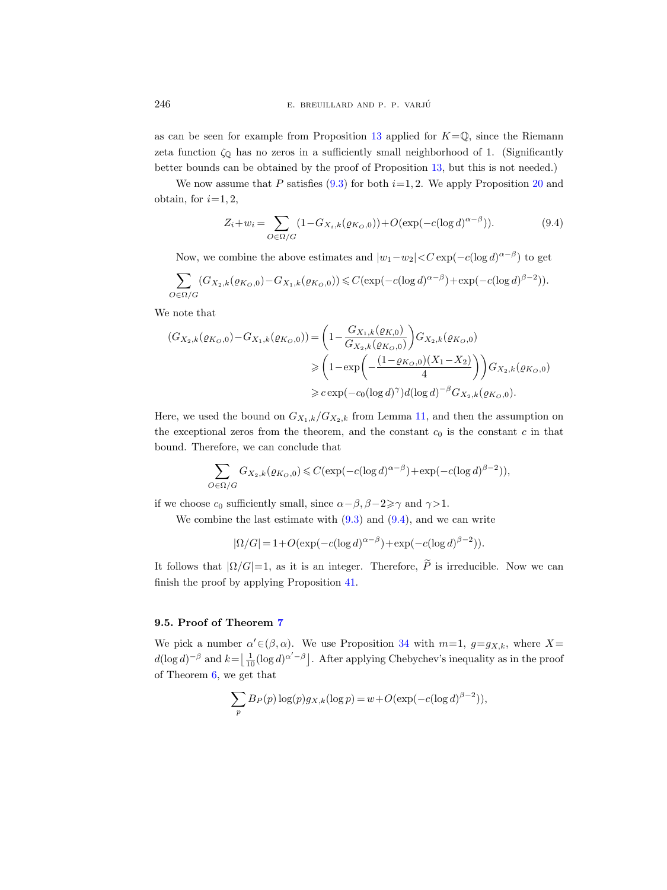as can be seen for example from Proposition 13 applied for $K=\mathbb{Q}$, since the Riemann zeta function $\zeta_{\mathbb{Q}}$ has no zeros in a sufficiently small neighborhood of 1. (Significantly better bounds can be obtained by the proof of Proposition 13, but this is not needed.)

We now assume that $P$ satisfies (9.3) for both $i=1,2$. We apply Proposition 20 and obtain, for $i=1,2$,

$$Z_i+w_i=\sum_{O\in\Omega/G}(1-G_{X_i,k}(\varrho_{K_O,0}))+O(\exp(-c(\log d)^{\alpha-\beta})). \tag{9.4}$$

Now, we combine the above estimates and $|w_1-w_2|<C\exp(-c(\log d)^{\alpha-\beta})$ to get

$$\sum_{O\in\Omega/G}(G_{X_2,k}(\varrho_{K_O,0})-G_{X_1,k}(\varrho_{K_O,0}))\leqslant C(\exp(-c(\log d)^{\alpha-\beta})+\exp(-c(\log d)^{\beta-2})).$$

We note that

$$\begin{aligned}(G_{X_2,k}(\varrho_{K_O,0})-G_{X_1,k}(\varrho_{K_O,0}))&=\left(1-\frac{G_{X_1,k}(\varrho_{K,0})}{G_{X_2,k}(\varrho_{K_O,0})}\right)G_{X_2,k}(\varrho_{K_O,0})\\&\geqslant\left(1-\exp\left(-\frac{(1-\varrho_{K_O,0})(X_1-X_2)}{4}\right)\right)G_{X_2,k}(\varrho_{K_O,0})\\&\geqslant c\exp(-c_0(\log d)^{\gamma})d(\log d)^{-\beta}G_{X_2,k}(\varrho_{K_O,0}).\end{aligned}$$

Here, we used the bound on $G_{X_1,k}/G_{X_2,k}$ from Lemma 11, and then the assumption on the exceptional zeros from the theorem, and the constant $c_0$ is the constant $c$ in that bound. Therefore, we can conclude that

$$\sum_{O\in\Omega/G}G_{X_2,k}(\varrho_{K_O,0})\leqslant C(\exp(-c(\log d)^{\alpha-\beta})+\exp(-c(\log d)^{\beta-2})),$$

if we choose $c_0$ sufficiently small, since $\alpha-\beta,\beta-2\geqslant\gamma$ and $\gamma>1$.

We combine the last estimate with (9.3) and (9.4), and we can write

$$|\Omega/G|=1+O(\exp(-c(\log d)^{\alpha-\beta})+\exp(-c(\log d)^{\beta-2})).$$

It follows that $|\Omega/G|=1$, as it is an integer. Therefore, $\widetilde{P}$ is irreducible. Now we can finish the proof by applying Proposition 41.

### 9.5. Proof of Theorem 7

We pick a number $\alpha'\in(\beta,\alpha)$. We use Proposition 34 with $m=1$, $g=g_{X,k}$, where $X=d(\log d)^{-\beta}$ and $k=\lfloor\frac{1}{10}(\log d)^{\alpha'-\beta}\rfloor$. After applying Chebychev's inequality as in the proof of Theorem 6, we get that

$$\sum_p B_P(p)\log(p)g_{X,k}(\log p)=w+O(\exp(-c(\log d)^{\beta-2})),$$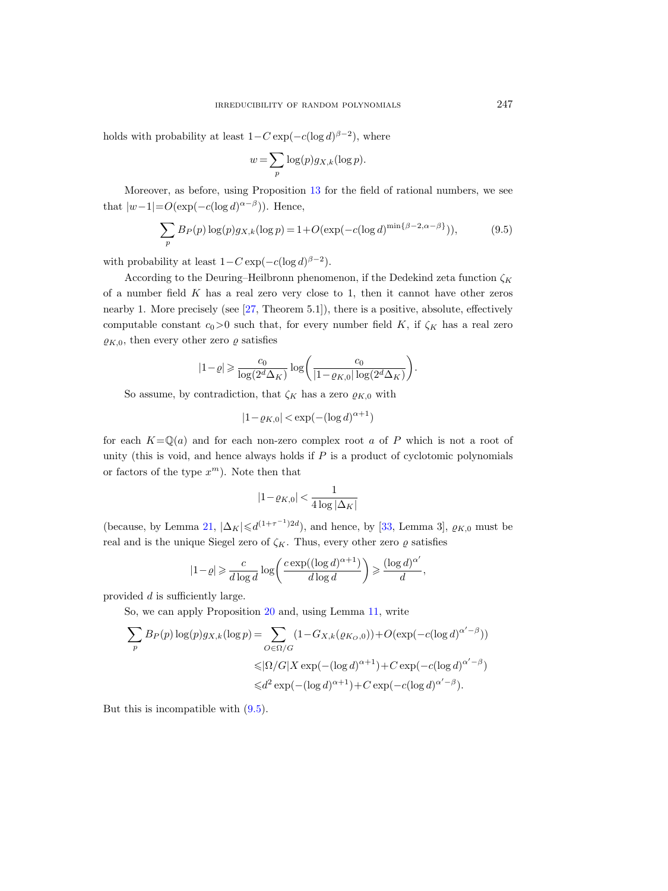holds with probability at least $1-C\exp(-c(\log d)^{\beta-2})$, where

$$w=\sum_p \log(p) g_{X,k}(\log p).$$

Moreover, as before, using Proposition 13 for the field of rational numbers, we see that $|w-1|=O(\exp(-c(\log d)^{\alpha-\beta}))$. Hence,

$$\sum_p B_P(p)\log(p) g_{X,k}(\log p)=1+O(\exp(-c(\log d)^{\min\{\beta-2,\alpha-\beta\}})), \tag{9.5}$$

with probability at least $1-C\exp(-c(\log d)^{\beta-2})$.

According to the Deuring–Heilbronn phenomenon, if the Dedekind zeta function $\zeta_K$ of a number field $K$ has a real zero very close to 1, then it cannot have other zeros nearby 1. More precisely (see [27, Theorem 5.1]), there is a positive, absolute, effectively computable constant $c_0>0$ such that, for every number field $K$, if $\zeta_K$ has a real zero $\varrho_{K,0}$, then every other zero $\varrho$ satisfies

$$|1-\varrho|\geqslant \frac{c_0}{\log(2^d\Delta_K)}\log\left(\frac{c_0}{|1-\varrho_{K,0}|\log(2^d\Delta_K)}\right).$$

So assume, by contradiction, that $\zeta_K$ has a zero $\varrho_{K,0}$ with

$$|1-\varrho_{K,0}|<\exp(-(\log d)^{\alpha+1})$$

for each $K=\mathbb{Q}(a)$ and for each non-zero complex root $a$ of $P$ which is not a root of unity (this is void, and hence always holds if $P$ is a product of cyclotomic polynomials or factors of the type $x^m$). Note then that

$$|1-\varrho_{K,0}|<\frac{1}{4\log|\Delta_K|}$$

(because, by Lemma 21, $|\Delta_K|\leqslant d^{(1+\tau^{-1})2d}$), and hence, by [33, Lemma 3], $\varrho_{K,0}$ must be real and is the unique Siegel zero of $\zeta_K$. Thus, every other zero $\varrho$ satisfies

$$|1-\varrho|\geqslant \frac{c}{d\log d}\log\left(\frac{c\exp((\log d)^{\alpha+1})}{d\log d}\right)\geqslant \frac{(\log d)^{\alpha'}}{d},$$

provided $d$ is sufficiently large.

So, we can apply Proposition 20 and, using Lemma 11, write

$$\begin{aligned}
\sum_p B_P(p)\log(p) g_{X,k}(\log p) &= \sum_{O\in\Omega/G}(1-G_{X,k}(\varrho_{K_O,0}))+O(\exp(-c(\log d)^{\alpha'-\beta}))\\
&\leqslant |\Omega/G| X\exp(-(\log d)^{\alpha+1})+C\exp(-c(\log d)^{\alpha'-\beta})\\
&\leqslant d^2\exp(-(\log d)^{\alpha+1})+C\exp(-c(\log d)^{\alpha'-\beta}).
\end{aligned}$$

But this is incompatible with (9.5).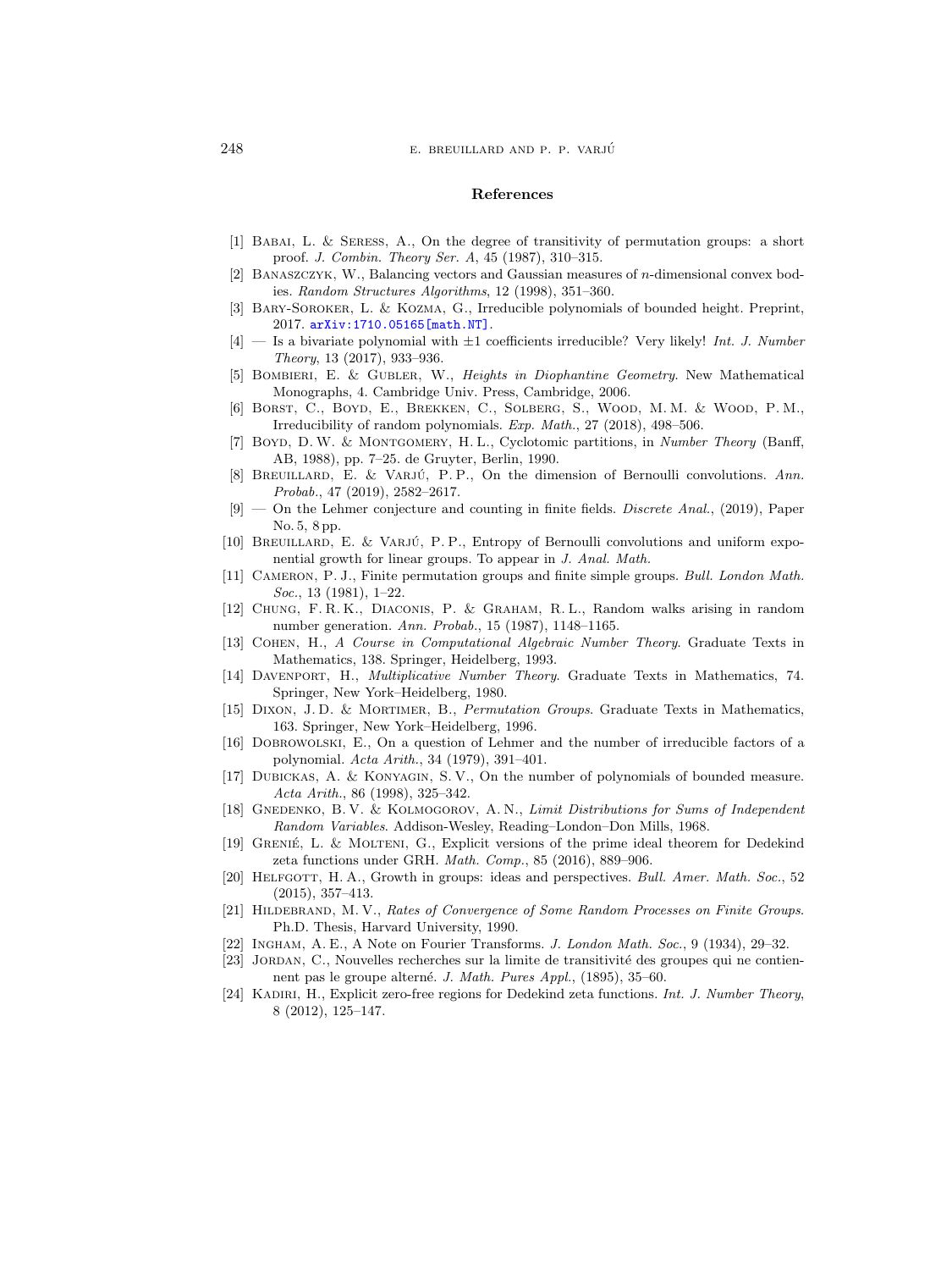## References

[1] Babai, L. & Seress, A., On the degree of transitivity of permutation groups: a short proof. *J. Combin. Theory Ser. A*, 45 (1987), 310–315.

[2] Banaszczyk, W., Balancing vectors and Gaussian measures of $n$-dimensional convex bodies. *Random Structures Algorithms*, 12 (1998), 351–360.

[3] Bary-Soroker, L. & Kozma, G., Irreducible polynomials of bounded height. Preprint, 2017. arXiv:1710.05165[math.NT].

[4] — Is a bivariate polynomial with $\pm 1$ coefficients irreducible? Very likely! *Int. J. Number Theory*, 13 (2017), 933–936.

[5] Bombieri, E. & Gubler, W., *Heights in Diophantine Geometry*. New Mathematical Monographs, 4. Cambridge Univ. Press, Cambridge, 2006.

[6] Borst, C., Boyd, E., Brekken, C., Solberg, S., Wood, M. M. & Wood, P. M., Irreducibility of random polynomials. *Exp. Math.*, 27 (2018), 498–506.

[7] Boyd, D. W. & Montgomery, H. L., Cyclotomic partitions, in *Number Theory* (Banff, AB, 1988), pp. 7–25. de Gruyter, Berlin, 1990.

[8] Breuillard, E. & Varjú, P. P., On the dimension of Bernoulli convolutions. *Ann. Probab.*, 47 (2019), 2582–2617.

[9] — On the Lehmer conjecture and counting in finite fields. *Discrete Anal.*, (2019), Paper No. 5, 8 pp.

[10] Breuillard, E. & Varjú, P. P., Entropy of Bernoulli convolutions and uniform exponential growth for linear groups. To appear in *J. Anal. Math.*

[11] Cameron, P. J., Finite permutation groups and finite simple groups. *Bull. London Math. Soc.*, 13 (1981), 1–22.

[12] Chung, F. R. K., Diaconis, P. & Graham, R. L., Random walks arising in random number generation. *Ann. Probab.*, 15 (1987), 1148–1165.

[13] Cohen, H., *A Course in Computational Algebraic Number Theory*. Graduate Texts in Mathematics, 138. Springer, Heidelberg, 1993.

[14] Davenport, H., *Multiplicative Number Theory*. Graduate Texts in Mathematics, 74. Springer, New York–Heidelberg, 1980.

[15] Dixon, J. D. & Mortimer, B., *Permutation Groups*. Graduate Texts in Mathematics, 163. Springer, New York–Heidelberg, 1996.

[16] Dobrowolski, E., On a question of Lehmer and the number of irreducible factors of a polynomial. *Acta Arith.*, 34 (1979), 391–401.

[17] Dubickas, A. & Konyagin, S. V., On the number of polynomials of bounded measure. *Acta Arith.*, 86 (1998), 325–342.

[18] Gnedenko, B. V. & Kolmogorov, A. N., *Limit Distributions for Sums of Independent Random Variables*. Addison-Wesley, Reading–London–Don Mills, 1968.

[19] Grenié, L. & Molteni, G., Explicit versions of the prime ideal theorem for Dedekind zeta functions under GRH. *Math. Comp.*, 85 (2016), 889–906.

[20] Helfgott, H. A., Growth in groups: ideas and perspectives. *Bull. Amer. Math. Soc.*, 52 (2015), 357–413.

[21] Hildebrand, M. V., *Rates of Convergence of Some Random Processes on Finite Groups*. Ph.D. Thesis, Harvard University, 1990.

[22] Ingham, A. E., A Note on Fourier Transforms. *J. London Math. Soc.*, 9 (1934), 29–32.

[23] Jordan, C., Nouvelles recherches sur la limite de transitivité des groupes qui ne contiennent pas le groupe alterné. *J. Math. Pures Appl.*, (1895), 35–60.

[24] Kadiri, H., Explicit zero-free regions for Dedekind zeta functions. *Int. J. Number Theory*, 8 (2012), 125–147.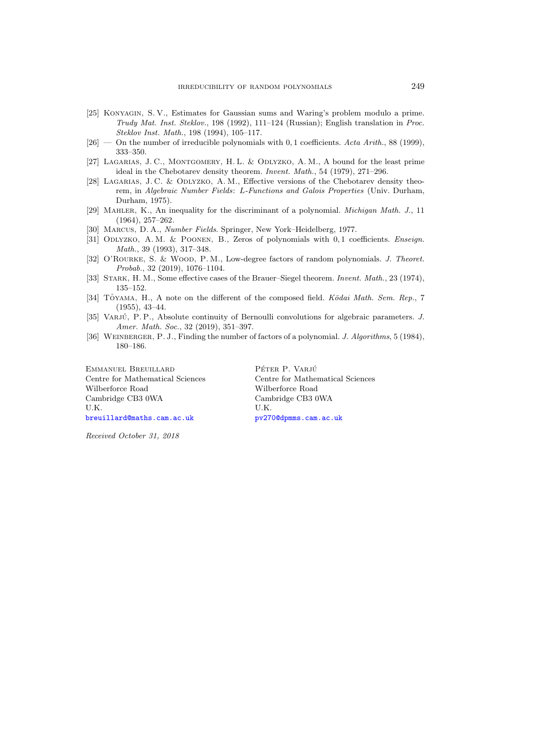[25] Konyagin, S. V., Estimates for Gaussian sums and Waring's problem modulo a prime. *Trudy Mat. Inst. Steklov.*, 198 (1992), 111–124 (Russian); English translation in *Proc. Steklov Inst. Math.*, 198 (1994), 105–117.

[26] — On the number of irreducible polynomials with 0, 1 coefficients. *Acta Arith.*, 88 (1999), 333–350.

[27] Lagarias, J. C., Montgomery, H. L. & Odlyzko, A. M., A bound for the least prime ideal in the Chebotarev density theorem. *Invent. Math.*, 54 (1979), 271–296.

[28] Lagarias, J. C. & Odlyzko, A. M., Effective versions of the Chebotarev density theorem, in *Algebraic Number Fields*: *L-Functions and Galois Properties* (Univ. Durham, Durham, 1975).

[29] Mahler, K., An inequality for the discriminant of a polynomial. *Michigan Math. J.*, 11 (1964), 257–262.

[30] Marcus, D. A., *Number Fields*. Springer, New York–Heidelberg, 1977.

[31] Odlyzko, A. M. & Poonen, B., Zeros of polynomials with 0, 1 coefficients. *Enseign. Math.*, 39 (1993), 317–348.

[32] O'Rourke, S. & Wood, P. M., Low-degree factors of random polynomials. *J. Theoret. Probab.*, 32 (2019), 1076–1104.

[33] Stark, H. M., Some effective cases of the Brauer–Siegel theorem. *Invent. Math.*, 23 (1974), 135–152.

[34] Tôyama, H., A note on the different of the composed field. *Kōdai Math. Sem. Rep.*, 7 (1955), 43–44.

[35] Varjú, P. P., Absolute continuity of Bernoulli convolutions for algebraic parameters. *J. Amer. Math. Soc.*, 32 (2019), 351–397.

[36] Weinberger, P. J., Finding the number of factors of a polynomial. *J. Algorithms*, 5 (1984), 180–186.

Emmanuel Breuillard
Centre for Mathematical Sciences
Wilberforce Road
Cambridge CB3 0WA
U.K.
breuillard@maths.cam.ac.uk

Péter P. Varjú
Centre for Mathematical Sciences
Wilberforce Road
Cambridge CB3 0WA
U.K.
pv270@dpmms.cam.ac.uk

*Received October 31, 2018*